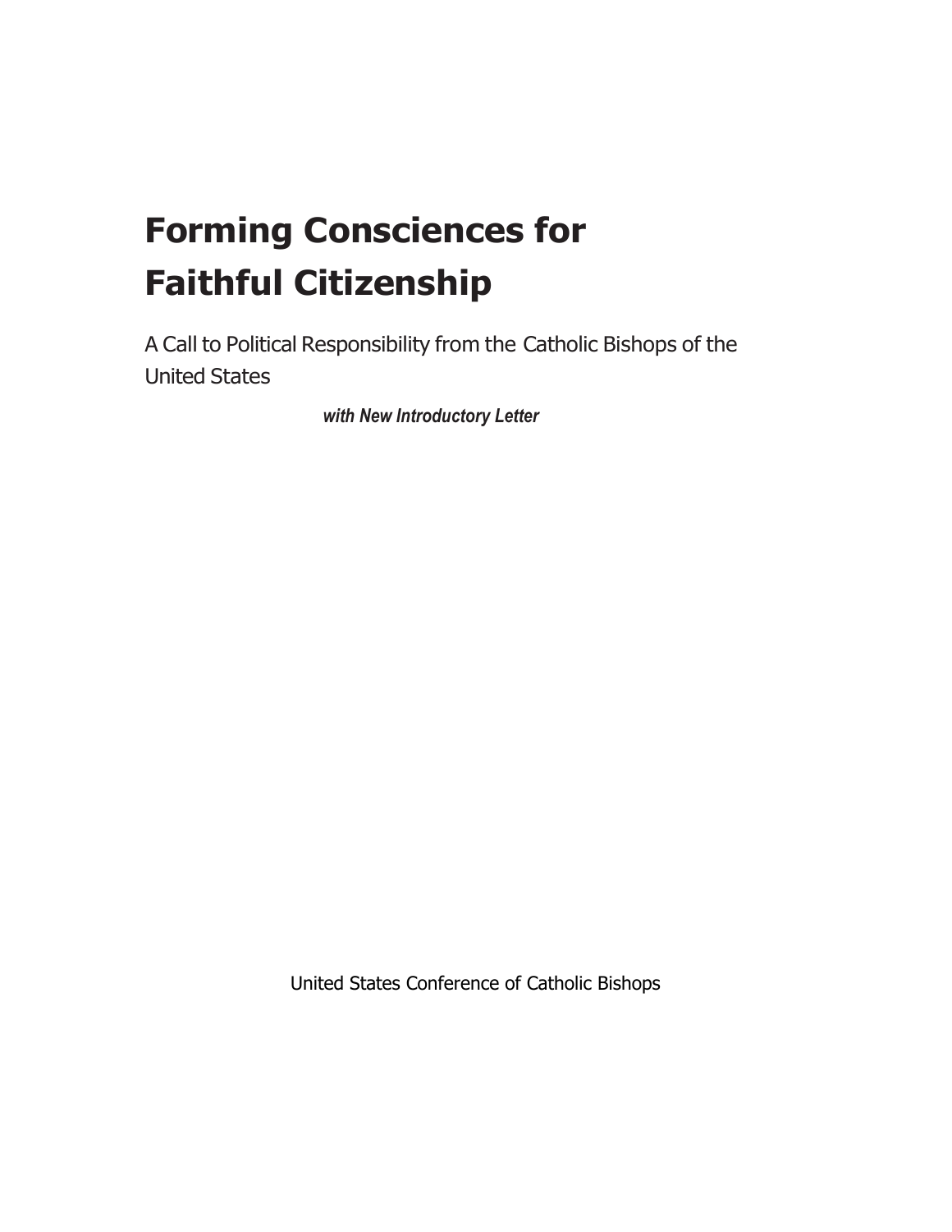# Forming Consciences for Faithful Citizenship

A Call to Political Responsibility from the Catholic Bishops of the United States

*with New Introductory Letter*

United States Conference of Catholic Bishops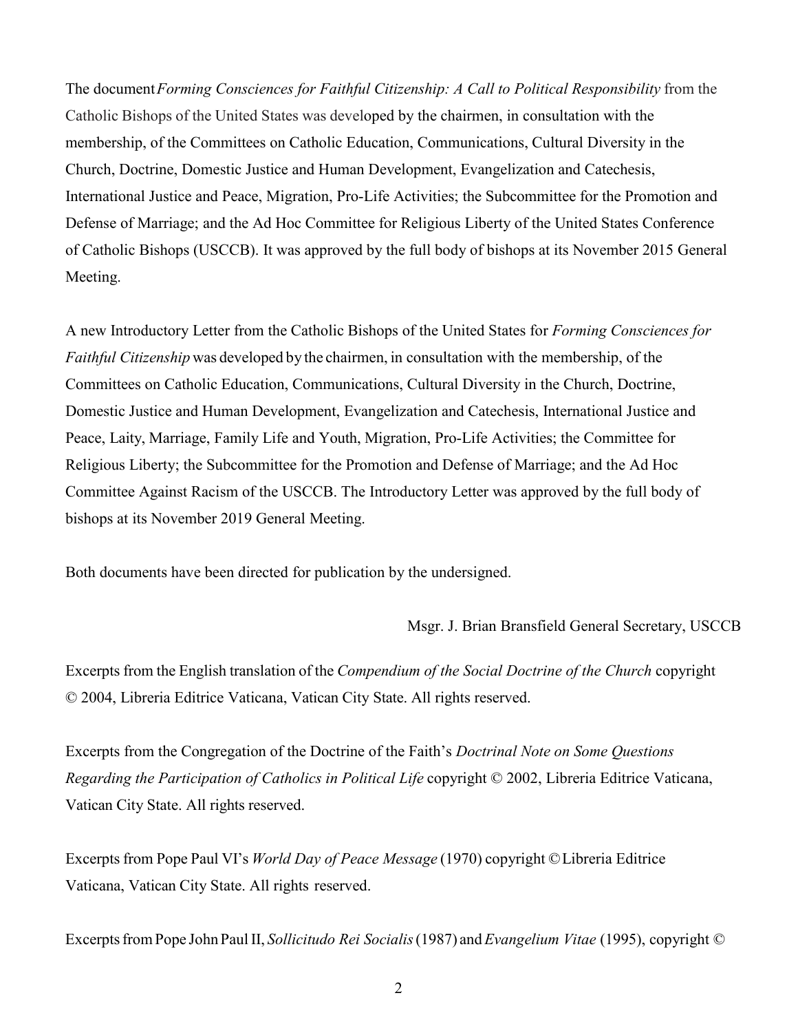The document *Forming Consciences for Faithful Citizenship: A Call to Political Responsibility* from the Catholic Bishops of the United States was developed by the chairmen, in consultation with the membership, of the Committees on Catholic Education, Communications, Cultural Diversity in the Church, Doctrine, Domestic Justice and Human Development, Evangelization and Catechesis, International Justice and Peace, Migration, Pro-Life Activities; the Subcommittee for the Promotion and Defense of Marriage; and the Ad Hoc Committee for Religious Liberty of the United States Conference of Catholic Bishops (USCCB). It was approved by the full body of bishops at its November 2015 General Meeting.

A new Introductory Letter from the Catholic Bishops of the United States for *Forming Consciences for Faithful Citizenship* was developed by the chairmen, in consultation with the membership, of the Committees on Catholic Education, Communications, Cultural Diversity in the Church, Doctrine, Domestic Justice and Human Development, Evangelization and Catechesis, International Justice and Peace, Laity, Marriage, Family Life and Youth, Migration, Pro-Life Activities; the Committee for Religious Liberty; the Subcommittee for the Promotion and Defense of Marriage; and the Ad Hoc Committee Against Racism of the USCCB. The Introductory Letter was approved by the full body of bishops at its November 2019 General Meeting.

Both documents have been directed for publication by the undersigned.

Msgr. J. Brian Bransfield General Secretary, USCCB

Excerpts from the English translation of the *Compendium of the Social Doctrine of the Church* copyright © 2004, Libreria Editrice Vaticana, Vatican City State. All rights reserved.

Excerpts from the Congregation of the Doctrine of the Faith's *Doctrinal Note on Some Questions Regarding the Participation of Catholics in Political Life* copyright © 2002, Libreria Editrice Vaticana, Vatican City State. All rights reserved.

Excerpts from Pope Paul VI's *World Day of Peace Message* (1970) copyright © Libreria Editrice Vaticana, Vatican City State. All rights reserved.

Excerpts from Pope John Paul II, *Sollicitudo Rei Socialis* (1987) and *Evangelium Vitae* (1995), copyright ©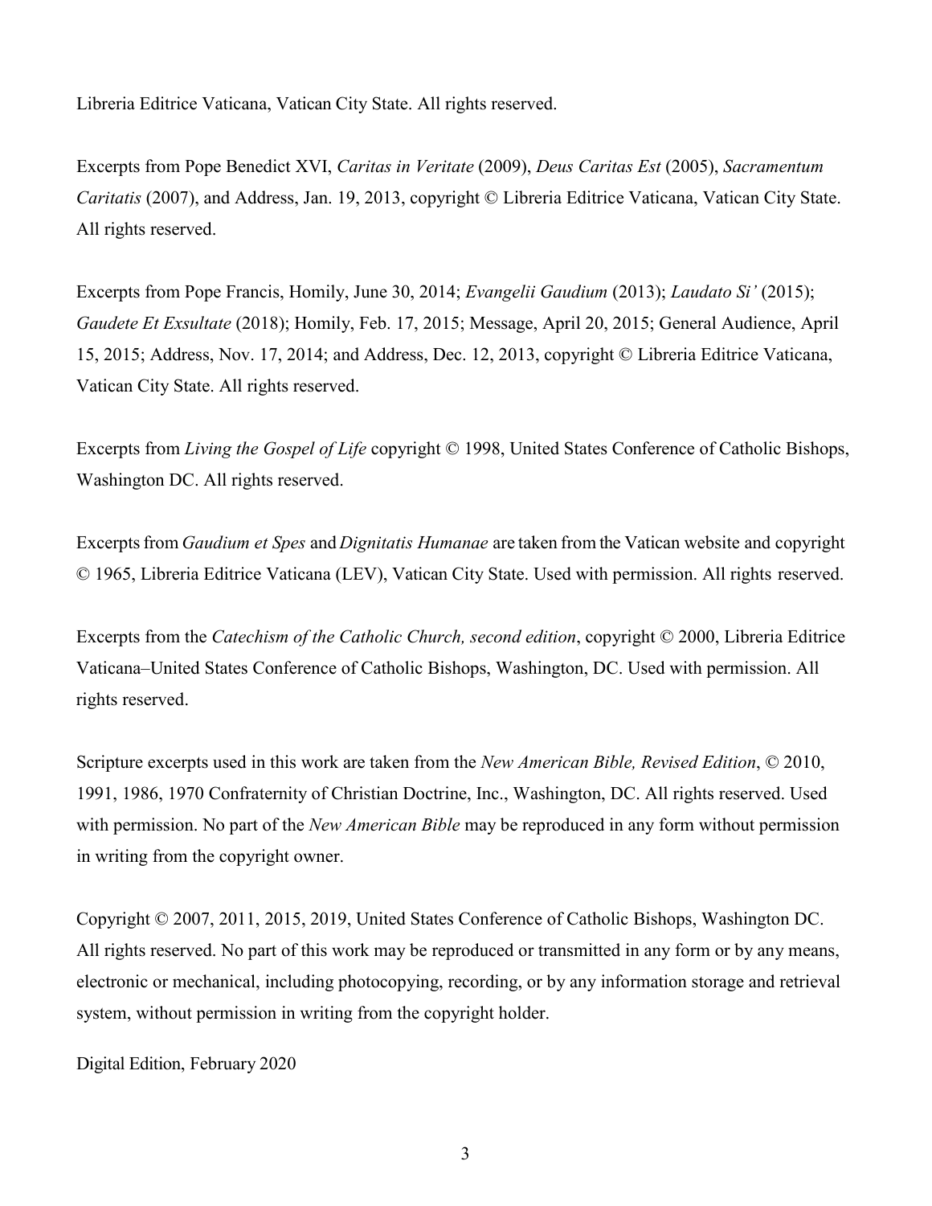Libreria Editrice Vaticana, Vatican City State. All rights reserved.

Excerpts from Pope Benedict XVI, *Caritas in Veritate* (2009), *Deus Caritas Est* (2005), *Sacramentum Caritatis* (2007), and Address, Jan. 19, 2013, copyright © Libreria Editrice Vaticana, Vatican City State. All rights reserved.

Excerpts from Pope Francis, Homily, June 30, 2014; *Evangelii Gaudium* (2013); *Laudato Si'* (2015); *Gaudete Et Exsultate* (2018); Homily, Feb. 17, 2015; Message, April 20, 2015; General Audience, April 15, 2015; Address, Nov. 17, 2014; and Address, Dec. 12, 2013, copyright © Libreria Editrice Vaticana, Vatican City State. All rights reserved.

Excerpts from *Living the Gospel of Life* copyright © 1998, United States Conference of Catholic Bishops, Washington DC. All rights reserved.

Excerpts from *Gaudium et Spes* and *Dignitatis Humanae* are taken from the Vatican website and copyright © 1965, Libreria Editrice Vaticana (LEV), Vatican City State. Used with permission. All rights reserved.

Excerpts from the *Catechism of the Catholic Church, second edition*, copyright © 2000, Libreria Editrice Vaticana–United States Conference of Catholic Bishops, Washington, DC. Used with permission. All rights reserved.

Scripture excerpts used in this work are taken from the *New American Bible, Revised Edition*, © 2010, 1991, 1986, 1970 Confraternity of Christian Doctrine, Inc., Washington, DC. All rights reserved. Used with permission. No part of the *New American Bible* may be reproduced in any form without permission in writing from the copyright owner.

Copyright © 2007, 2011, 2015, 2019, United States Conference of Catholic Bishops, Washington DC. All rights reserved. No part of this work may be reproduced or transmitted in any form or by any means, electronic or mechanical, including photocopying, recording, or by any information storage and retrieval system, without permission in writing from the copyright holder.

Digital Edition, February 2020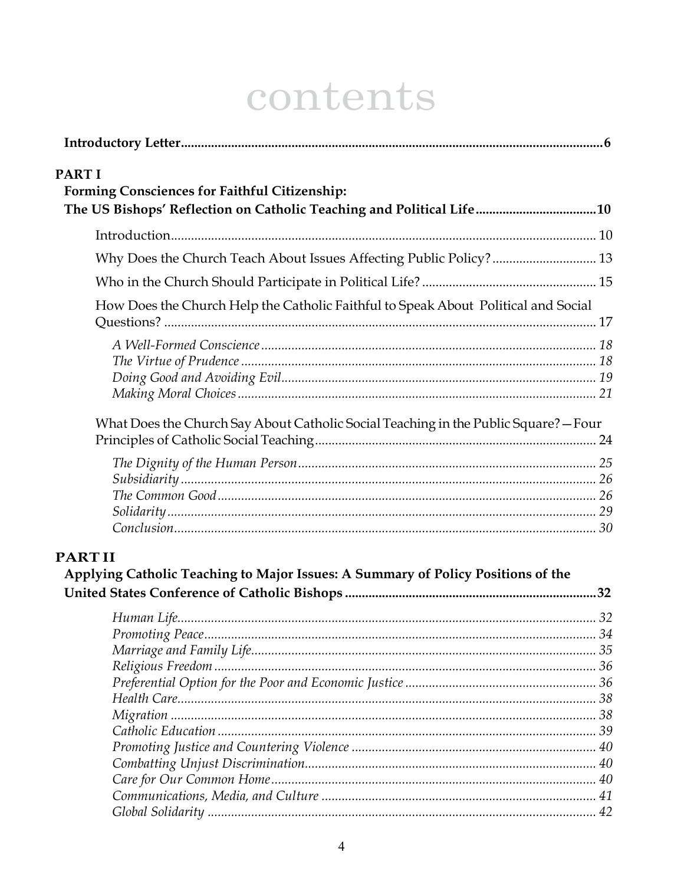# contents

**Introductory Letter** ... **6**

**PART I**

**Forming Consciences for Faithful Citizenship: The US Bishops' Reflection on Catholic Teaching and Political Life** ... **10**

- Introduction ... 10
- Why Does the Church Teach About Issues Affecting Public Policy? ... 13
- Who in the Church Should Participate in Political Life? ... 15
- How Does the Church Help the Catholic Faithful to Speak About Political and Social Questions? ... 17
  - *A Well-Formed Conscience* ... *18*
  - *The Virtue of Prudence* ... *18*
  - *Doing Good and Avoiding Evil* ... *19*
  - *Making Moral Choices* ... *21*
- What Does the Church Say About Catholic Social Teaching in the Public Square?—Four Principles of Catholic Social Teaching ... 24
  - *The Dignity of the Human Person* ... *25*
  - *Subsidiarity* ... *26*
  - *The Common Good* ... *26*
  - *Solidarity* ... *29*
  - *Conclusion* ... *30*

**PART II**

**Applying Catholic Teaching to Major Issues: A Summary of Policy Positions of the United States Conference of Catholic Bishops** ... **32**

- *Human Life* ... *32*
- *Promoting Peace* ... *34*
- *Marriage and Family Life* ... *35*
- *Religious Freedom* ... *36*
- *Preferential Option for the Poor and Economic Justice* ... *36*
- *Health Care* ... *38*
- *Migration* ... *38*
- *Catholic Education* ... *39*
- *Promoting Justice and Countering Violence* ... *40*
- *Combatting Unjust Discrimination* ... *40*
- *Care for Our Common Home* ... *40*
- *Communications, Media, and Culture* ... *41*
- *Global Solidarity* ... *42*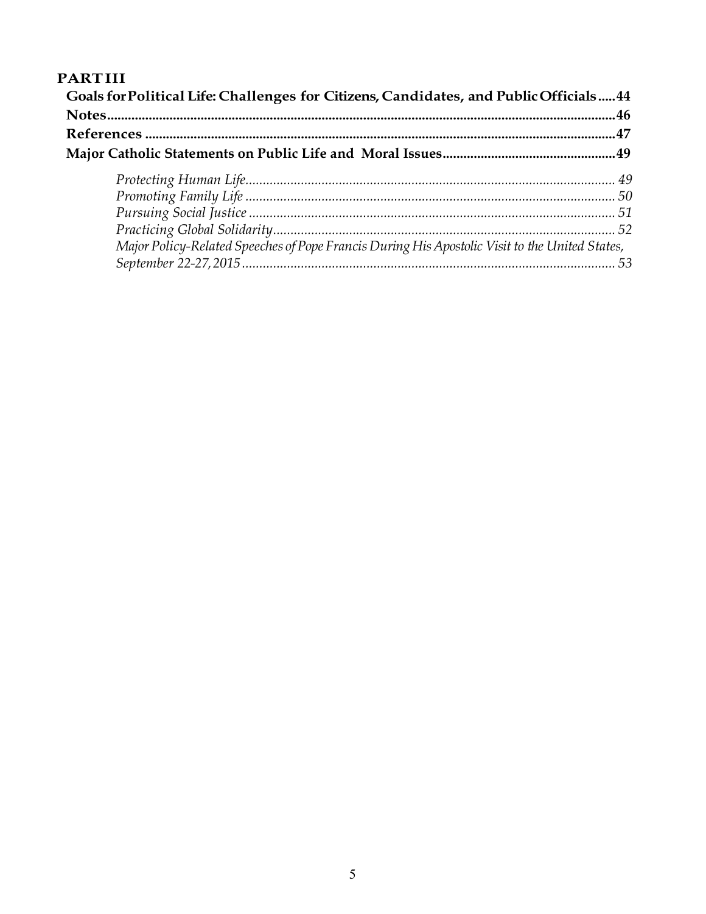**PART III**

**Goals for Political Life: Challenges for Citizens, Candidates, and Public Officials.....44**

**Notes.....46**

**References.....47**

**Major Catholic Statements on Public Life and Moral Issues.....49**

*Protecting Human Life.....49*

*Promoting Family Life.....50*

*Pursuing Social Justice.....51*

*Practicing Global Solidarity.....52*

*Major Policy-Related Speeches of Pope Francis During His Apostolic Visit to the United States, September 22-27, 2015.....53*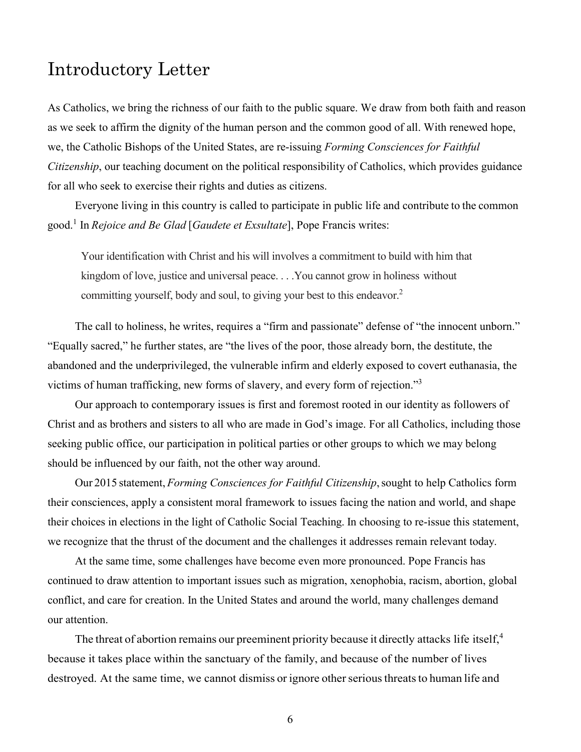# Introductory Letter

As Catholics, we bring the richness of our faith to the public square. We draw from both faith and reason as we seek to affirm the dignity of the human person and the common good of all. With renewed hope, we, the Catholic Bishops of the United States, are re-issuing *Forming Consciences for Faithful Citizenship*, our teaching document on the political responsibility of Catholics, which provides guidance for all who seek to exercise their rights and duties as citizens.

Everyone living in this country is called to participate in public life and contribute to the common good.[1] In *Rejoice and Be Glad* [*Gaudete et Exsultate*], Pope Francis writes:

> Your identification with Christ and his will involves a commitment to build with him that kingdom of love, justice and universal peace. . . .You cannot grow in holiness without committing yourself, body and soul, to giving your best to this endeavor.[2]

The call to holiness, he writes, requires a "firm and passionate" defense of "the innocent unborn." "Equally sacred," he further states, are "the lives of the poor, those already born, the destitute, the abandoned and the underprivileged, the vulnerable infirm and elderly exposed to covert euthanasia, the victims of human trafficking, new forms of slavery, and every form of rejection."[3]

Our approach to contemporary issues is first and foremost rooted in our identity as followers of Christ and as brothers and sisters to all who are made in God's image. For all Catholics, including those seeking public office, our participation in political parties or other groups to which we may belong should be influenced by our faith, not the other way around.

Our 2015 statement, *Forming Consciences for Faithful Citizenship*, sought to help Catholics form their consciences, apply a consistent moral framework to issues facing the nation and world, and shape their choices in elections in the light of Catholic Social Teaching. In choosing to re-issue this statement, we recognize that the thrust of the document and the challenges it addresses remain relevant today.

At the same time, some challenges have become even more pronounced. Pope Francis has continued to draw attention to important issues such as migration, xenophobia, racism, abortion, global conflict, and care for creation. In the United States and around the world, many challenges demand our attention.

The threat of abortion remains our preeminent priority because it directly attacks life itself,[4] because it takes place within the sanctuary of the family, and because of the number of lives destroyed. At the same time, we cannot dismiss or ignore other serious threats to human life and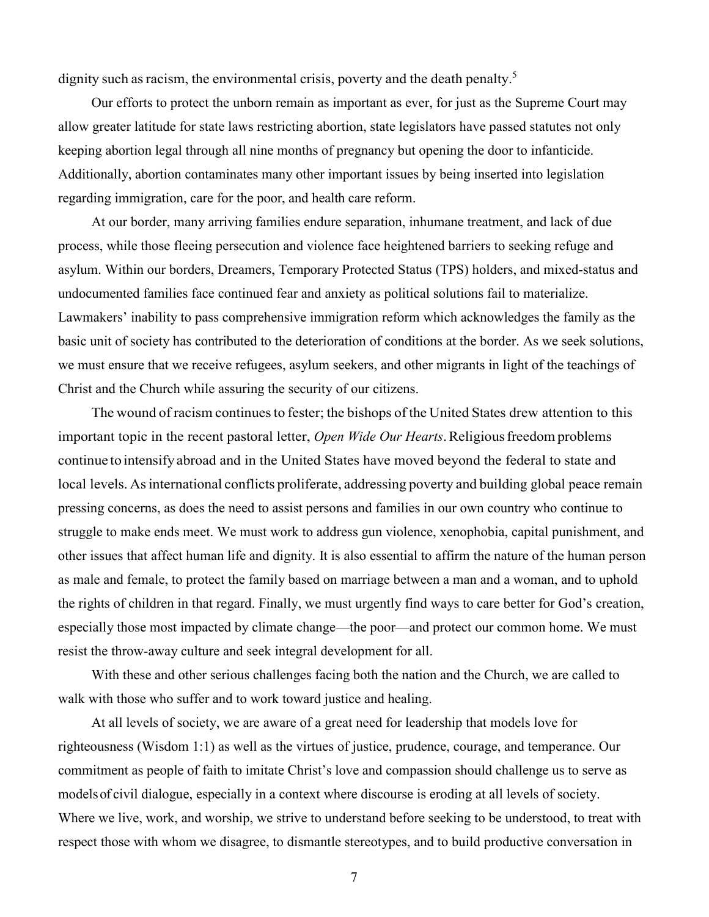dignity such as racism, the environmental crisis, poverty and the death penalty.[5]

Our efforts to protect the unborn remain as important as ever, for just as the Supreme Court may allow greater latitude for state laws restricting abortion, state legislators have passed statutes not only keeping abortion legal through all nine months of pregnancy but opening the door to infanticide. Additionally, abortion contaminates many other important issues by being inserted into legislation regarding immigration, care for the poor, and health care reform.

At our border, many arriving families endure separation, inhumane treatment, and lack of due process, while those fleeing persecution and violence face heightened barriers to seeking refuge and asylum. Within our borders, Dreamers, Temporary Protected Status (TPS) holders, and mixed-status and undocumented families face continued fear and anxiety as political solutions fail to materialize. Lawmakers' inability to pass comprehensive immigration reform which acknowledges the family as the basic unit of society has contributed to the deterioration of conditions at the border. As we seek solutions, we must ensure that we receive refugees, asylum seekers, and other migrants in light of the teachings of Christ and the Church while assuring the security of our citizens.

The wound of racism continues to fester; the bishops of the United States drew attention to this important topic in the recent pastoral letter, *Open Wide Our Hearts*. Religious freedom problems continue to intensify abroad and in the United States have moved beyond the federal to state and local levels. As international conflicts proliferate, addressing poverty and building global peace remain pressing concerns, as does the need to assist persons and families in our own country who continue to struggle to make ends meet. We must work to address gun violence, xenophobia, capital punishment, and other issues that affect human life and dignity. It is also essential to affirm the nature of the human person as male and female, to protect the family based on marriage between a man and a woman, and to uphold the rights of children in that regard. Finally, we must urgently find ways to care better for God's creation, especially those most impacted by climate change—the poor—and protect our common home. We must resist the throw-away culture and seek integral development for all.

With these and other serious challenges facing both the nation and the Church, we are called to walk with those who suffer and to work toward justice and healing.

At all levels of society, we are aware of a great need for leadership that models love for righteousness (Wisdom 1:1) as well as the virtues of justice, prudence, courage, and temperance. Our commitment as people of faith to imitate Christ's love and compassion should challenge us to serve as models of civil dialogue, especially in a context where discourse is eroding at all levels of society. Where we live, work, and worship, we strive to understand before seeking to be understood, to treat with respect those with whom we disagree, to dismantle stereotypes, and to build productive conversation in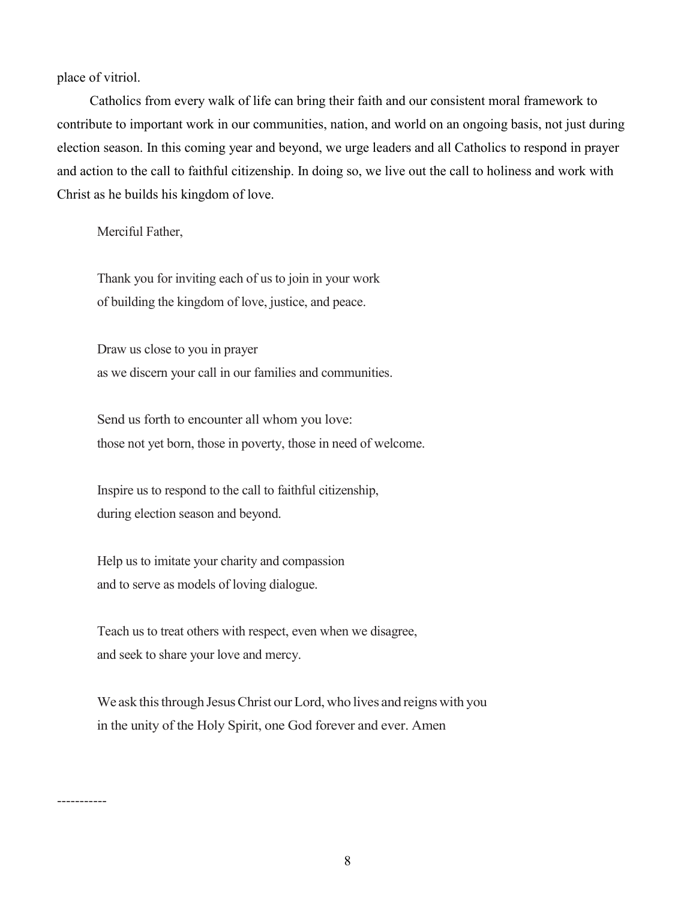place of vitriol.

Catholics from every walk of life can bring their faith and our consistent moral framework to contribute to important work in our communities, nation, and world on an ongoing basis, not just during election season. In this coming year and beyond, we urge leaders and all Catholics to respond in prayer and action to the call to faithful citizenship. In doing so, we live out the call to holiness and work with Christ as he builds his kingdom of love.

> Merciful Father,
>
> Thank you for inviting each of us to join in your work
> of building the kingdom of love, justice, and peace.
>
> Draw us close to you in prayer
> as we discern your call in our families and communities.
>
> Send us forth to encounter all whom you love:
> those not yet born, those in poverty, those in need of welcome.
>
> Inspire us to respond to the call to faithful citizenship,
> during election season and beyond.
>
> Help us to imitate your charity and compassion
> and to serve as models of loving dialogue.
>
> Teach us to treat others with respect, even when we disagree,
> and seek to share your love and mercy.
>
> We ask this through Jesus Christ our Lord, who lives and reigns with you
> in the unity of the Holy Spirit, one God forever and ever. Amen

-----------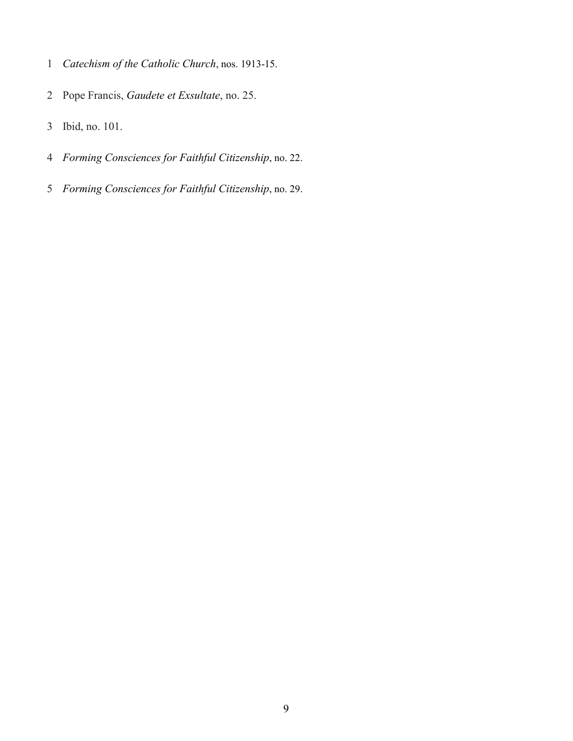1 *Catechism of the Catholic Church*, nos. 1913-15.

2 Pope Francis, *Gaudete et Exsultate*, no. 25.

3 Ibid, no. 101.

4 *Forming Consciences for Faithful Citizenship*, no. 22.

5 *Forming Consciences for Faithful Citizenship*, no. 29.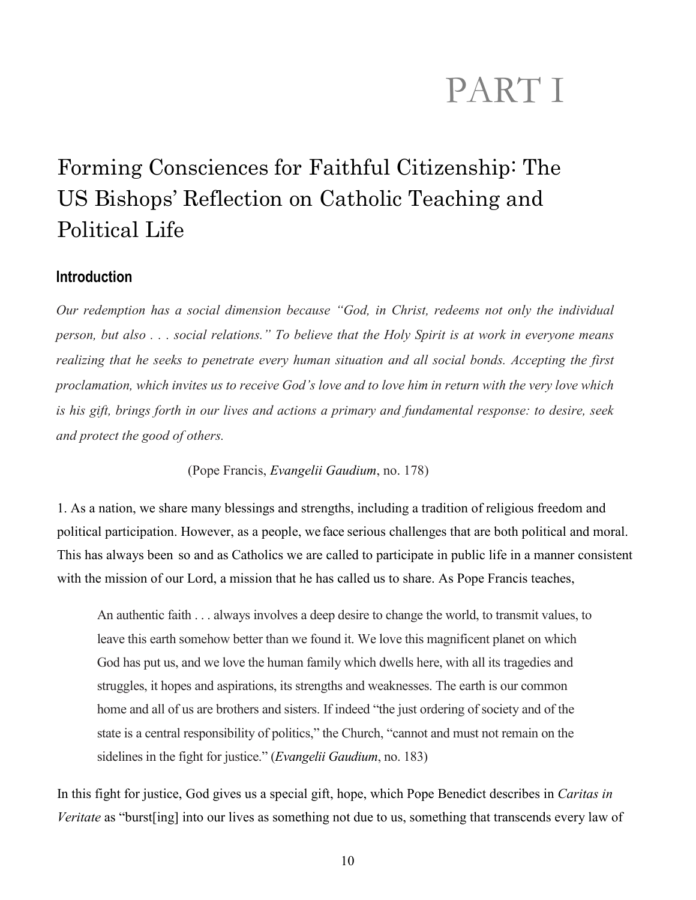# PART I

## Forming Consciences for Faithful Citizenship: The US Bishops' Reflection on Catholic Teaching and Political Life

### Introduction

*Our redemption has a social dimension because "God, in Christ, redeems not only the individual person, but also . . . social relations." To believe that the Holy Spirit is at work in everyone means realizing that he seeks to penetrate every human situation and all social bonds. Accepting the first proclamation, which invites us to receive God's love and to love him in return with the very love which is his gift, brings forth in our lives and actions a primary and fundamental response: to desire, seek and protect the good of others.*

(Pope Francis, *Evangelii Gaudium*, no. 178)

1. As a nation, we share many blessings and strengths, including a tradition of religious freedom and political participation. However, as a people, we face serious challenges that are both political and moral. This has always been so and as Catholics we are called to participate in public life in a manner consistent with the mission of our Lord, a mission that he has called us to share. As Pope Francis teaches,

> An authentic faith . . . always involves a deep desire to change the world, to transmit values, to leave this earth somehow better than we found it. We love this magnificent planet on which God has put us, and we love the human family which dwells here, with all its tragedies and struggles, it hopes and aspirations, its strengths and weaknesses. The earth is our common home and all of us are brothers and sisters. If indeed "the just ordering of society and of the state is a central responsibility of politics," the Church, "cannot and must not remain on the sidelines in the fight for justice." (*Evangelii Gaudium*, no. 183)

In this fight for justice, God gives us a special gift, hope, which Pope Benedict describes in *Caritas in Veritate* as "burst[ing] into our lives as something not due to us, something that transcends every law of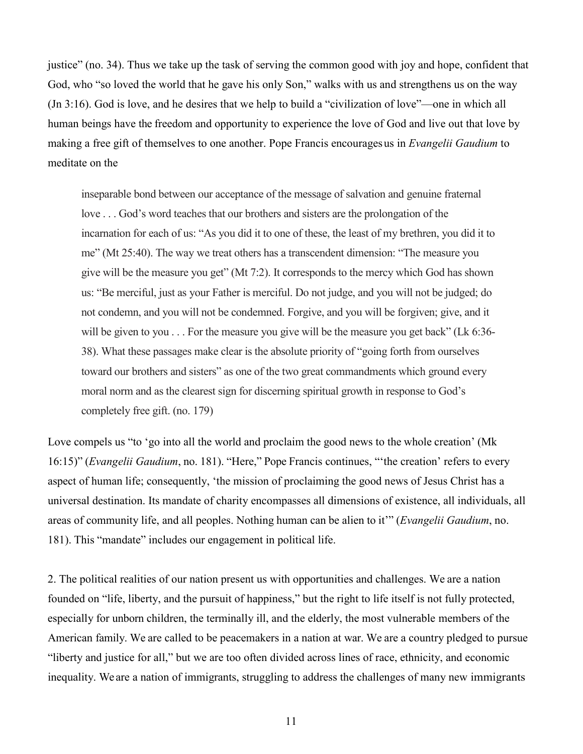justice" (no. 34). Thus we take up the task of serving the common good with joy and hope, confident that God, who "so loved the world that he gave his only Son," walks with us and strengthens us on the way (Jn 3:16). God is love, and he desires that we help to build a "civilization of love"—one in which all human beings have the freedom and opportunity to experience the love of God and live out that love by making a free gift of themselves to one another. Pope Francis encourages us in *Evangelii Gaudium* to meditate on the

> inseparable bond between our acceptance of the message of salvation and genuine fraternal love . . . God's word teaches that our brothers and sisters are the prolongation of the incarnation for each of us: "As you did it to one of these, the least of my brethren, you did it to me" (Mt 25:40). The way we treat others has a transcendent dimension: "The measure you give will be the measure you get" (Mt 7:2). It corresponds to the mercy which God has shown us: "Be merciful, just as your Father is merciful. Do not judge, and you will not be judged; do not condemn, and you will not be condemned. Forgive, and you will be forgiven; give, and it will be given to you . . . For the measure you give will be the measure you get back" (Lk 6:36-38). What these passages make clear is the absolute priority of "going forth from ourselves toward our brothers and sisters" as one of the two great commandments which ground every moral norm and as the clearest sign for discerning spiritual growth in response to God's completely free gift. (no. 179)

Love compels us "to 'go into all the world and proclaim the good news to the whole creation' (Mk 16:15)" (*Evangelii Gaudium*, no. 181). "Here," Pope Francis continues, "'the creation' refers to every aspect of human life; consequently, 'the mission of proclaiming the good news of Jesus Christ has a universal destination. Its mandate of charity encompasses all dimensions of existence, all individuals, all areas of community life, and all peoples. Nothing human can be alien to it'" (*Evangelii Gaudium*, no. 181). This "mandate" includes our engagement in political life.

2. The political realities of our nation present us with opportunities and challenges. We are a nation founded on "life, liberty, and the pursuit of happiness," but the right to life itself is not fully protected, especially for unborn children, the terminally ill, and the elderly, the most vulnerable members of the American family. We are called to be peacemakers in a nation at war. We are a country pledged to pursue "liberty and justice for all," but we are too often divided across lines of race, ethnicity, and economic inequality. We are a nation of immigrants, struggling to address the challenges of many new immigrants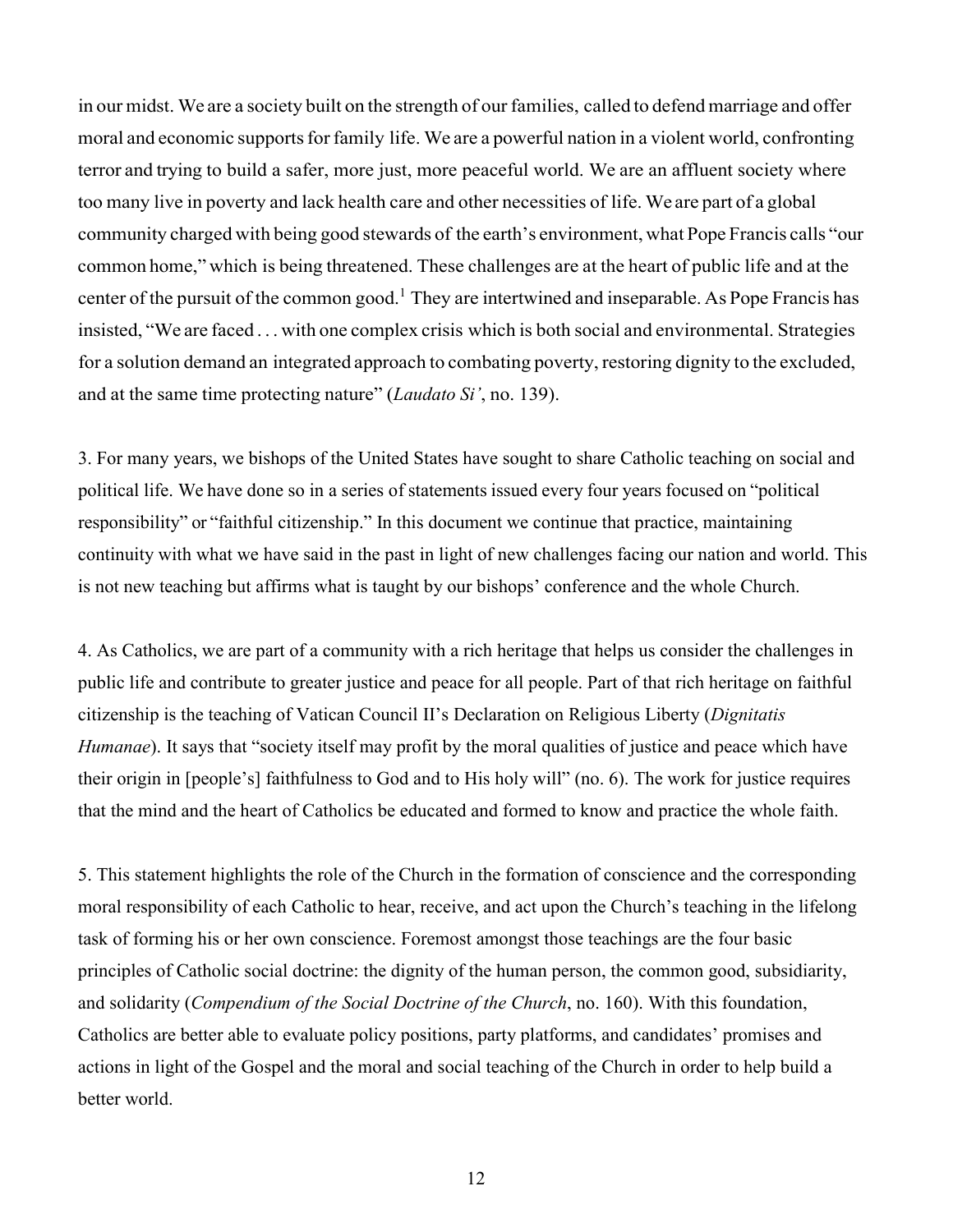in our midst. We are a society built on the strength of our families, called to defend marriage and offer moral and economic supports for family life. We are a powerful nation in a violent world, confronting terror and trying to build a safer, more just, more peaceful world. We are an affluent society where too many live in poverty and lack health care and other necessities of life. We are part of a global community charged with being good stewards of the earth's environment, what Pope Francis calls "our common home," which is being threatened. These challenges are at the heart of public life and at the center of the pursuit of the common good.[1] They are intertwined and inseparable. As Pope Francis has insisted, "We are faced . . . with one complex crisis which is both social and environmental. Strategies for a solution demand an integrated approach to combating poverty, restoring dignity to the excluded, and at the same time protecting nature" (*Laudato Si'*, no. 139).

3. For many years, we bishops of the United States have sought to share Catholic teaching on social and political life. We have done so in a series of statements issued every four years focused on "political responsibility" or "faithful citizenship." In this document we continue that practice, maintaining continuity with what we have said in the past in light of new challenges facing our nation and world. This is not new teaching but affirms what is taught by our bishops' conference and the whole Church.

4. As Catholics, we are part of a community with a rich heritage that helps us consider the challenges in public life and contribute to greater justice and peace for all people. Part of that rich heritage on faithful citizenship is the teaching of Vatican Council II's Declaration on Religious Liberty (*Dignitatis Humanae*). It says that "society itself may profit by the moral qualities of justice and peace which have their origin in [people's] faithfulness to God and to His holy will" (no. 6). The work for justice requires that the mind and the heart of Catholics be educated and formed to know and practice the whole faith.

5. This statement highlights the role of the Church in the formation of conscience and the corresponding moral responsibility of each Catholic to hear, receive, and act upon the Church's teaching in the lifelong task of forming his or her own conscience. Foremost amongst those teachings are the four basic principles of Catholic social doctrine: the dignity of the human person, the common good, subsidiarity, and solidarity (*Compendium of the Social Doctrine of the Church*, no. 160). With this foundation, Catholics are better able to evaluate policy positions, party platforms, and candidates' promises and actions in light of the Gospel and the moral and social teaching of the Church in order to help build a better world.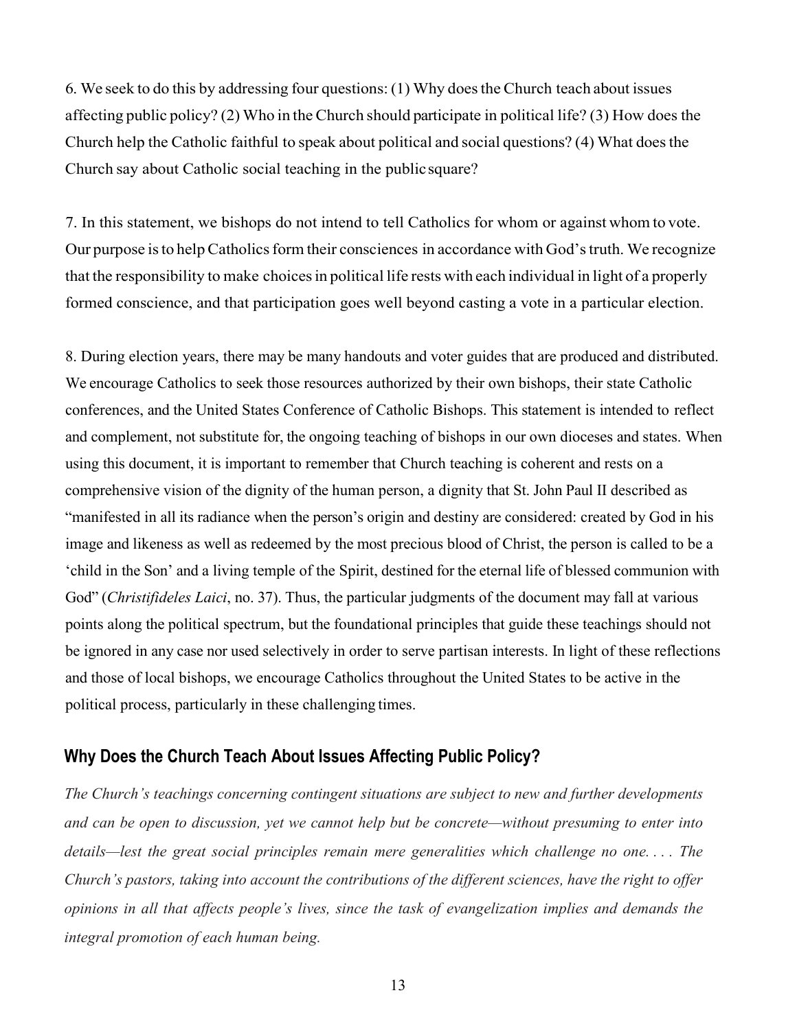6. We seek to do this by addressing four questions: (1) Why does the Church teach about issues affecting public policy? (2) Who in the Church should participate in political life? (3) How does the Church help the Catholic faithful to speak about political and social questions? (4) What does the Church say about Catholic social teaching in the public square?

7. In this statement, we bishops do not intend to tell Catholics for whom or against whom to vote. Our purpose is to help Catholics form their consciences in accordance with God's truth. We recognize that the responsibility to make choices in political life rests with each individual in light of a properly formed conscience, and that participation goes well beyond casting a vote in a particular election.

8. During election years, there may be many handouts and voter guides that are produced and distributed. We encourage Catholics to seek those resources authorized by their own bishops, their state Catholic conferences, and the United States Conference of Catholic Bishops. This statement is intended to reflect and complement, not substitute for, the ongoing teaching of bishops in our own dioceses and states. When using this document, it is important to remember that Church teaching is coherent and rests on a comprehensive vision of the dignity of the human person, a dignity that St. John Paul II described as "manifested in all its radiance when the person's origin and destiny are considered: created by God in his image and likeness as well as redeemed by the most precious blood of Christ, the person is called to be a 'child in the Son' and a living temple of the Spirit, destined for the eternal life of blessed communion with God" (*Christifideles Laici*, no. 37). Thus, the particular judgments of the document may fall at various points along the political spectrum, but the foundational principles that guide these teachings should not be ignored in any case nor used selectively in order to serve partisan interests. In light of these reflections and those of local bishops, we encourage Catholics throughout the United States to be active in the political process, particularly in these challenging times.

## Why Does the Church Teach About Issues Affecting Public Policy?

*The Church's teachings concerning contingent situations are subject to new and further developments and can be open to discussion, yet we cannot help but be concrete—without presuming to enter into details—lest the great social principles remain mere generalities which challenge no one. . . . The Church's pastors, taking into account the contributions of the different sciences, have the right to offer opinions in all that affects people's lives, since the task of evangelization implies and demands the integral promotion of each human being.*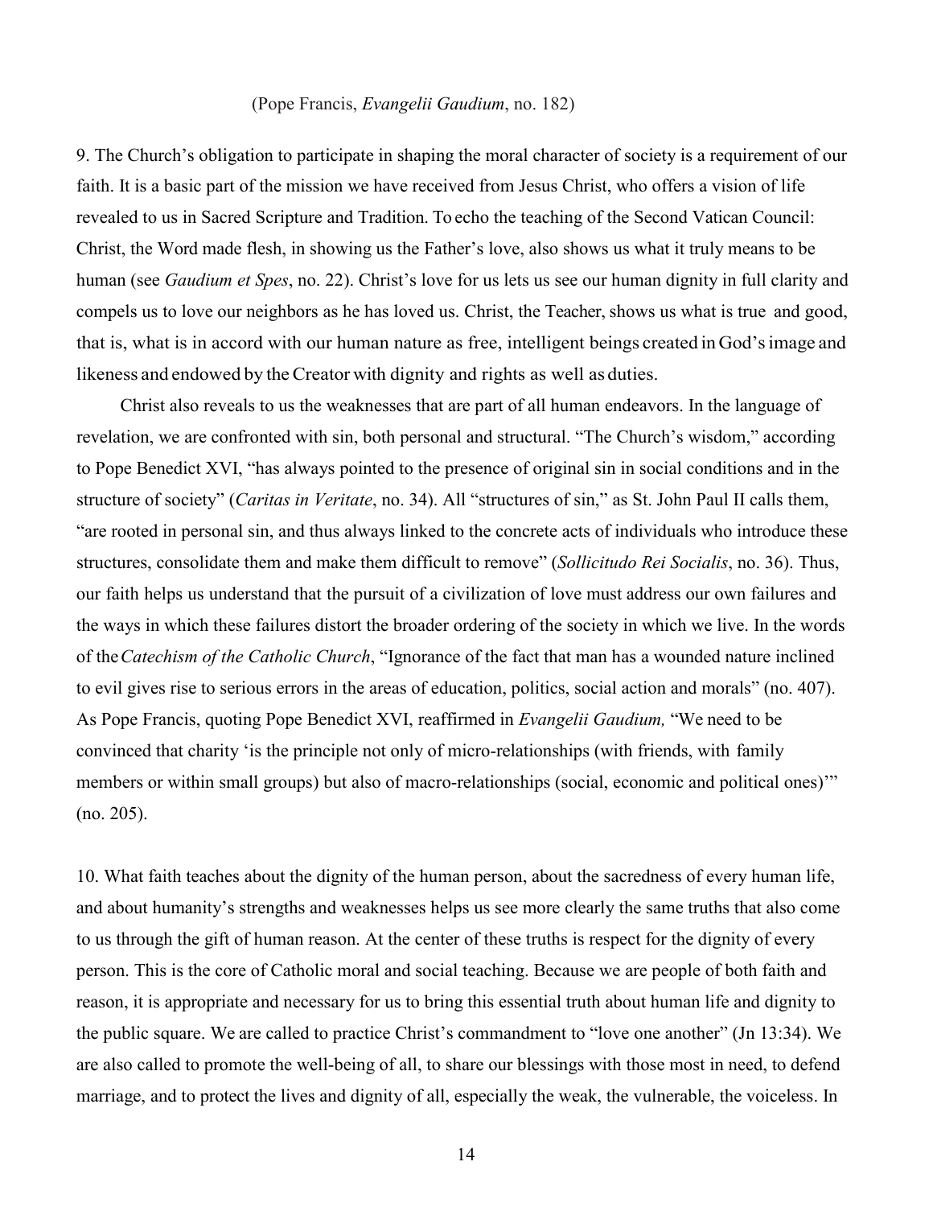(Pope Francis, *Evangelii Gaudium*, no. 182)

9. The Church's obligation to participate in shaping the moral character of society is a requirement of our faith. It is a basic part of the mission we have received from Jesus Christ, who offers a vision of life revealed to us in Sacred Scripture and Tradition. To echo the teaching of the Second Vatican Council: Christ, the Word made flesh, in showing us the Father's love, also shows us what it truly means to be human (see *Gaudium et Spes*, no. 22). Christ's love for us lets us see our human dignity in full clarity and compels us to love our neighbors as he has loved us. Christ, the Teacher, shows us what is true and good, that is, what is in accord with our human nature as free, intelligent beings created in God's image and likeness and endowed by the Creator with dignity and rights as well as duties.

Christ also reveals to us the weaknesses that are part of all human endeavors. In the language of revelation, we are confronted with sin, both personal and structural. "The Church's wisdom," according to Pope Benedict XVI, "has always pointed to the presence of original sin in social conditions and in the structure of society" (*Caritas in Veritate*, no. 34). All "structures of sin," as St. John Paul II calls them, "are rooted in personal sin, and thus always linked to the concrete acts of individuals who introduce these structures, consolidate them and make them difficult to remove" (*Sollicitudo Rei Socialis*, no. 36). Thus, our faith helps us understand that the pursuit of a civilization of love must address our own failures and the ways in which these failures distort the broader ordering of the society in which we live. In the words of the *Catechism of the Catholic Church*, "Ignorance of the fact that man has a wounded nature inclined to evil gives rise to serious errors in the areas of education, politics, social action and morals" (no. 407). As Pope Francis, quoting Pope Benedict XVI, reaffirmed in *Evangelii Gaudium,* "We need to be convinced that charity 'is the principle not only of micro-relationships (with friends, with family members or within small groups) but also of macro-relationships (social, economic and political ones)'" (no. 205).

10. What faith teaches about the dignity of the human person, about the sacredness of every human life, and about humanity's strengths and weaknesses helps us see more clearly the same truths that also come to us through the gift of human reason. At the center of these truths is respect for the dignity of every person. This is the core of Catholic moral and social teaching. Because we are people of both faith and reason, it is appropriate and necessary for us to bring this essential truth about human life and dignity to the public square. We are called to practice Christ's commandment to "love one another" (Jn 13:34). We are also called to promote the well-being of all, to share our blessings with those most in need, to defend marriage, and to protect the lives and dignity of all, especially the weak, the vulnerable, the voiceless. In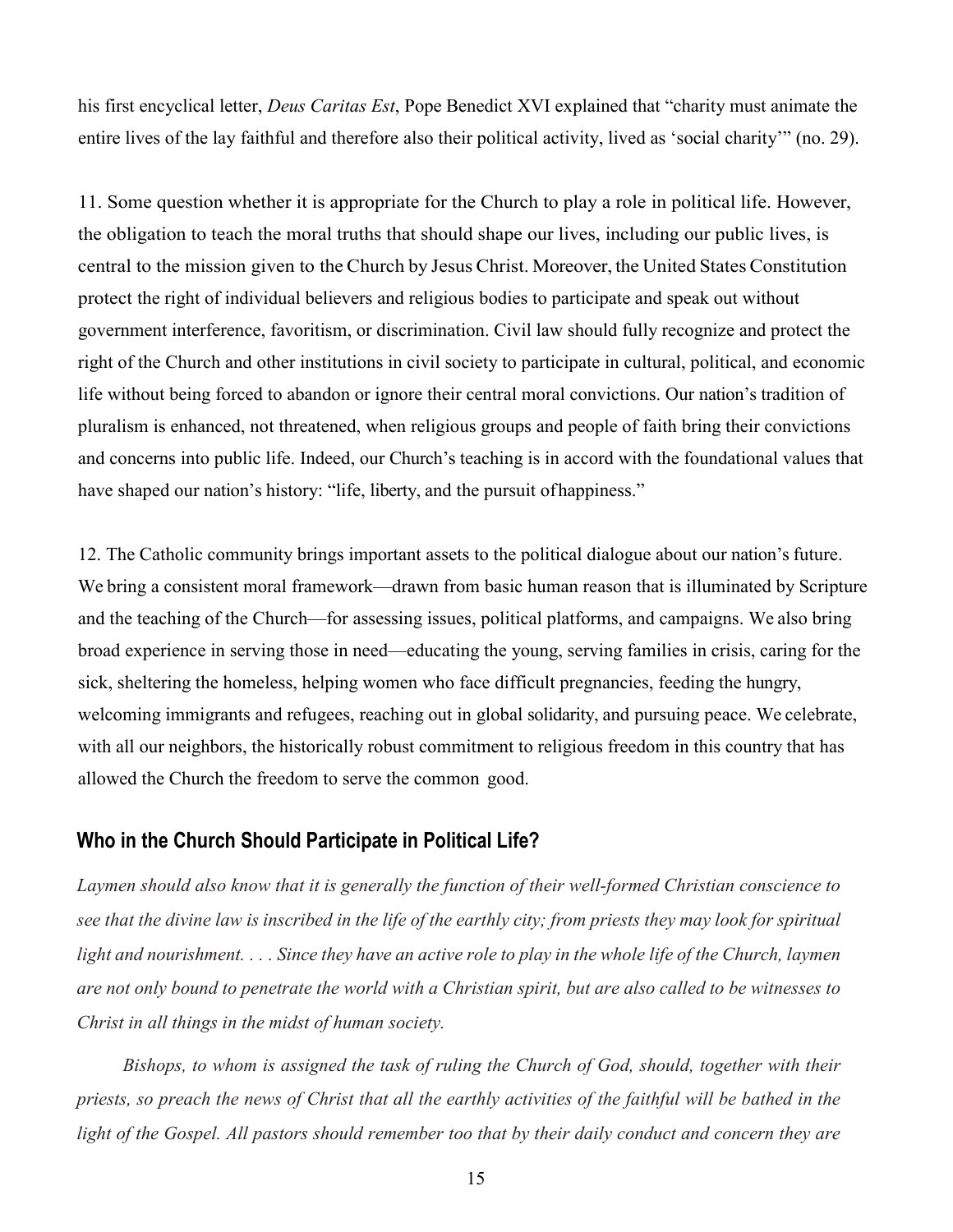his first encyclical letter, *Deus Caritas Est*, Pope Benedict XVI explained that "charity must animate the entire lives of the lay faithful and therefore also their political activity, lived as 'social charity'" (no. 29).

11. Some question whether it is appropriate for the Church to play a role in political life. However, the obligation to teach the moral truths that should shape our lives, including our public lives, is central to the mission given to the Church by Jesus Christ. Moreover, the United States Constitution protect the right of individual believers and religious bodies to participate and speak out without government interference, favoritism, or discrimination. Civil law should fully recognize and protect the right of the Church and other institutions in civil society to participate in cultural, political, and economic life without being forced to abandon or ignore their central moral convictions. Our nation's tradition of pluralism is enhanced, not threatened, when religious groups and people of faith bring their convictions and concerns into public life. Indeed, our Church's teaching is in accord with the foundational values that have shaped our nation's history: "life, liberty, and the pursuit of happiness."

12. The Catholic community brings important assets to the political dialogue about our nation's future. We bring a consistent moral framework—drawn from basic human reason that is illuminated by Scripture and the teaching of the Church—for assessing issues, political platforms, and campaigns. We also bring broad experience in serving those in need—educating the young, serving families in crisis, caring for the sick, sheltering the homeless, helping women who face difficult pregnancies, feeding the hungry, welcoming immigrants and refugees, reaching out in global solidarity, and pursuing peace. We celebrate, with all our neighbors, the historically robust commitment to religious freedom in this country that has allowed the Church the freedom to serve the common good.

## Who in the Church Should Participate in Political Life?

*Laymen should also know that it is generally the function of their well-formed Christian conscience to see that the divine law is inscribed in the life of the earthly city; from priests they may look for spiritual light and nourishment. . . . Since they have an active role to play in the whole life of the Church, laymen are not only bound to penetrate the world with a Christian spirit, but are also called to be witnesses to Christ in all things in the midst of human society.*

*Bishops, to whom is assigned the task of ruling the Church of God, should, together with their priests, so preach the news of Christ that all the earthly activities of the faithful will be bathed in the light of the Gospel. All pastors should remember too that by their daily conduct and concern they are*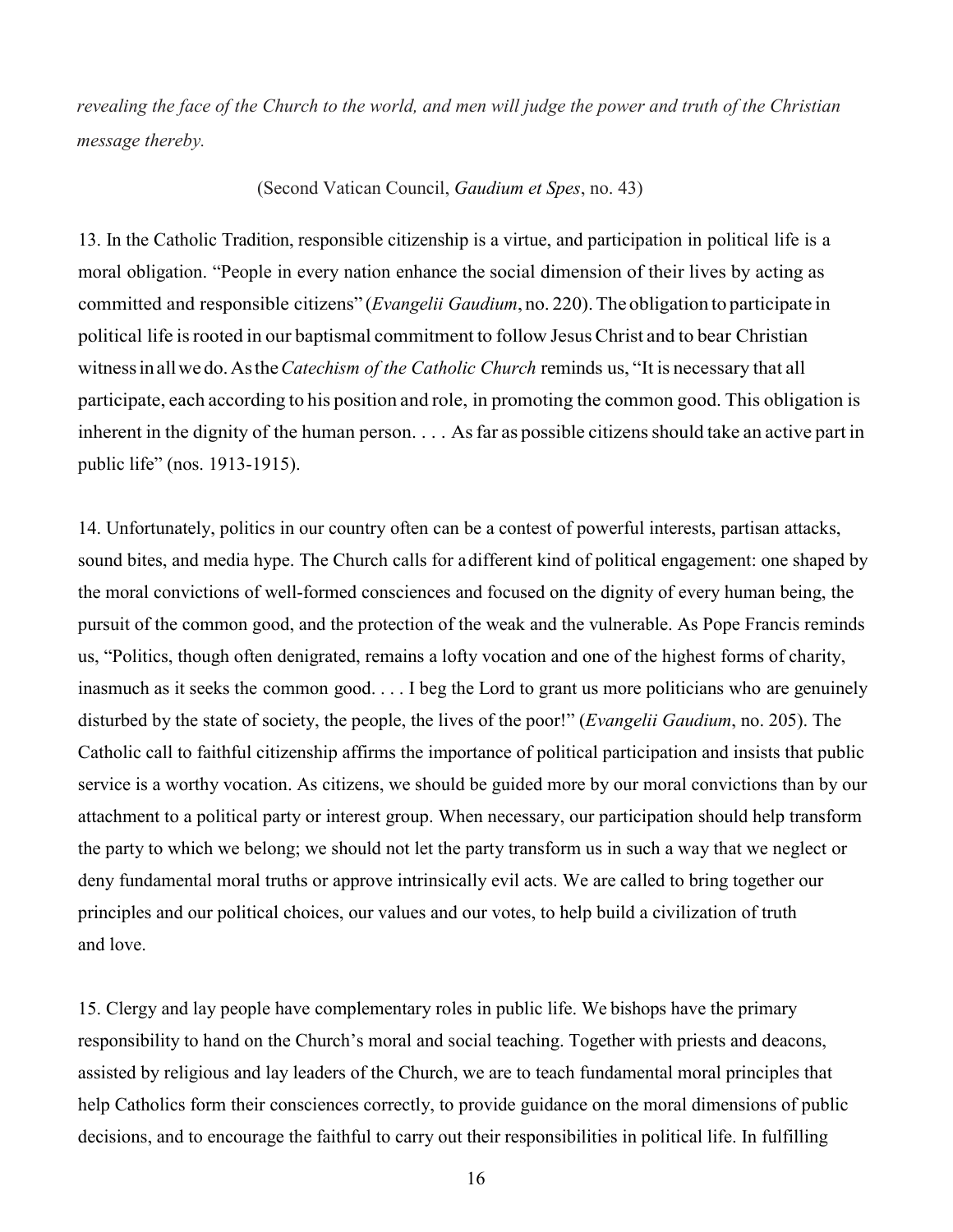*revealing the face of the Church to the world, and men will judge the power and truth of the Christian message thereby.*

(Second Vatican Council, *Gaudium et Spes*, no. 43)

13. In the Catholic Tradition, responsible citizenship is a virtue, and participation in political life is a moral obligation. "People in every nation enhance the social dimension of their lives by acting as committed and responsible citizens" (*Evangelii Gaudium*, no. 220). The obligation to participate in political life is rooted in our baptismal commitment to follow Jesus Christ and to bear Christian witness in all we do. As the *Catechism of the Catholic Church* reminds us, "It is necessary that all participate, each according to his position and role, in promoting the common good. This obligation is inherent in the dignity of the human person. . . . As far as possible citizens should take an active part in public life" (nos. 1913-1915).

14. Unfortunately, politics in our country often can be a contest of powerful interests, partisan attacks, sound bites, and media hype. The Church calls for a different kind of political engagement: one shaped by the moral convictions of well-formed consciences and focused on the dignity of every human being, the pursuit of the common good, and the protection of the weak and the vulnerable. As Pope Francis reminds us, "Politics, though often denigrated, remains a lofty vocation and one of the highest forms of charity, inasmuch as it seeks the common good. . . . I beg the Lord to grant us more politicians who are genuinely disturbed by the state of society, the people, the lives of the poor!" (*Evangelii Gaudium*, no. 205). The Catholic call to faithful citizenship affirms the importance of political participation and insists that public service is a worthy vocation. As citizens, we should be guided more by our moral convictions than by our attachment to a political party or interest group. When necessary, our participation should help transform the party to which we belong; we should not let the party transform us in such a way that we neglect or deny fundamental moral truths or approve intrinsically evil acts. We are called to bring together our principles and our political choices, our values and our votes, to help build a civilization of truth and love.

15. Clergy and lay people have complementary roles in public life. We bishops have the primary responsibility to hand on the Church's moral and social teaching. Together with priests and deacons, assisted by religious and lay leaders of the Church, we are to teach fundamental moral principles that help Catholics form their consciences correctly, to provide guidance on the moral dimensions of public decisions, and to encourage the faithful to carry out their responsibilities in political life. In fulfilling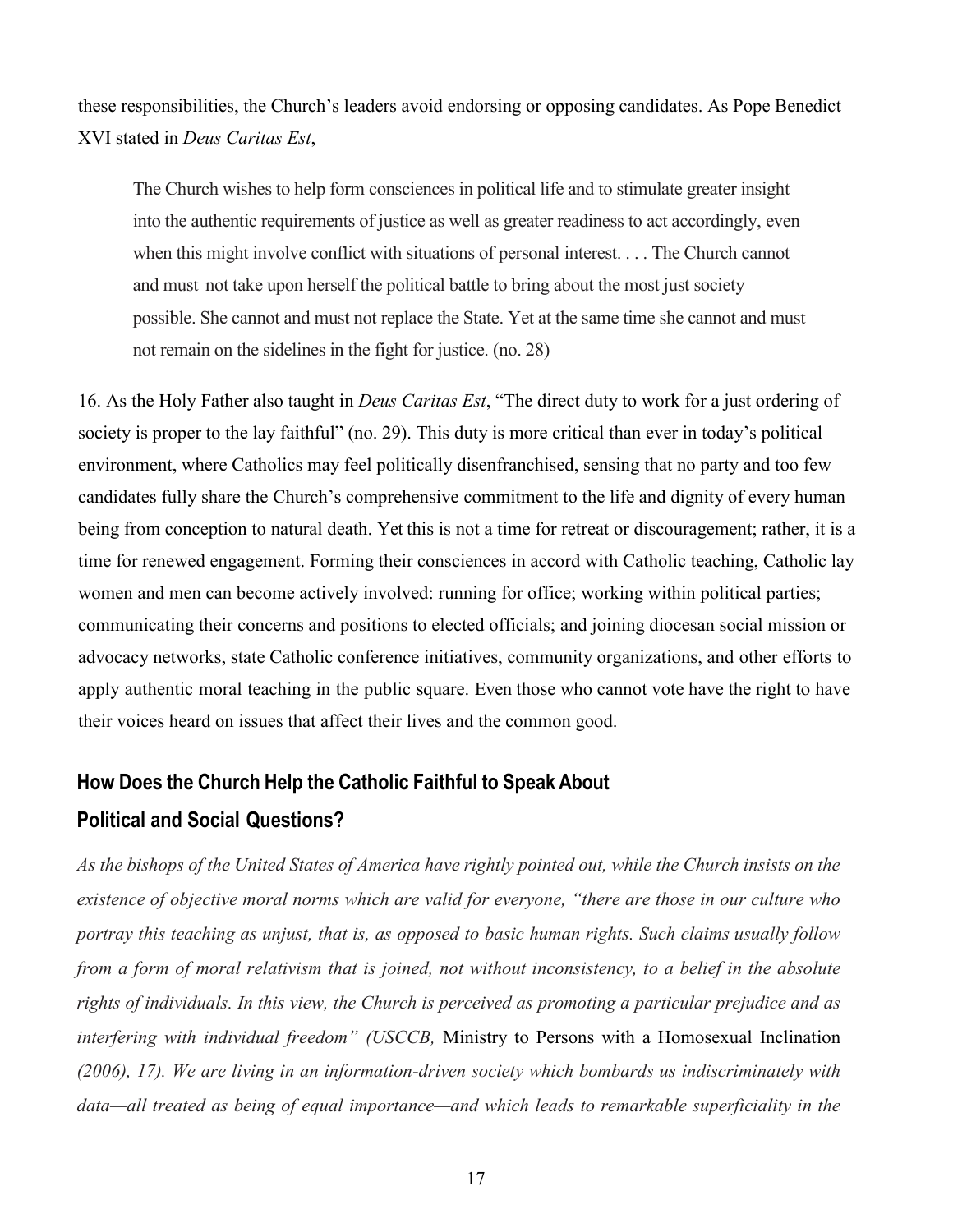these responsibilities, the Church's leaders avoid endorsing or opposing candidates. As Pope Benedict XVI stated in *Deus Caritas Est*,

> The Church wishes to help form consciences in political life and to stimulate greater insight into the authentic requirements of justice as well as greater readiness to act accordingly, even when this might involve conflict with situations of personal interest. . . . The Church cannot and must not take upon herself the political battle to bring about the most just society possible. She cannot and must not replace the State. Yet at the same time she cannot and must not remain on the sidelines in the fight for justice. (no. 28)

16. As the Holy Father also taught in *Deus Caritas Est*, "The direct duty to work for a just ordering of society is proper to the lay faithful" (no. 29). This duty is more critical than ever in today's political environment, where Catholics may feel politically disenfranchised, sensing that no party and too few candidates fully share the Church's comprehensive commitment to the life and dignity of every human being from conception to natural death. Yet this is not a time for retreat or discouragement; rather, it is a time for renewed engagement. Forming their consciences in accord with Catholic teaching, Catholic lay women and men can become actively involved: running for office; working within political parties; communicating their concerns and positions to elected officials; and joining diocesan social mission or advocacy networks, state Catholic conference initiatives, community organizations, and other efforts to apply authentic moral teaching in the public square. Even those who cannot vote have the right to have their voices heard on issues that affect their lives and the common good.

## How Does the Church Help the Catholic Faithful to Speak About Political and Social Questions?

*As the bishops of the United States of America have rightly pointed out, while the Church insists on the existence of objective moral norms which are valid for everyone, "there are those in our culture who portray this teaching as unjust, that is, as opposed to basic human rights. Such claims usually follow from a form of moral relativism that is joined, not without inconsistency, to a belief in the absolute rights of individuals. In this view, the Church is perceived as promoting a particular prejudice and as interfering with individual freedom" (USCCB,* Ministry to Persons with a Homosexual Inclination *(2006), 17). We are living in an information-driven society which bombards us indiscriminately with data—all treated as being of equal importance—and which leads to remarkable superficiality in the*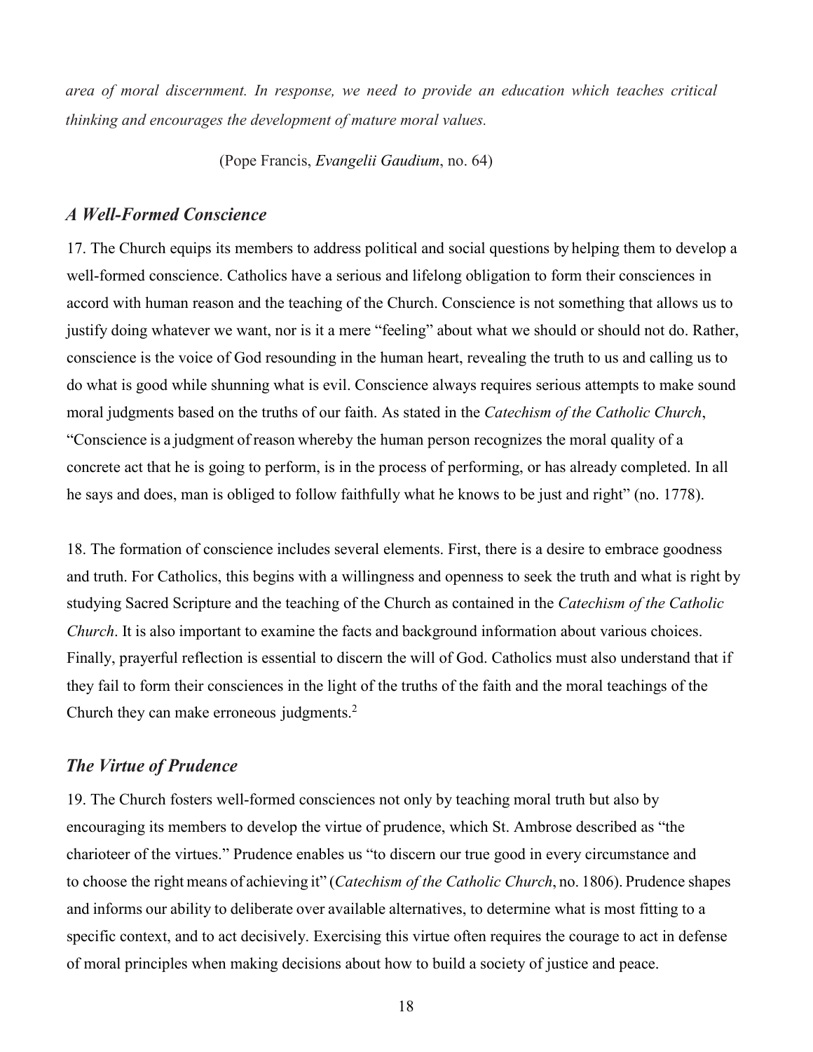*area of moral discernment. In response, we need to provide an education which teaches critical thinking and encourages the development of mature moral values.*

(Pope Francis, *Evangelii Gaudium*, no. 64)

### *A Well-Formed Conscience*

17. The Church equips its members to address political and social questions by helping them to develop a well-formed conscience. Catholics have a serious and lifelong obligation to form their consciences in accord with human reason and the teaching of the Church. Conscience is not something that allows us to justify doing whatever we want, nor is it a mere "feeling" about what we should or should not do. Rather, conscience is the voice of God resounding in the human heart, revealing the truth to us and calling us to do what is good while shunning what is evil. Conscience always requires serious attempts to make sound moral judgments based on the truths of our faith. As stated in the *Catechism of the Catholic Church*, "Conscience is a judgment of reason whereby the human person recognizes the moral quality of a concrete act that he is going to perform, is in the process of performing, or has already completed. In all he says and does, man is obliged to follow faithfully what he knows to be just and right" (no. 1778).

18. The formation of conscience includes several elements. First, there is a desire to embrace goodness and truth. For Catholics, this begins with a willingness and openness to seek the truth and what is right by studying Sacred Scripture and the teaching of the Church as contained in the *Catechism of the Catholic Church*. It is also important to examine the facts and background information about various choices. Finally, prayerful reflection is essential to discern the will of God. Catholics must also understand that if they fail to form their consciences in the light of the truths of the faith and the moral teachings of the Church they can make erroneous judgments.[2]

### *The Virtue of Prudence*

19. The Church fosters well-formed consciences not only by teaching moral truth but also by encouraging its members to develop the virtue of prudence, which St. Ambrose described as "the charioteer of the virtues." Prudence enables us "to discern our true good in every circumstance and to choose the right means of achieving it" (*Catechism of the Catholic Church*, no. 1806). Prudence shapes and informs our ability to deliberate over available alternatives, to determine what is most fitting to a specific context, and to act decisively. Exercising this virtue often requires the courage to act in defense of moral principles when making decisions about how to build a society of justice and peace.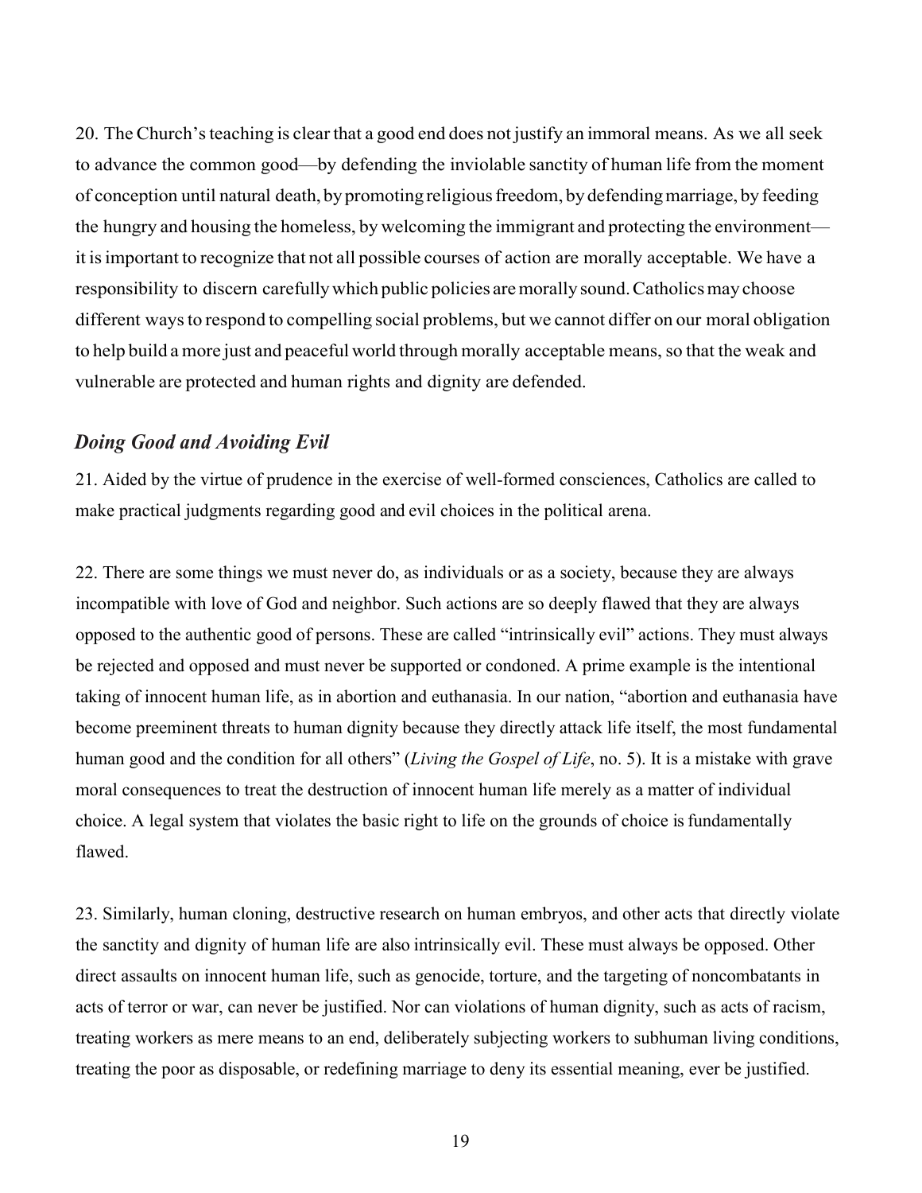20. The Church's teaching is clear that a good end does not justify an immoral means. As we all seek to advance the common good—by defending the inviolable sanctity of human life from the moment of conception until natural death, by promoting religious freedom, by defending marriage, by feeding the hungry and housing the homeless, by welcoming the immigrant and protecting the environment—it is important to recognize that not all possible courses of action are morally acceptable. We have a responsibility to discern carefully which public policies are morally sound. Catholics may choose different ways to respond to compelling social problems, but we cannot differ on our moral obligation to help build a more just and peaceful world through morally acceptable means, so that the weak and vulnerable are protected and human rights and dignity are defended.

### *Doing Good and Avoiding Evil*

21. Aided by the virtue of prudence in the exercise of well-formed consciences, Catholics are called to make practical judgments regarding good and evil choices in the political arena.

22. There are some things we must never do, as individuals or as a society, because they are always incompatible with love of God and neighbor. Such actions are so deeply flawed that they are always opposed to the authentic good of persons. These are called "intrinsically evil" actions. They must always be rejected and opposed and must never be supported or condoned. A prime example is the intentional taking of innocent human life, as in abortion and euthanasia. In our nation, "abortion and euthanasia have become preeminent threats to human dignity because they directly attack life itself, the most fundamental human good and the condition for all others" (*Living the Gospel of Life*, no. 5). It is a mistake with grave moral consequences to treat the destruction of innocent human life merely as a matter of individual choice. A legal system that violates the basic right to life on the grounds of choice is fundamentally flawed.

23. Similarly, human cloning, destructive research on human embryos, and other acts that directly violate the sanctity and dignity of human life are also intrinsically evil. These must always be opposed. Other direct assaults on innocent human life, such as genocide, torture, and the targeting of noncombatants in acts of terror or war, can never be justified. Nor can violations of human dignity, such as acts of racism, treating workers as mere means to an end, deliberately subjecting workers to subhuman living conditions, treating the poor as disposable, or redefining marriage to deny its essential meaning, ever be justified.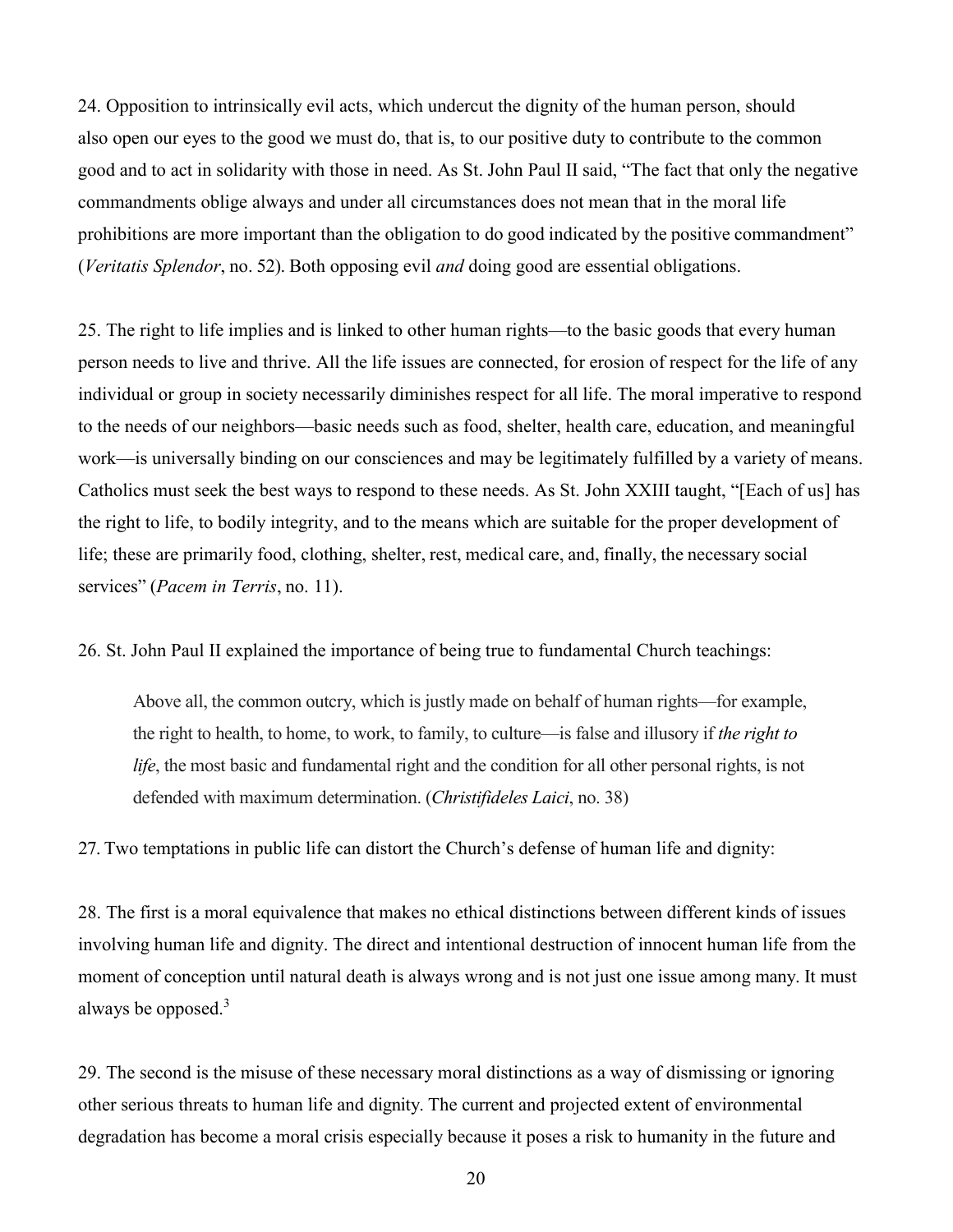24. Opposition to intrinsically evil acts, which undercut the dignity of the human person, should also open our eyes to the good we must do, that is, to our positive duty to contribute to the common good and to act in solidarity with those in need. As St. John Paul II said, "The fact that only the negative commandments oblige always and under all circumstances does not mean that in the moral life prohibitions are more important than the obligation to do good indicated by the positive commandment" (*Veritatis Splendor*, no. 52). Both opposing evil *and* doing good are essential obligations.

25. The right to life implies and is linked to other human rights—to the basic goods that every human person needs to live and thrive. All the life issues are connected, for erosion of respect for the life of any individual or group in society necessarily diminishes respect for all life. The moral imperative to respond to the needs of our neighbors—basic needs such as food, shelter, health care, education, and meaningful work—is universally binding on our consciences and may be legitimately fulfilled by a variety of means. Catholics must seek the best ways to respond to these needs. As St. John XXIII taught, "[Each of us] has the right to life, to bodily integrity, and to the means which are suitable for the proper development of life; these are primarily food, clothing, shelter, rest, medical care, and, finally, the necessary social services" (*Pacem in Terris*, no. 11).

26. St. John Paul II explained the importance of being true to fundamental Church teachings:

> Above all, the common outcry, which is justly made on behalf of human rights—for example, the right to health, to home, to work, to family, to culture—is false and illusory if *the right to life*, the most basic and fundamental right and the condition for all other personal rights, is not defended with maximum determination. (*Christifideles Laici*, no. 38)

27. Two temptations in public life can distort the Church's defense of human life and dignity:

28. The first is a moral equivalence that makes no ethical distinctions between different kinds of issues involving human life and dignity. The direct and intentional destruction of innocent human life from the moment of conception until natural death is always wrong and is not just one issue among many. It must always be opposed.[3]

29. The second is the misuse of these necessary moral distinctions as a way of dismissing or ignoring other serious threats to human life and dignity. The current and projected extent of environmental degradation has become a moral crisis especially because it poses a risk to humanity in the future and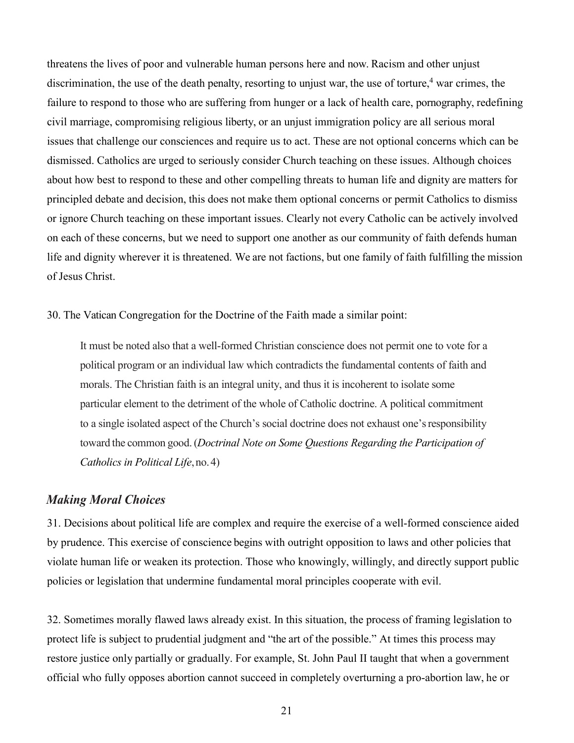threatens the lives of poor and vulnerable human persons here and now. Racism and other unjust discrimination, the use of the death penalty, resorting to unjust war, the use of torture,[4] war crimes, the failure to respond to those who are suffering from hunger or a lack of health care, pornography, redefining civil marriage, compromising religious liberty, or an unjust immigration policy are all serious moral issues that challenge our consciences and require us to act. These are not optional concerns which can be dismissed. Catholics are urged to seriously consider Church teaching on these issues. Although choices about how best to respond to these and other compelling threats to human life and dignity are matters for principled debate and decision, this does not make them optional concerns or permit Catholics to dismiss or ignore Church teaching on these important issues. Clearly not every Catholic can be actively involved on each of these concerns, but we need to support one another as our community of faith defends human life and dignity wherever it is threatened. We are not factions, but one family of faith fulfilling the mission of Jesus Christ.

30. The Vatican Congregation for the Doctrine of the Faith made a similar point:

> It must be noted also that a well-formed Christian conscience does not permit one to vote for a political program or an individual law which contradicts the fundamental contents of faith and morals. The Christian faith is an integral unity, and thus it is incoherent to isolate some particular element to the detriment of the whole of Catholic doctrine. A political commitment to a single isolated aspect of the Church's social doctrine does not exhaust one's responsibility toward the common good. (*Doctrinal Note on Some Questions Regarding the Participation of Catholics in Political Life*, no. 4)

### *Making Moral Choices*

31. Decisions about political life are complex and require the exercise of a well-formed conscience aided by prudence. This exercise of conscience begins with outright opposition to laws and other policies that violate human life or weaken its protection. Those who knowingly, willingly, and directly support public policies or legislation that undermine fundamental moral principles cooperate with evil.

32. Sometimes morally flawed laws already exist. In this situation, the process of framing legislation to protect life is subject to prudential judgment and "the art of the possible." At times this process may restore justice only partially or gradually. For example, St. John Paul II taught that when a government official who fully opposes abortion cannot succeed in completely overturning a pro-abortion law, he or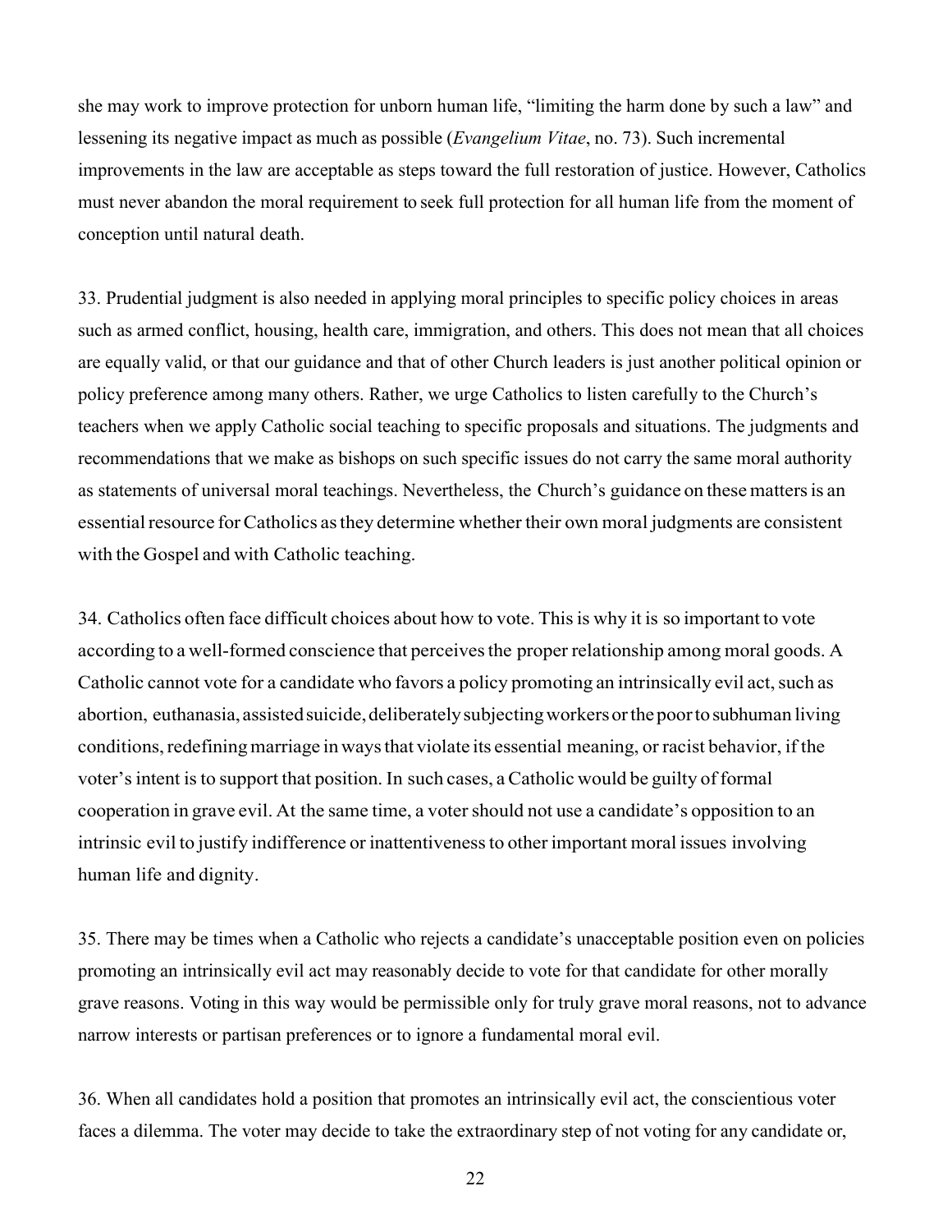she may work to improve protection for unborn human life, "limiting the harm done by such a law" and lessening its negative impact as much as possible (*Evangelium Vitae*, no. 73). Such incremental improvements in the law are acceptable as steps toward the full restoration of justice. However, Catholics must never abandon the moral requirement to seek full protection for all human life from the moment of conception until natural death.

33. Prudential judgment is also needed in applying moral principles to specific policy choices in areas such as armed conflict, housing, health care, immigration, and others. This does not mean that all choices are equally valid, or that our guidance and that of other Church leaders is just another political opinion or policy preference among many others. Rather, we urge Catholics to listen carefully to the Church's teachers when we apply Catholic social teaching to specific proposals and situations. The judgments and recommendations that we make as bishops on such specific issues do not carry the same moral authority as statements of universal moral teachings. Nevertheless, the Church's guidance on these matters is an essential resource for Catholics as they determine whether their own moral judgments are consistent with the Gospel and with Catholic teaching.

34. Catholics often face difficult choices about how to vote. This is why it is so important to vote according to a well-formed conscience that perceives the proper relationship among moral goods. A Catholic cannot vote for a candidate who favors a policy promoting an intrinsically evil act, such as abortion, euthanasia, assisted suicide, deliberately subjecting workers or the poor to subhuman living conditions, redefining marriage in ways that violate its essential meaning, or racist behavior, if the voter's intent is to support that position. In such cases, a Catholic would be guilty of formal cooperation in grave evil. At the same time, a voter should not use a candidate's opposition to an intrinsic evil to justify indifference or inattentiveness to other important moral issues involving human life and dignity.

35. There may be times when a Catholic who rejects a candidate's unacceptable position even on policies promoting an intrinsically evil act may reasonably decide to vote for that candidate for other morally grave reasons. Voting in this way would be permissible only for truly grave moral reasons, not to advance narrow interests or partisan preferences or to ignore a fundamental moral evil.

36. When all candidates hold a position that promotes an intrinsically evil act, the conscientious voter faces a dilemma. The voter may decide to take the extraordinary step of not voting for any candidate or,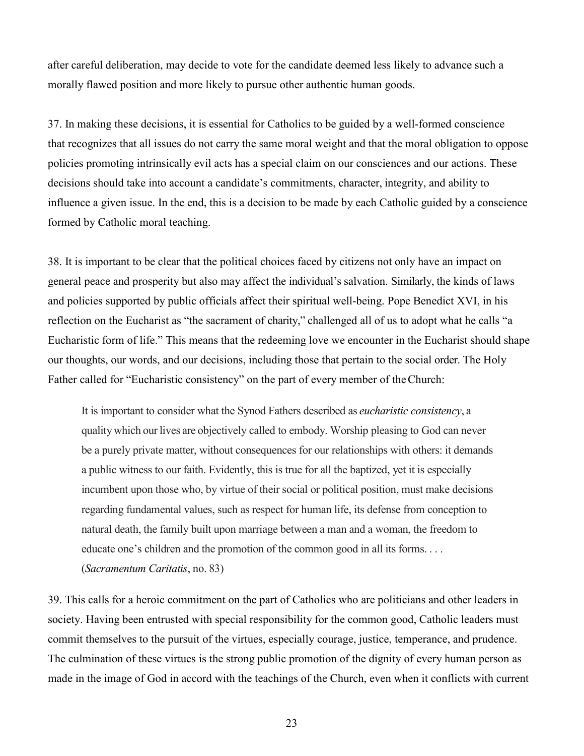after careful deliberation, may decide to vote for the candidate deemed less likely to advance such a morally flawed position and more likely to pursue other authentic human goods.

37. In making these decisions, it is essential for Catholics to be guided by a well-formed conscience that recognizes that all issues do not carry the same moral weight and that the moral obligation to oppose policies promoting intrinsically evil acts has a special claim on our consciences and our actions. These decisions should take into account a candidate's commitments, character, integrity, and ability to influence a given issue. In the end, this is a decision to be made by each Catholic guided by a conscience formed by Catholic moral teaching.

38. It is important to be clear that the political choices faced by citizens not only have an impact on general peace and prosperity but also may affect the individual's salvation. Similarly, the kinds of laws and policies supported by public officials affect their spiritual well-being. Pope Benedict XVI, in his reflection on the Eucharist as "the sacrament of charity," challenged all of us to adopt what he calls "a Eucharistic form of life." This means that the redeeming love we encounter in the Eucharist should shape our thoughts, our words, and our decisions, including those that pertain to the social order. The Holy Father called for "Eucharistic consistency" on the part of every member of the Church:

> It is important to consider what the Synod Fathers described as *eucharistic consistency*, a quality which our lives are objectively called to embody. Worship pleasing to God can never be a purely private matter, without consequences for our relationships with others: it demands a public witness to our faith. Evidently, this is true for all the baptized, yet it is especially incumbent upon those who, by virtue of their social or political position, must make decisions regarding fundamental values, such as respect for human life, its defense from conception to natural death, the family built upon marriage between a man and a woman, the freedom to educate one's children and the promotion of the common good in all its forms. . . . (*Sacramentum Caritatis*, no. 83)

39. This calls for a heroic commitment on the part of Catholics who are politicians and other leaders in society. Having been entrusted with special responsibility for the common good, Catholic leaders must commit themselves to the pursuit of the virtues, especially courage, justice, temperance, and prudence. The culmination of these virtues is the strong public promotion of the dignity of every human person as made in the image of God in accord with the teachings of the Church, even when it conflicts with current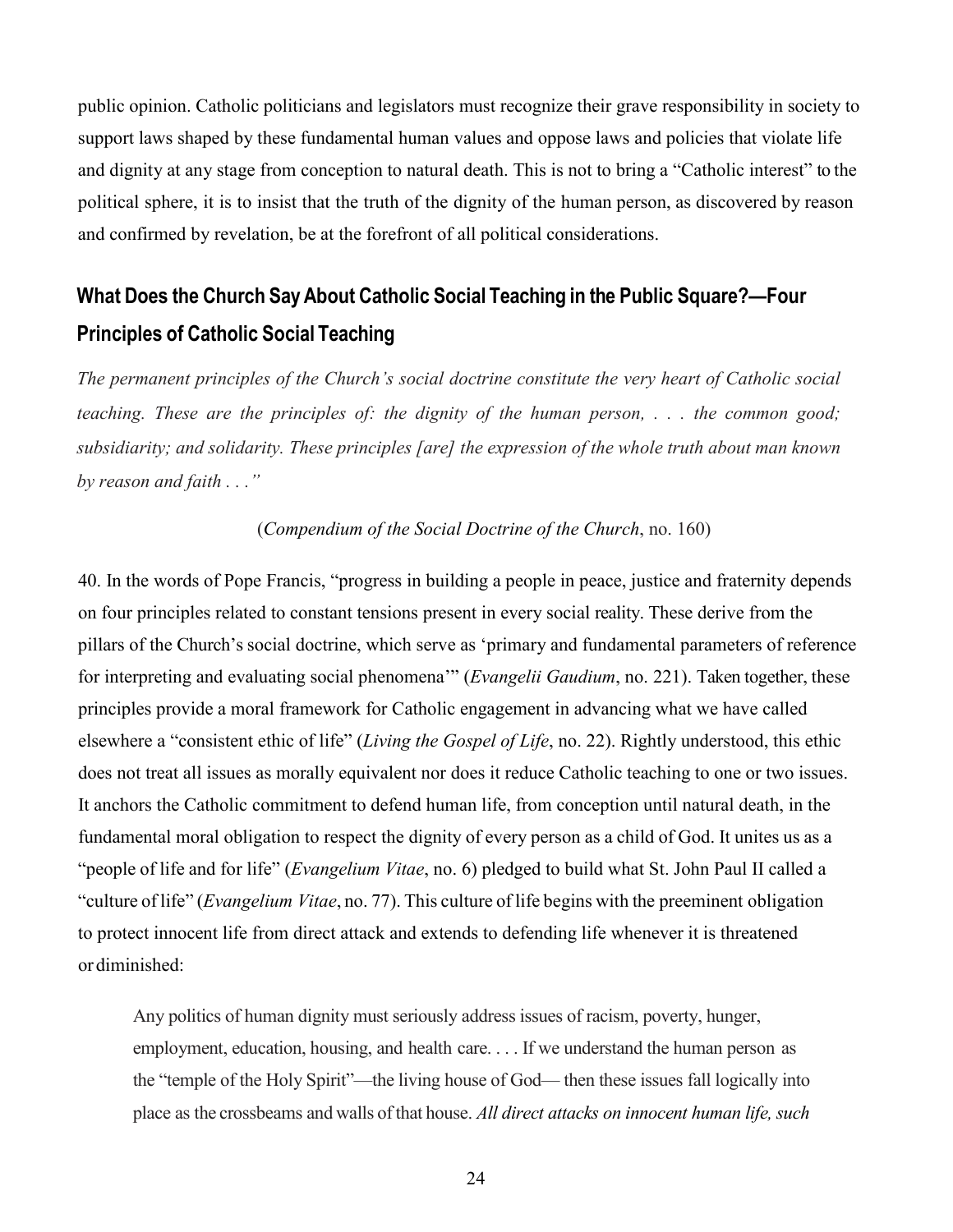public opinion. Catholic politicians and legislators must recognize their grave responsibility in society to support laws shaped by these fundamental human values and oppose laws and policies that violate life and dignity at any stage from conception to natural death. This is not to bring a "Catholic interest" to the political sphere, it is to insist that the truth of the dignity of the human person, as discovered by reason and confirmed by revelation, be at the forefront of all political considerations.

## What Does the Church Say About Catholic Social Teaching in the Public Square?—Four Principles of Catholic Social Teaching

*The permanent principles of the Church's social doctrine constitute the very heart of Catholic social teaching. These are the principles of: the dignity of the human person, . . . the common good; subsidiarity; and solidarity. These principles [are] the expression of the whole truth about man known by reason and faith . . ."*

(*Compendium of the Social Doctrine of the Church*, no. 160)

40. In the words of Pope Francis, "progress in building a people in peace, justice and fraternity depends on four principles related to constant tensions present in every social reality. These derive from the pillars of the Church's social doctrine, which serve as 'primary and fundamental parameters of reference for interpreting and evaluating social phenomena'" (*Evangelii Gaudium*, no. 221). Taken together, these principles provide a moral framework for Catholic engagement in advancing what we have called elsewhere a "consistent ethic of life" (*Living the Gospel of Life*, no. 22). Rightly understood, this ethic does not treat all issues as morally equivalent nor does it reduce Catholic teaching to one or two issues. It anchors the Catholic commitment to defend human life, from conception until natural death, in the fundamental moral obligation to respect the dignity of every person as a child of God. It unites us as a "people of life and for life" (*Evangelium Vitae*, no. 6) pledged to build what St. John Paul II called a "culture of life" (*Evangelium Vitae*, no. 77). This culture of life begins with the preeminent obligation to protect innocent life from direct attack and extends to defending life whenever it is threatened or diminished:

> Any politics of human dignity must seriously address issues of racism, poverty, hunger, employment, education, housing, and health care. . . . If we understand the human person as the "temple of the Holy Spirit"—the living house of God— then these issues fall logically into place as the crossbeams and walls of that house. *All direct attacks on innocent human life, such*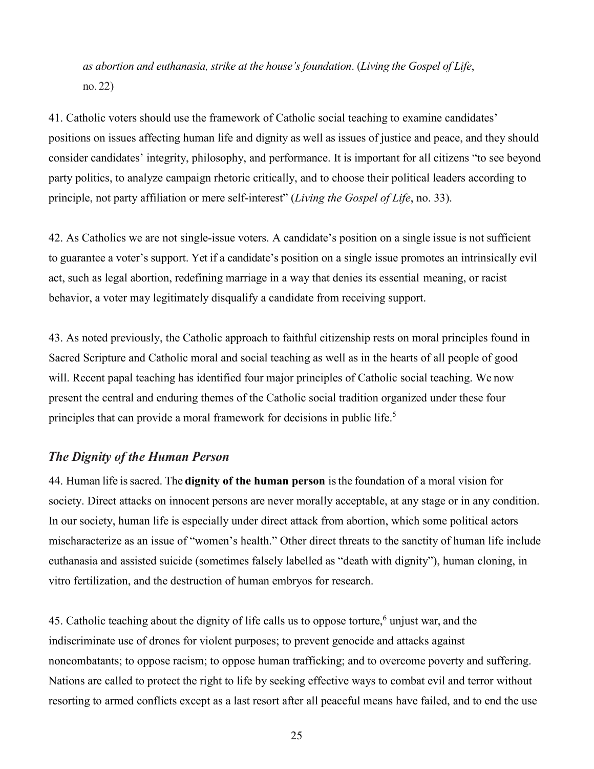*as abortion and euthanasia, strike at the house's foundation*. (*Living the Gospel of Life*, no. 22)

41. Catholic voters should use the framework of Catholic social teaching to examine candidates' positions on issues affecting human life and dignity as well as issues of justice and peace, and they should consider candidates' integrity, philosophy, and performance. It is important for all citizens "to see beyond party politics, to analyze campaign rhetoric critically, and to choose their political leaders according to principle, not party affiliation or mere self-interest" (*Living the Gospel of Life*, no. 33).

42. As Catholics we are not single-issue voters. A candidate's position on a single issue is not sufficient to guarantee a voter's support. Yet if a candidate's position on a single issue promotes an intrinsically evil act, such as legal abortion, redefining marriage in a way that denies its essential meaning, or racist behavior, a voter may legitimately disqualify a candidate from receiving support.

43. As noted previously, the Catholic approach to faithful citizenship rests on moral principles found in Sacred Scripture and Catholic moral and social teaching as well as in the hearts of all people of good will. Recent papal teaching has identified four major principles of Catholic social teaching. We now present the central and enduring themes of the Catholic social tradition organized under these four principles that can provide a moral framework for decisions in public life.[5]

## *The Dignity of the Human Person*

44. Human life is sacred. The **dignity of the human person** is the foundation of a moral vision for society. Direct attacks on innocent persons are never morally acceptable, at any stage or in any condition. In our society, human life is especially under direct attack from abortion, which some political actors mischaracterize as an issue of "women's health." Other direct threats to the sanctity of human life include euthanasia and assisted suicide (sometimes falsely labelled as "death with dignity"), human cloning, in vitro fertilization, and the destruction of human embryos for research.

45. Catholic teaching about the dignity of life calls us to oppose torture,[6] unjust war, and the indiscriminate use of drones for violent purposes; to prevent genocide and attacks against noncombatants; to oppose racism; to oppose human trafficking; and to overcome poverty and suffering. Nations are called to protect the right to life by seeking effective ways to combat evil and terror without resorting to armed conflicts except as a last resort after all peaceful means have failed, and to end the use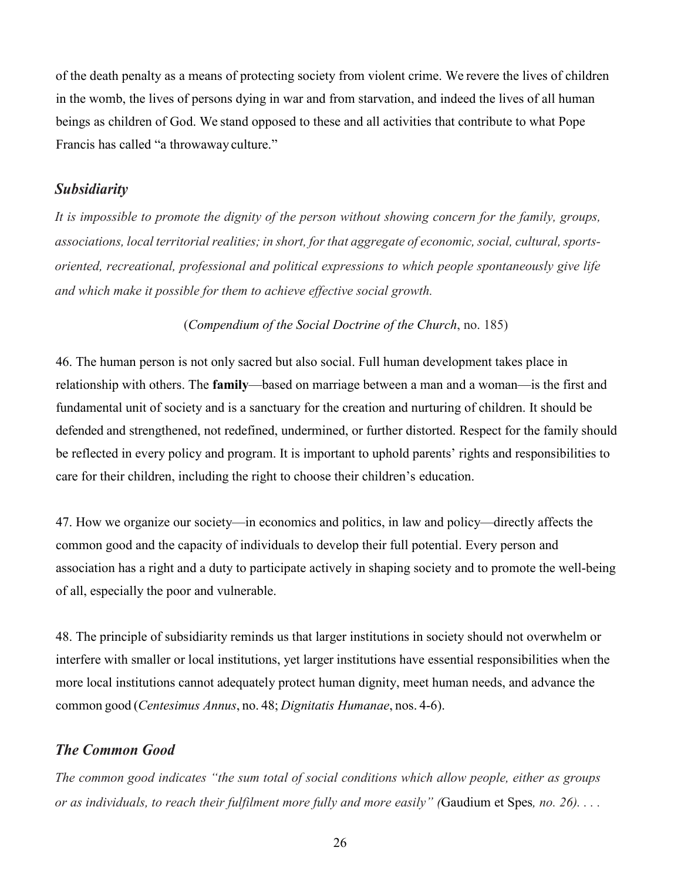of the death penalty as a means of protecting society from violent crime. We revere the lives of children in the womb, the lives of persons dying in war and from starvation, and indeed the lives of all human beings as children of God. We stand opposed to these and all activities that contribute to what Pope Francis has called "a throwaway culture."

### *Subsidiarity*

*It is impossible to promote the dignity of the person without showing concern for the family, groups, associations, local territorial realities; in short, for that aggregate of economic, social, cultural, sports-oriented, recreational, professional and political expressions to which people spontaneously give life and which make it possible for them to achieve effective social growth.*

(*Compendium of the Social Doctrine of the Church*, no. 185)

46. The human person is not only sacred but also social. Full human development takes place in relationship with others. The **family**—based on marriage between a man and a woman—is the first and fundamental unit of society and is a sanctuary for the creation and nurturing of children. It should be defended and strengthened, not redefined, undermined, or further distorted. Respect for the family should be reflected in every policy and program. It is important to uphold parents' rights and responsibilities to care for their children, including the right to choose their children's education.

47. How we organize our society—in economics and politics, in law and policy—directly affects the common good and the capacity of individuals to develop their full potential. Every person and association has a right and a duty to participate actively in shaping society and to promote the well-being of all, especially the poor and vulnerable.

48. The principle of subsidiarity reminds us that larger institutions in society should not overwhelm or interfere with smaller or local institutions, yet larger institutions have essential responsibilities when the more local institutions cannot adequately protect human dignity, meet human needs, and advance the common good (*Centesimus Annus*, no. 48; *Dignitatis Humanae*, nos. 4-6).

### *The Common Good*

*The common good indicates "the sum total of social conditions which allow people, either as groups or as individuals, to reach their fulfilment more fully and more easily" (*Gaudium et Spes*, no. 26). . . .*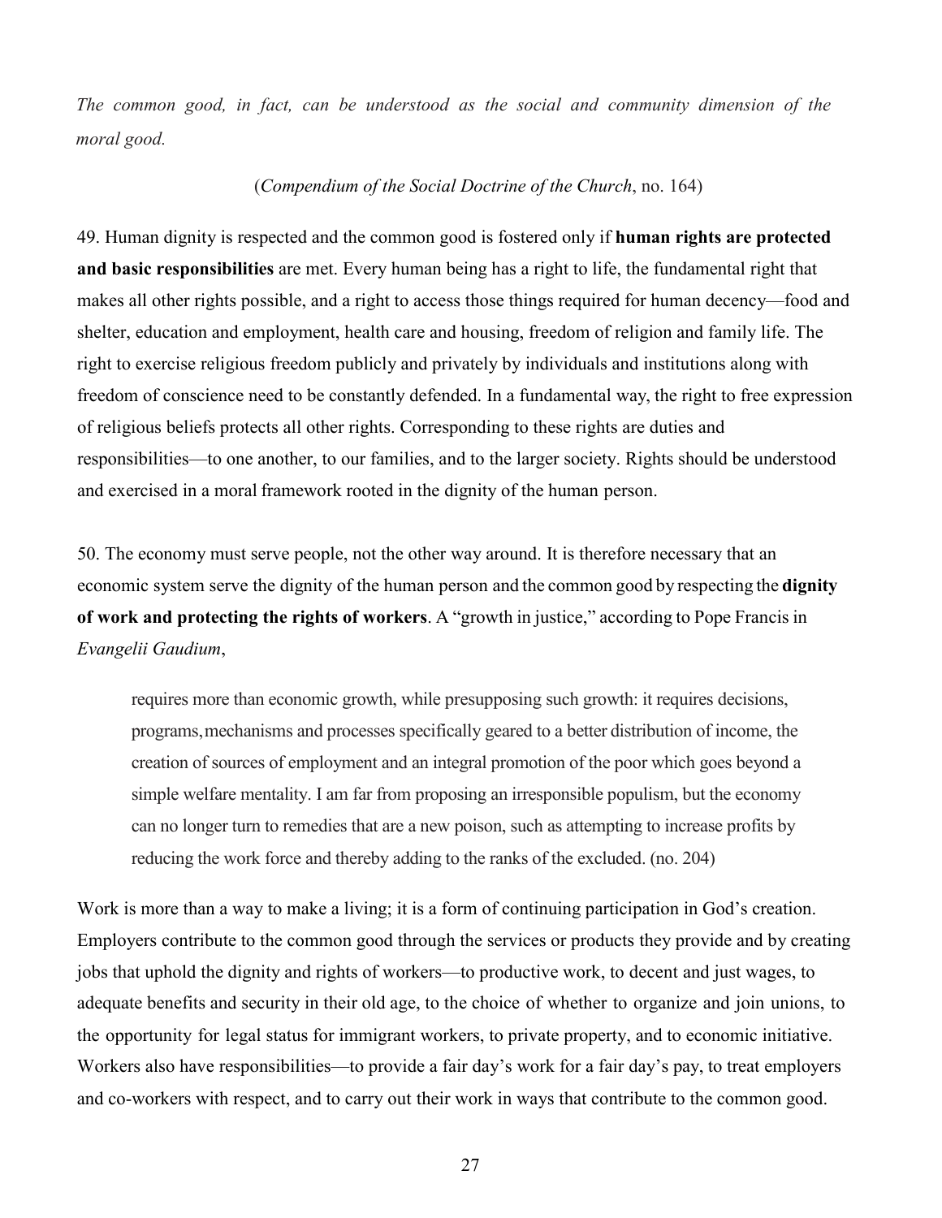*The common good, in fact, can be understood as the social and community dimension of the moral good.*

(*Compendium of the Social Doctrine of the Church*, no. 164)

49. Human dignity is respected and the common good is fostered only if **human rights are protected and basic responsibilities** are met. Every human being has a right to life, the fundamental right that makes all other rights possible, and a right to access those things required for human decency—food and shelter, education and employment, health care and housing, freedom of religion and family life. The right to exercise religious freedom publicly and privately by individuals and institutions along with freedom of conscience need to be constantly defended. In a fundamental way, the right to free expression of religious beliefs protects all other rights. Corresponding to these rights are duties and responsibilities—to one another, to our families, and to the larger society. Rights should be understood and exercised in a moral framework rooted in the dignity of the human person.

50. The economy must serve people, not the other way around. It is therefore necessary that an economic system serve the dignity of the human person and the common good by respecting the **dignity of work and protecting the rights of workers**. A "growth in justice," according to Pope Francis in *Evangelii Gaudium*,

> requires more than economic growth, while presupposing such growth: it requires decisions, programs, mechanisms and processes specifically geared to a better distribution of income, the creation of sources of employment and an integral promotion of the poor which goes beyond a simple welfare mentality. I am far from proposing an irresponsible populism, but the economy can no longer turn to remedies that are a new poison, such as attempting to increase profits by reducing the work force and thereby adding to the ranks of the excluded. (no. 204)

Work is more than a way to make a living; it is a form of continuing participation in God's creation. Employers contribute to the common good through the services or products they provide and by creating jobs that uphold the dignity and rights of workers—to productive work, to decent and just wages, to adequate benefits and security in their old age, to the choice of whether to organize and join unions, to the opportunity for legal status for immigrant workers, to private property, and to economic initiative. Workers also have responsibilities—to provide a fair day's work for a fair day's pay, to treat employers and co-workers with respect, and to carry out their work in ways that contribute to the common good.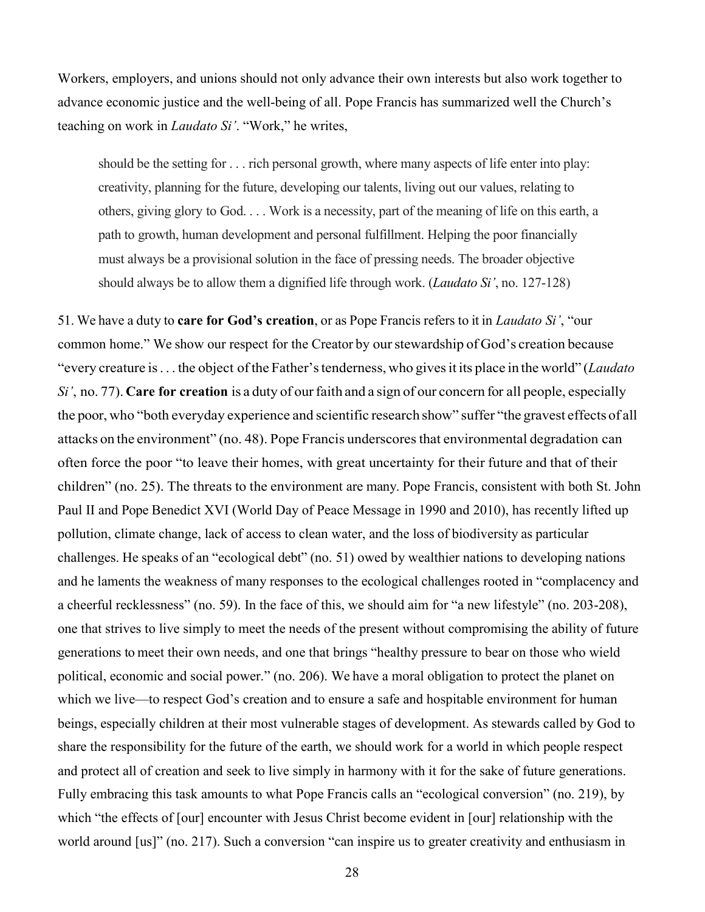Workers, employers, and unions should not only advance their own interests but also work together to advance economic justice and the well-being of all. Pope Francis has summarized well the Church's teaching on work in *Laudato Si'*. "Work," he writes,

> should be the setting for . . . rich personal growth, where many aspects of life enter into play: creativity, planning for the future, developing our talents, living out our values, relating to others, giving glory to God. . . . Work is a necessity, part of the meaning of life on this earth, a path to growth, human development and personal fulfillment. Helping the poor financially must always be a provisional solution in the face of pressing needs. The broader objective should always be to allow them a dignified life through work. (*Laudato Si'*, no. 127-128)

51. We have a duty to **care for God's creation**, or as Pope Francis refers to it in *Laudato Si'*, "our common home." We show our respect for the Creator by our stewardship of God's creation because "every creature is . . . the object of the Father's tenderness, who gives it its place in the world" (*Laudato Si'*, no. 77). **Care for creation** is a duty of our faith and a sign of our concern for all people, especially the poor, who "both everyday experience and scientific research show" suffer "the gravest effects of all attacks on the environment" (no. 48). Pope Francis underscores that environmental degradation can often force the poor "to leave their homes, with great uncertainty for their future and that of their children" (no. 25). The threats to the environment are many. Pope Francis, consistent with both St. John Paul II and Pope Benedict XVI (World Day of Peace Message in 1990 and 2010), has recently lifted up pollution, climate change, lack of access to clean water, and the loss of biodiversity as particular challenges. He speaks of an "ecological debt" (no. 51) owed by wealthier nations to developing nations and he laments the weakness of many responses to the ecological challenges rooted in "complacency and a cheerful recklessness" (no. 59). In the face of this, we should aim for "a new lifestyle" (no. 203-208), one that strives to live simply to meet the needs of the present without compromising the ability of future generations to meet their own needs, and one that brings "healthy pressure to bear on those who wield political, economic and social power." (no. 206). We have a moral obligation to protect the planet on which we live—to respect God's creation and to ensure a safe and hospitable environment for human beings, especially children at their most vulnerable stages of development. As stewards called by God to share the responsibility for the future of the earth, we should work for a world in which people respect and protect all of creation and seek to live simply in harmony with it for the sake of future generations. Fully embracing this task amounts to what Pope Francis calls an "ecological conversion" (no. 219), by which "the effects of [our] encounter with Jesus Christ become evident in [our] relationship with the world around [us]" (no. 217). Such a conversion "can inspire us to greater creativity and enthusiasm in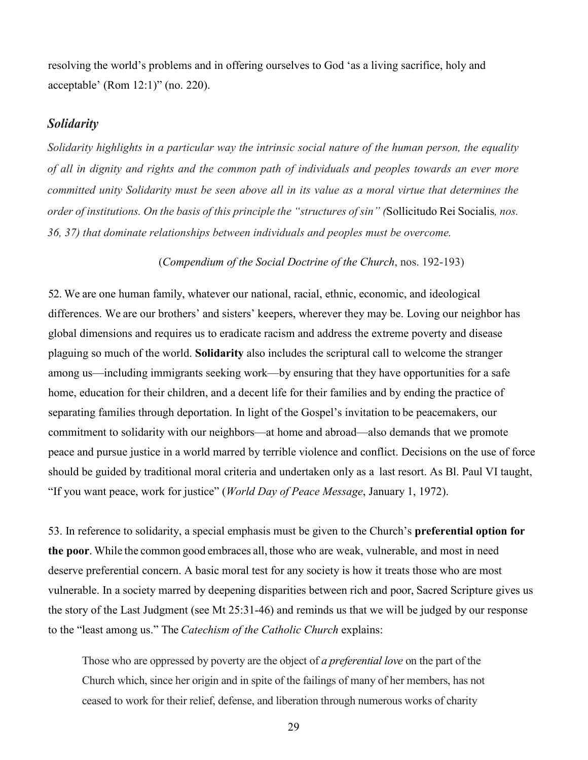resolving the world's problems and in offering ourselves to God 'as a living sacrifice, holy and acceptable' (Rom 12:1)" (no. 220).

### *Solidarity*

*Solidarity highlights in a particular way the intrinsic social nature of the human person, the equality of all in dignity and rights and the common path of individuals and peoples towards an ever more committed unity Solidarity must be seen above all in its value as a moral virtue that determines the order of institutions. On the basis of this principle the "structures of sin" (*Sollicitudo Rei Socialis*, nos. 36, 37) that dominate relationships between individuals and peoples must be overcome.*

(*Compendium of the Social Doctrine of the Church*, nos. 192-193)

52. We are one human family, whatever our national, racial, ethnic, economic, and ideological differences. We are our brothers' and sisters' keepers, wherever they may be. Loving our neighbor has global dimensions and requires us to eradicate racism and address the extreme poverty and disease plaguing so much of the world. **Solidarity** also includes the scriptural call to welcome the stranger among us—including immigrants seeking work—by ensuring that they have opportunities for a safe home, education for their children, and a decent life for their families and by ending the practice of separating families through deportation. In light of the Gospel's invitation to be peacemakers, our commitment to solidarity with our neighbors—at home and abroad—also demands that we promote peace and pursue justice in a world marred by terrible violence and conflict. Decisions on the use of force should be guided by traditional moral criteria and undertaken only as a last resort. As Bl. Paul VI taught, "If you want peace, work for justice" (*World Day of Peace Message*, January 1, 1972).

53. In reference to solidarity, a special emphasis must be given to the Church's **preferential option for the poor**. While the common good embraces all, those who are weak, vulnerable, and most in need deserve preferential concern. A basic moral test for any society is how it treats those who are most vulnerable. In a society marred by deepening disparities between rich and poor, Sacred Scripture gives us the story of the Last Judgment (see Mt 25:31-46) and reminds us that we will be judged by our response to the "least among us." The *Catechism of the Catholic Church* explains:

> Those who are oppressed by poverty are the object of *a preferential love* on the part of the Church which, since her origin and in spite of the failings of many of her members, has not ceased to work for their relief, defense, and liberation through numerous works of charity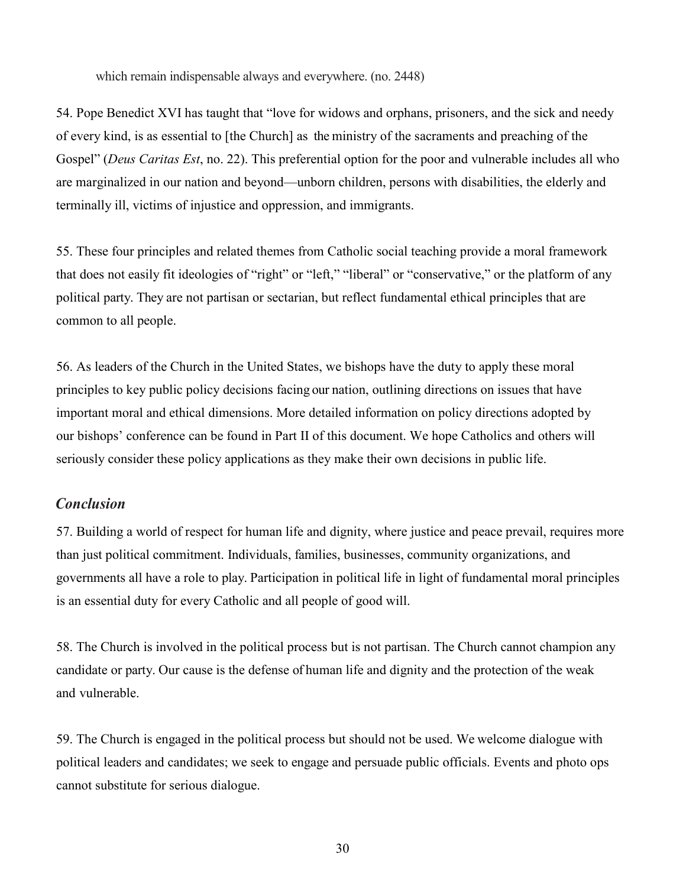which remain indispensable always and everywhere. (no. 2448)

54. Pope Benedict XVI has taught that "love for widows and orphans, prisoners, and the sick and needy of every kind, is as essential to [the Church] as the ministry of the sacraments and preaching of the Gospel" (*Deus Caritas Est*, no. 22). This preferential option for the poor and vulnerable includes all who are marginalized in our nation and beyond—unborn children, persons with disabilities, the elderly and terminally ill, victims of injustice and oppression, and immigrants.

55. These four principles and related themes from Catholic social teaching provide a moral framework that does not easily fit ideologies of "right" or "left," "liberal" or "conservative," or the platform of any political party. They are not partisan or sectarian, but reflect fundamental ethical principles that are common to all people.

56. As leaders of the Church in the United States, we bishops have the duty to apply these moral principles to key public policy decisions facing our nation, outlining directions on issues that have important moral and ethical dimensions. More detailed information on policy directions adopted by our bishops' conference can be found in Part II of this document. We hope Catholics and others will seriously consider these policy applications as they make their own decisions in public life.

## *Conclusion*

57. Building a world of respect for human life and dignity, where justice and peace prevail, requires more than just political commitment. Individuals, families, businesses, community organizations, and governments all have a role to play. Participation in political life in light of fundamental moral principles is an essential duty for every Catholic and all people of good will.

58. The Church is involved in the political process but is not partisan. The Church cannot champion any candidate or party. Our cause is the defense of human life and dignity and the protection of the weak and vulnerable.

59. The Church is engaged in the political process but should not be used. We welcome dialogue with political leaders and candidates; we seek to engage and persuade public officials. Events and photo ops cannot substitute for serious dialogue.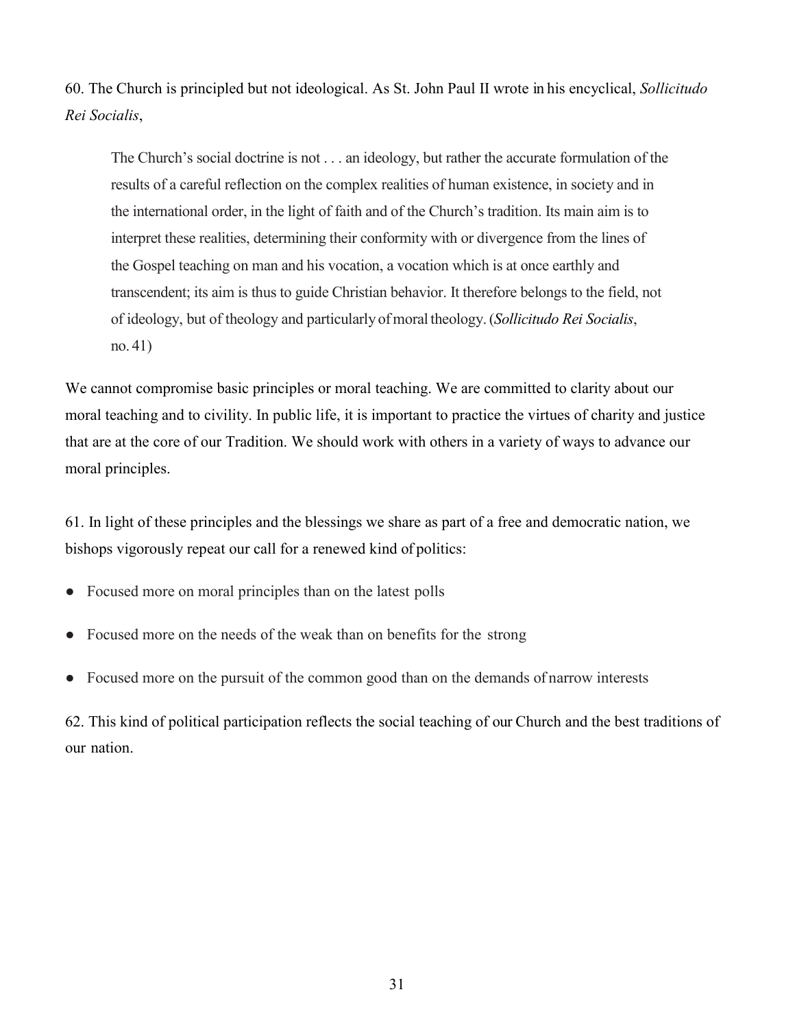60. The Church is principled but not ideological. As St. John Paul II wrote in his encyclical, *Sollicitudo Rei Socialis*,

> The Church's social doctrine is not . . . an ideology, but rather the accurate formulation of the results of a careful reflection on the complex realities of human existence, in society and in the international order, in the light of faith and of the Church's tradition. Its main aim is to interpret these realities, determining their conformity with or divergence from the lines of the Gospel teaching on man and his vocation, a vocation which is at once earthly and transcendent; its aim is thus to guide Christian behavior. It therefore belongs to the field, not of ideology, but of theology and particularly of moral theology. (*Sollicitudo Rei Socialis*, no. 41)

We cannot compromise basic principles or moral teaching. We are committed to clarity about our moral teaching and to civility. In public life, it is important to practice the virtues of charity and justice that are at the core of our Tradition. We should work with others in a variety of ways to advance our moral principles.

61. In light of these principles and the blessings we share as part of a free and democratic nation, we bishops vigorously repeat our call for a renewed kind of politics:

- Focused more on moral principles than on the latest polls
- Focused more on the needs of the weak than on benefits for the strong
- Focused more on the pursuit of the common good than on the demands of narrow interests

62. This kind of political participation reflects the social teaching of our Church and the best traditions of our nation.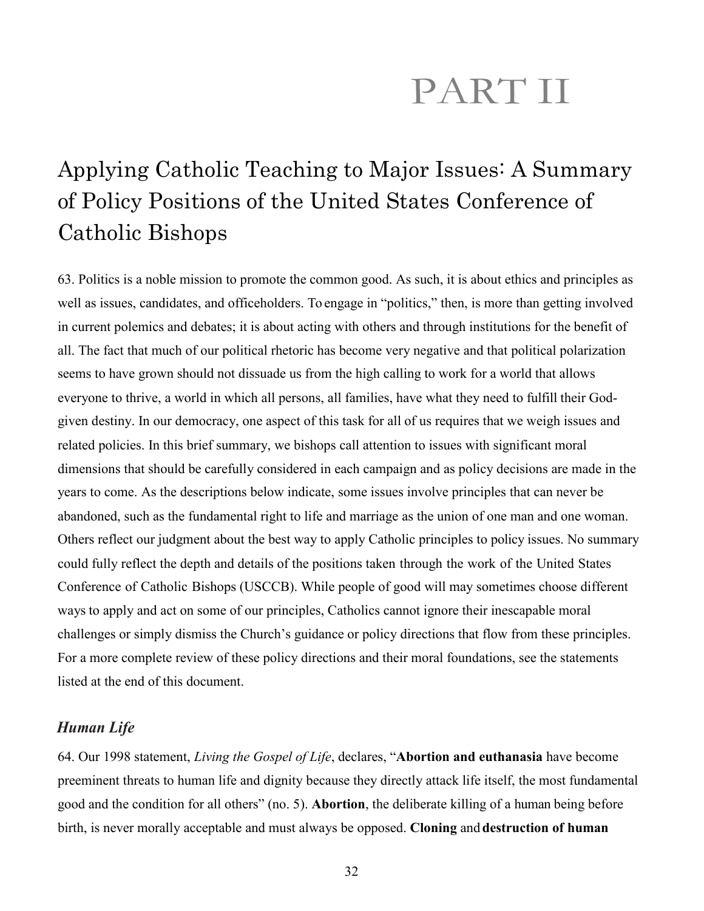# PART II

## Applying Catholic Teaching to Major Issues: A Summary of Policy Positions of the United States Conference of Catholic Bishops

63. Politics is a noble mission to promote the common good. As such, it is about ethics and principles as well as issues, candidates, and officeholders. To engage in "politics," then, is more than getting involved in current polemics and debates; it is about acting with others and through institutions for the benefit of all. The fact that much of our political rhetoric has become very negative and that political polarization seems to have grown should not dissuade us from the high calling to work for a world that allows everyone to thrive, a world in which all persons, all families, have what they need to fulfill their God-given destiny. In our democracy, one aspect of this task for all of us requires that we weigh issues and related policies. In this brief summary, we bishops call attention to issues with significant moral dimensions that should be carefully considered in each campaign and as policy decisions are made in the years to come. As the descriptions below indicate, some issues involve principles that can never be abandoned, such as the fundamental right to life and marriage as the union of one man and one woman. Others reflect our judgment about the best way to apply Catholic principles to policy issues. No summary could fully reflect the depth and details of the positions taken through the work of the United States Conference of Catholic Bishops (USCCB). While people of good will may sometimes choose different ways to apply and act on some of our principles, Catholics cannot ignore their inescapable moral challenges or simply dismiss the Church's guidance or policy directions that flow from these principles. For a more complete review of these policy directions and their moral foundations, see the statements listed at the end of this document.

### *Human Life*

64. Our 1998 statement, *Living the Gospel of Life*, declares, "**Abortion and euthanasia** have become preeminent threats to human life and dignity because they directly attack life itself, the most fundamental good and the condition for all others" (no. 5). **Abortion**, the deliberate killing of a human being before birth, is never morally acceptable and must always be opposed. **Cloning** and **destruction of human**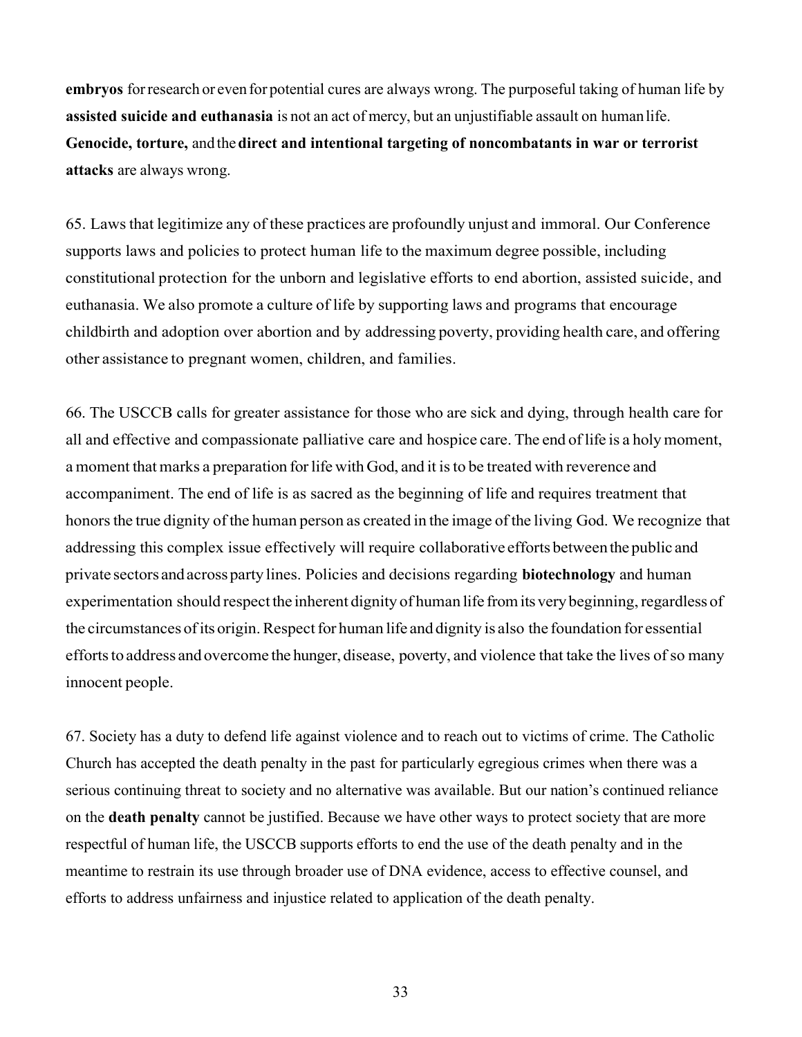**embryos** for research or even for potential cures are always wrong. The purposeful taking of human life by **assisted suicide and euthanasia** is not an act of mercy, but an unjustifiable assault on human life. **Genocide, torture,** and the **direct and intentional targeting of noncombatants in war or terrorist attacks** are always wrong.

65. Laws that legitimize any of these practices are profoundly unjust and immoral. Our Conference supports laws and policies to protect human life to the maximum degree possible, including constitutional protection for the unborn and legislative efforts to end abortion, assisted suicide, and euthanasia. We also promote a culture of life by supporting laws and programs that encourage childbirth and adoption over abortion and by addressing poverty, providing health care, and offering other assistance to pregnant women, children, and families.

66. The USCCB calls for greater assistance for those who are sick and dying, through health care for all and effective and compassionate palliative care and hospice care. The end of life is a holy moment, a moment that marks a preparation for life with God, and it is to be treated with reverence and accompaniment. The end of life is as sacred as the beginning of life and requires treatment that honors the true dignity of the human person as created in the image of the living God. We recognize that addressing this complex issue effectively will require collaborative efforts between the public and private sectors and across party lines. Policies and decisions regarding **biotechnology** and human experimentation should respect the inherent dignity of human life from its very beginning, regardless of the circumstances of its origin. Respect for human life and dignity is also the foundation for essential efforts to address and overcome the hunger, disease, poverty, and violence that take the lives of so many innocent people.

67. Society has a duty to defend life against violence and to reach out to victims of crime. The Catholic Church has accepted the death penalty in the past for particularly egregious crimes when there was a serious continuing threat to society and no alternative was available. But our nation's continued reliance on the **death penalty** cannot be justified. Because we have other ways to protect society that are more respectful of human life, the USCCB supports efforts to end the use of the death penalty and in the meantime to restrain its use through broader use of DNA evidence, access to effective counsel, and efforts to address unfairness and injustice related to application of the death penalty.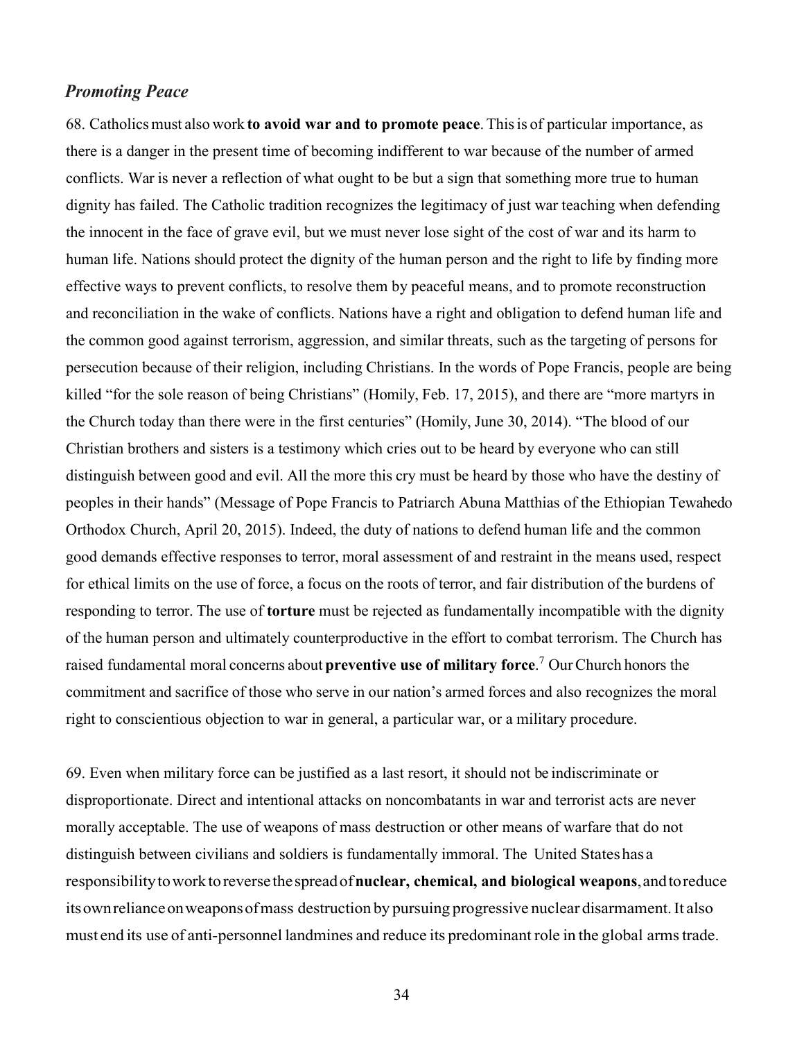### *Promoting Peace*

68. Catholics must also work **to avoid war and to promote peace**. This is of particular importance, as there is a danger in the present time of becoming indifferent to war because of the number of armed conflicts. War is never a reflection of what ought to be but a sign that something more true to human dignity has failed. The Catholic tradition recognizes the legitimacy of just war teaching when defending the innocent in the face of grave evil, but we must never lose sight of the cost of war and its harm to human life. Nations should protect the dignity of the human person and the right to life by finding more effective ways to prevent conflicts, to resolve them by peaceful means, and to promote reconstruction and reconciliation in the wake of conflicts. Nations have a right and obligation to defend human life and the common good against terrorism, aggression, and similar threats, such as the targeting of persons for persecution because of their religion, including Christians. In the words of Pope Francis, people are being killed "for the sole reason of being Christians" (Homily, Feb. 17, 2015), and there are "more martyrs in the Church today than there were in the first centuries" (Homily, June 30, 2014). "The blood of our Christian brothers and sisters is a testimony which cries out to be heard by everyone who can still distinguish between good and evil. All the more this cry must be heard by those who have the destiny of peoples in their hands" (Message of Pope Francis to Patriarch Abuna Matthias of the Ethiopian Tewahedo Orthodox Church, April 20, 2015). Indeed, the duty of nations to defend human life and the common good demands effective responses to terror, moral assessment of and restraint in the means used, respect for ethical limits on the use of force, a focus on the roots of terror, and fair distribution of the burdens of responding to terror. The use of **torture** must be rejected as fundamentally incompatible with the dignity of the human person and ultimately counterproductive in the effort to combat terrorism. The Church has raised fundamental moral concerns about **preventive use of military force**.[7] Our Church honors the commitment and sacrifice of those who serve in our nation's armed forces and also recognizes the moral right to conscientious objection to war in general, a particular war, or a military procedure.

69. Even when military force can be justified as a last resort, it should not be indiscriminate or disproportionate. Direct and intentional attacks on noncombatants in war and terrorist acts are never morally acceptable. The use of weapons of mass destruction or other means of warfare that do not distinguish between civilians and soldiers is fundamentally immoral. The United States has a responsibility to work to reverse the spread of **nuclear, chemical, and biological weapons**, and to reduce its own reliance on weapons of mass destruction by pursuing progressive nuclear disarmament. It also must end its use of anti-personnel landmines and reduce its predominant role in the global arms trade.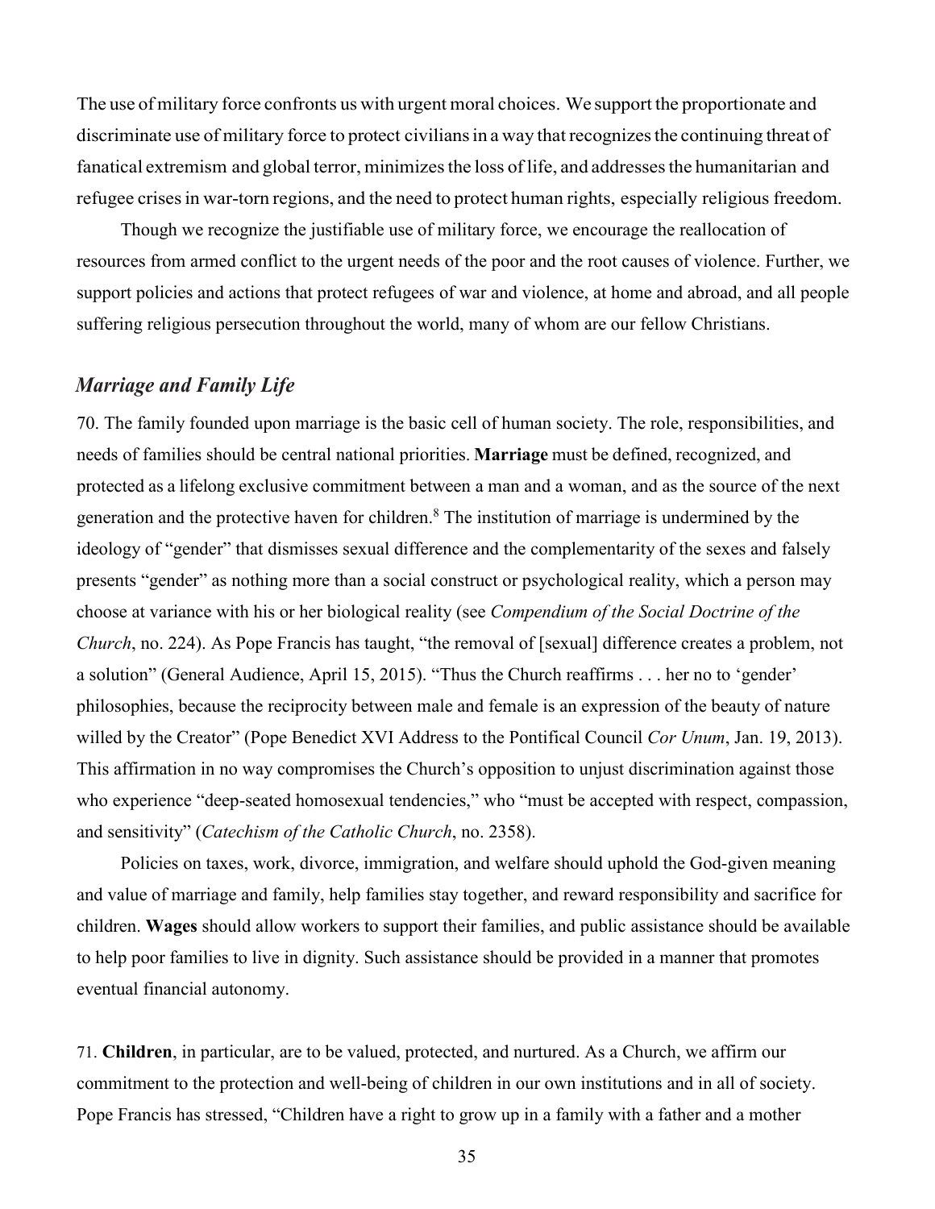The use of military force confronts us with urgent moral choices. We support the proportionate and discriminate use of military force to protect civilians in a way that recognizes the continuing threat of fanatical extremism and global terror, minimizes the loss of life, and addresses the humanitarian and refugee crises in war-torn regions, and the need to protect human rights, especially religious freedom.

Though we recognize the justifiable use of military force, we encourage the reallocation of resources from armed conflict to the urgent needs of the poor and the root causes of violence. Further, we support policies and actions that protect refugees of war and violence, at home and abroad, and all people suffering religious persecution throughout the world, many of whom are our fellow Christians.

### *Marriage and Family Life*

70. The family founded upon marriage is the basic cell of human society. The role, responsibilities, and needs of families should be central national priorities. **Marriage** must be defined, recognized, and protected as a lifelong exclusive commitment between a man and a woman, and as the source of the next generation and the protective haven for children.[8] The institution of marriage is undermined by the ideology of "gender" that dismisses sexual difference and the complementarity of the sexes and falsely presents "gender" as nothing more than a social construct or psychological reality, which a person may choose at variance with his or her biological reality (see *Compendium of the Social Doctrine of the Church*, no. 224). As Pope Francis has taught, "the removal of [sexual] difference creates a problem, not a solution" (General Audience, April 15, 2015). "Thus the Church reaffirms . . . her no to 'gender' philosophies, because the reciprocity between male and female is an expression of the beauty of nature willed by the Creator" (Pope Benedict XVI Address to the Pontifical Council *Cor Unum*, Jan. 19, 2013). This affirmation in no way compromises the Church's opposition to unjust discrimination against those who experience "deep-seated homosexual tendencies," who "must be accepted with respect, compassion, and sensitivity" (*Catechism of the Catholic Church*, no. 2358).

Policies on taxes, work, divorce, immigration, and welfare should uphold the God-given meaning and value of marriage and family, help families stay together, and reward responsibility and sacrifice for children. **Wages** should allow workers to support their families, and public assistance should be available to help poor families to live in dignity. Such assistance should be provided in a manner that promotes eventual financial autonomy.

71. **Children**, in particular, are to be valued, protected, and nurtured. As a Church, we affirm our commitment to the protection and well-being of children in our own institutions and in all of society. Pope Francis has stressed, "Children have a right to grow up in a family with a father and a mother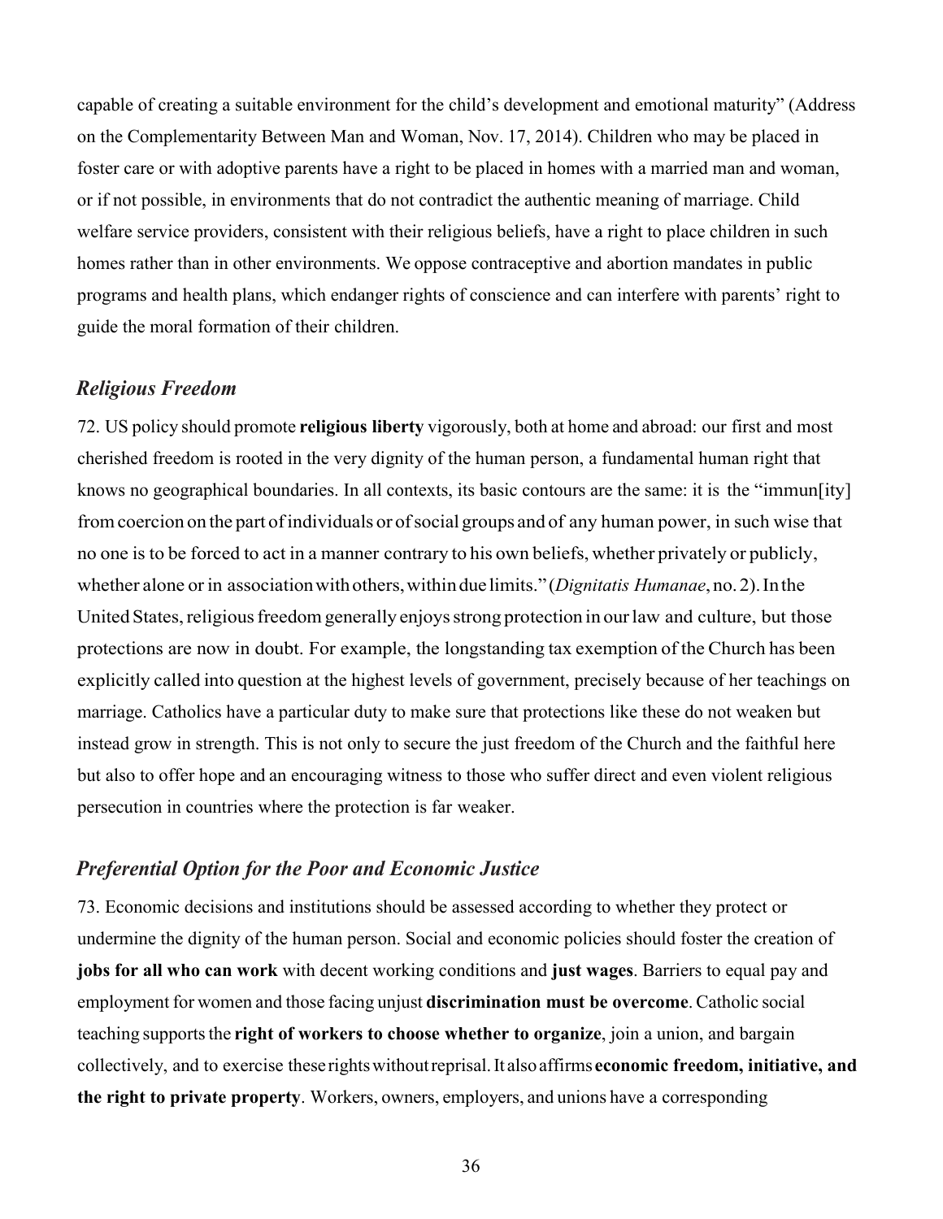capable of creating a suitable environment for the child's development and emotional maturity" (Address on the Complementarity Between Man and Woman, Nov. 17, 2014). Children who may be placed in foster care or with adoptive parents have a right to be placed in homes with a married man and woman, or if not possible, in environments that do not contradict the authentic meaning of marriage. Child welfare service providers, consistent with their religious beliefs, have a right to place children in such homes rather than in other environments. We oppose contraceptive and abortion mandates in public programs and health plans, which endanger rights of conscience and can interfere with parents' right to guide the moral formation of their children.

### *Religious Freedom*

72. US policy should promote **religious liberty** vigorously, both at home and abroad: our first and most cherished freedom is rooted in the very dignity of the human person, a fundamental human right that knows no geographical boundaries. In all contexts, its basic contours are the same: it is the "immun[ity] from coercion on the part of individuals or of social groups and of any human power, in such wise that no one is to be forced to act in a manner contrary to his own beliefs, whether privately or publicly, whether alone or in association with others, within due limits." (*Dignitatis Humanae*, no. 2). In the United States, religious freedom generally enjoys strong protection in our law and culture, but those protections are now in doubt. For example, the longstanding tax exemption of the Church has been explicitly called into question at the highest levels of government, precisely because of her teachings on marriage. Catholics have a particular duty to make sure that protections like these do not weaken but instead grow in strength. This is not only to secure the just freedom of the Church and the faithful here but also to offer hope and an encouraging witness to those who suffer direct and even violent religious persecution in countries where the protection is far weaker.

### *Preferential Option for the Poor and Economic Justice*

73. Economic decisions and institutions should be assessed according to whether they protect or undermine the dignity of the human person. Social and economic policies should foster the creation of **jobs for all who can work** with decent working conditions and **just wages**. Barriers to equal pay and employment for women and those facing unjust **discrimination must be overcome**. Catholic social teaching supports the **right of workers to choose whether to organize**, join a union, and bargain collectively, and to exercise these rights without reprisal. It also affirms **economic freedom, initiative, and the right to private property**. Workers, owners, employers, and unions have a corresponding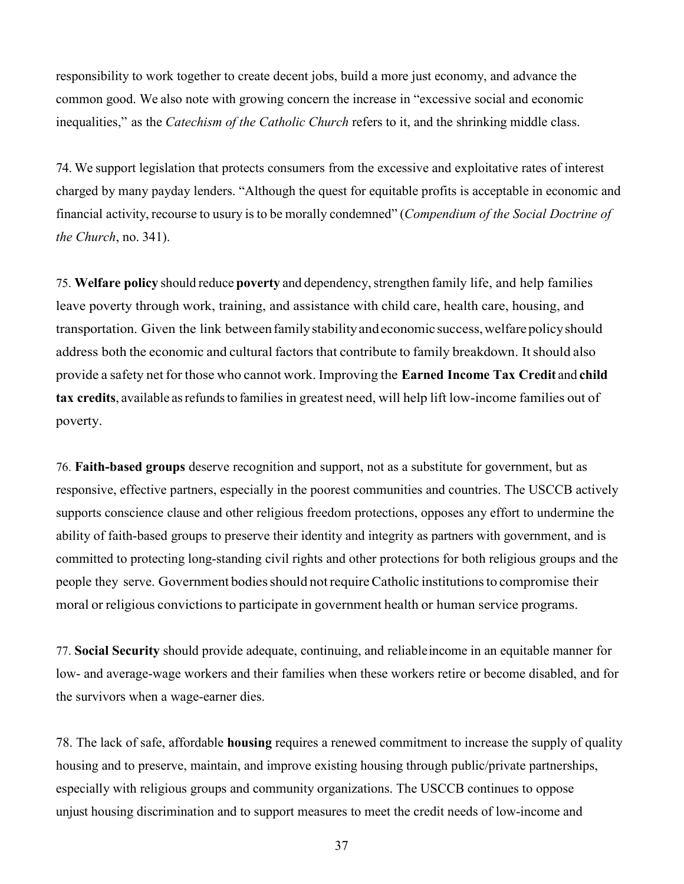responsibility to work together to create decent jobs, build a more just economy, and advance the common good. We also note with growing concern the increase in "excessive social and economic inequalities," as the *Catechism of the Catholic Church* refers to it, and the shrinking middle class.

74. We support legislation that protects consumers from the excessive and exploitative rates of interest charged by many payday lenders. "Although the quest for equitable profits is acceptable in economic and financial activity, recourse to usury is to be morally condemned" (*Compendium of the Social Doctrine of the Church*, no. 341).

75. **Welfare policy** should reduce **poverty** and dependency, strengthen family life, and help families leave poverty through work, training, and assistance with child care, health care, housing, and transportation. Given the link between family stability and economic success, welfare policy should address both the economic and cultural factors that contribute to family breakdown. It should also provide a safety net for those who cannot work. Improving the **Earned Income Tax Credit** and **child tax credits**, available as refunds to families in greatest need, will help lift low-income families out of poverty.

76. **Faith-based groups** deserve recognition and support, not as a substitute for government, but as responsive, effective partners, especially in the poorest communities and countries. The USCCB actively supports conscience clause and other religious freedom protections, opposes any effort to undermine the ability of faith-based groups to preserve their identity and integrity as partners with government, and is committed to protecting long-standing civil rights and other protections for both religious groups and the people they serve. Government bodies should not require Catholic institutions to compromise their moral or religious convictions to participate in government health or human service programs.

77. **Social Security** should provide adequate, continuing, and reliable income in an equitable manner for low- and average-wage workers and their families when these workers retire or become disabled, and for the survivors when a wage-earner dies.

78. The lack of safe, affordable **housing** requires a renewed commitment to increase the supply of quality housing and to preserve, maintain, and improve existing housing through public/private partnerships, especially with religious groups and community organizations. The USCCB continues to oppose unjust housing discrimination and to support measures to meet the credit needs of low-income and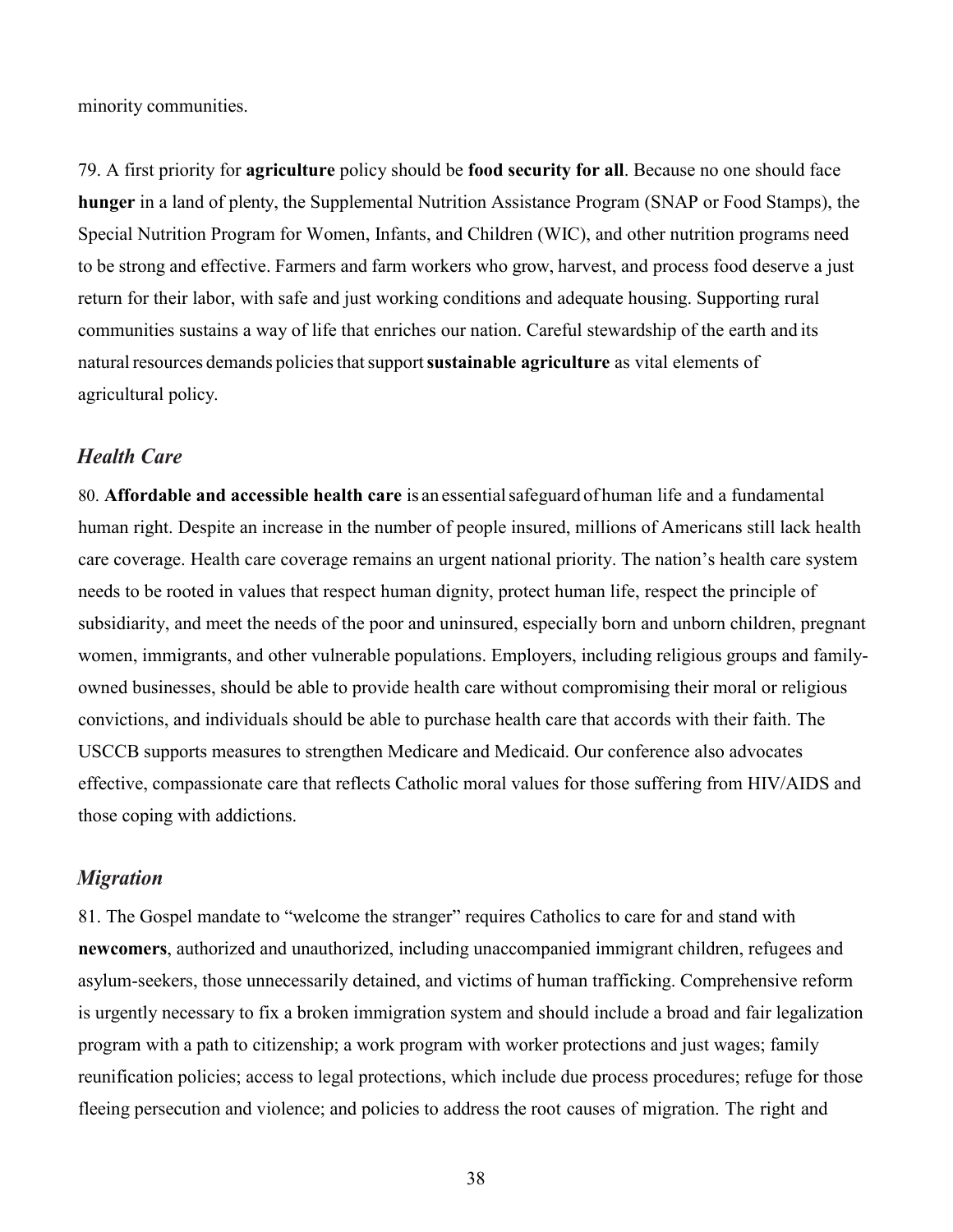minority communities.

79. A first priority for **agriculture** policy should be **food security for all**. Because no one should face **hunger** in a land of plenty, the Supplemental Nutrition Assistance Program (SNAP or Food Stamps), the Special Nutrition Program for Women, Infants, and Children (WIC), and other nutrition programs need to be strong and effective. Farmers and farm workers who grow, harvest, and process food deserve a just return for their labor, with safe and just working conditions and adequate housing. Supporting rural communities sustains a way of life that enriches our nation. Careful stewardship of the earth and its natural resources demands policies that support **sustainable agriculture** as vital elements of agricultural policy.

### *Health Care*

80. **Affordable and accessible health care** is an essential safeguard of human life and a fundamental human right. Despite an increase in the number of people insured, millions of Americans still lack health care coverage. Health care coverage remains an urgent national priority. The nation's health care system needs to be rooted in values that respect human dignity, protect human life, respect the principle of subsidiarity, and meet the needs of the poor and uninsured, especially born and unborn children, pregnant women, immigrants, and other vulnerable populations. Employers, including religious groups and family-owned businesses, should be able to provide health care without compromising their moral or religious convictions, and individuals should be able to purchase health care that accords with their faith. The USCCB supports measures to strengthen Medicare and Medicaid. Our conference also advocates effective, compassionate care that reflects Catholic moral values for those suffering from HIV/AIDS and those coping with addictions.

### *Migration*

81. The Gospel mandate to "welcome the stranger" requires Catholics to care for and stand with **newcomers**, authorized and unauthorized, including unaccompanied immigrant children, refugees and asylum-seekers, those unnecessarily detained, and victims of human trafficking. Comprehensive reform is urgently necessary to fix a broken immigration system and should include a broad and fair legalization program with a path to citizenship; a work program with worker protections and just wages; family reunification policies; access to legal protections, which include due process procedures; refuge for those fleeing persecution and violence; and policies to address the root causes of migration. The right and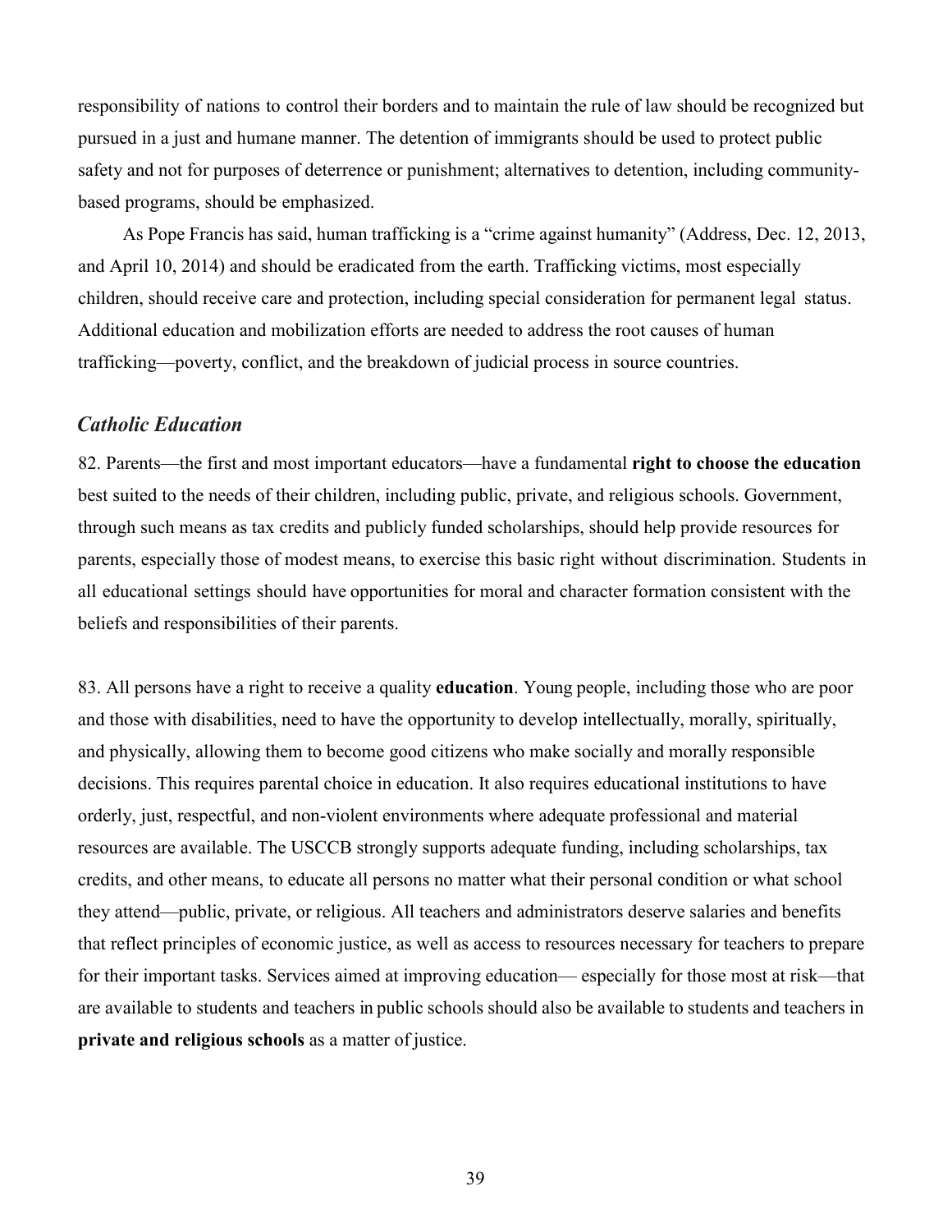responsibility of nations to control their borders and to maintain the rule of law should be recognized but pursued in a just and humane manner. The detention of immigrants should be used to protect public safety and not for purposes of deterrence or punishment; alternatives to detention, including community-based programs, should be emphasized.

As Pope Francis has said, human trafficking is a "crime against humanity" (Address, Dec. 12, 2013, and April 10, 2014) and should be eradicated from the earth. Trafficking victims, most especially children, should receive care and protection, including special consideration for permanent legal status. Additional education and mobilization efforts are needed to address the root causes of human trafficking—poverty, conflict, and the breakdown of judicial process in source countries.

### *Catholic Education*

82. Parents—the first and most important educators—have a fundamental **right to choose the education** best suited to the needs of their children, including public, private, and religious schools. Government, through such means as tax credits and publicly funded scholarships, should help provide resources for parents, especially those of modest means, to exercise this basic right without discrimination. Students in all educational settings should have opportunities for moral and character formation consistent with the beliefs and responsibilities of their parents.

83. All persons have a right to receive a quality **education**. Young people, including those who are poor and those with disabilities, need to have the opportunity to develop intellectually, morally, spiritually, and physically, allowing them to become good citizens who make socially and morally responsible decisions. This requires parental choice in education. It also requires educational institutions to have orderly, just, respectful, and non-violent environments where adequate professional and material resources are available. The USCCB strongly supports adequate funding, including scholarships, tax credits, and other means, to educate all persons no matter what their personal condition or what school they attend—public, private, or religious. All teachers and administrators deserve salaries and benefits that reflect principles of economic justice, as well as access to resources necessary for teachers to prepare for their important tasks. Services aimed at improving education— especially for those most at risk—that are available to students and teachers in public schools should also be available to students and teachers in **private and religious schools** as a matter of justice.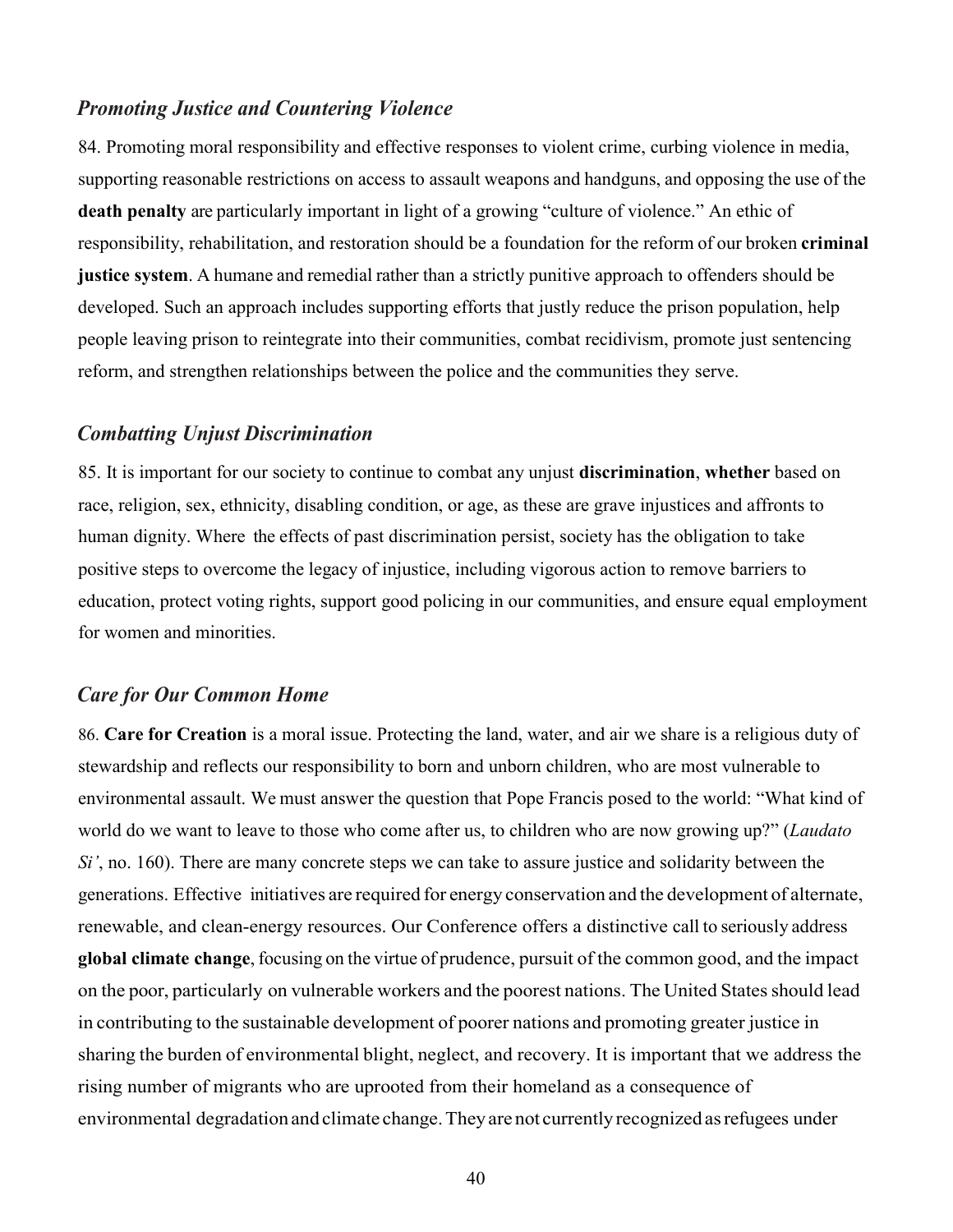### *Promoting Justice and Countering Violence*

84. Promoting moral responsibility and effective responses to violent crime, curbing violence in media, supporting reasonable restrictions on access to assault weapons and handguns, and opposing the use of the **death penalty** are particularly important in light of a growing "culture of violence." An ethic of responsibility, rehabilitation, and restoration should be a foundation for the reform of our broken **criminal justice system**. A humane and remedial rather than a strictly punitive approach to offenders should be developed. Such an approach includes supporting efforts that justly reduce the prison population, help people leaving prison to reintegrate into their communities, combat recidivism, promote just sentencing reform, and strengthen relationships between the police and the communities they serve.

### *Combatting Unjust Discrimination*

85. It is important for our society to continue to combat any unjust **discrimination**, **whether** based on race, religion, sex, ethnicity, disabling condition, or age, as these are grave injustices and affronts to human dignity. Where the effects of past discrimination persist, society has the obligation to take positive steps to overcome the legacy of injustice, including vigorous action to remove barriers to education, protect voting rights, support good policing in our communities, and ensure equal employment for women and minorities.

### *Care for Our Common Home*

86. **Care for Creation** is a moral issue. Protecting the land, water, and air we share is a religious duty of stewardship and reflects our responsibility to born and unborn children, who are most vulnerable to environmental assault. We must answer the question that Pope Francis posed to the world: "What kind of world do we want to leave to those who come after us, to children who are now growing up?" (*Laudato Si'*, no. 160). There are many concrete steps we can take to assure justice and solidarity between the generations. Effective initiatives are required for energy conservation and the development of alternate, renewable, and clean-energy resources. Our Conference offers a distinctive call to seriously address **global climate change**, focusing on the virtue of prudence, pursuit of the common good, and the impact on the poor, particularly on vulnerable workers and the poorest nations. The United States should lead in contributing to the sustainable development of poorer nations and promoting greater justice in sharing the burden of environmental blight, neglect, and recovery. It is important that we address the rising number of migrants who are uprooted from their homeland as a consequence of environmental degradation and climate change. They are not currently recognized as refugees under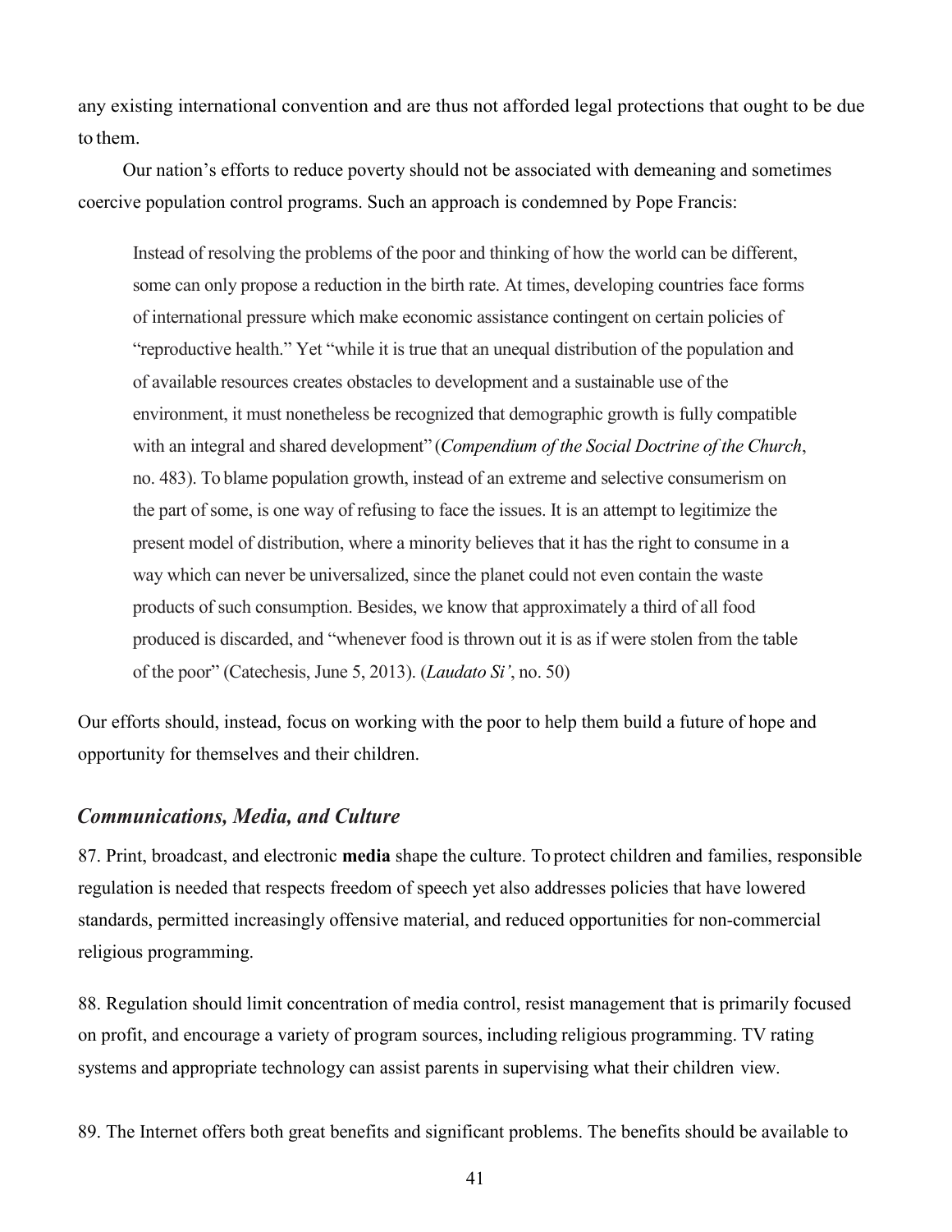any existing international convention and are thus not afforded legal protections that ought to be due to them.

Our nation's efforts to reduce poverty should not be associated with demeaning and sometimes coercive population control programs. Such an approach is condemned by Pope Francis:

> Instead of resolving the problems of the poor and thinking of how the world can be different, some can only propose a reduction in the birth rate. At times, developing countries face forms of international pressure which make economic assistance contingent on certain policies of "reproductive health." Yet "while it is true that an unequal distribution of the population and of available resources creates obstacles to development and a sustainable use of the environment, it must nonetheless be recognized that demographic growth is fully compatible with an integral and shared development" (*Compendium of the Social Doctrine of the Church*, no. 483). To blame population growth, instead of an extreme and selective consumerism on the part of some, is one way of refusing to face the issues. It is an attempt to legitimize the present model of distribution, where a minority believes that it has the right to consume in a way which can never be universalized, since the planet could not even contain the waste products of such consumption. Besides, we know that approximately a third of all food produced is discarded, and "whenever food is thrown out it is as if were stolen from the table of the poor" (Catechesis, June 5, 2013). (*Laudato Si'*, no. 50)

Our efforts should, instead, focus on working with the poor to help them build a future of hope and opportunity for themselves and their children.

## *Communications, Media, and Culture*

87. Print, broadcast, and electronic **media** shape the culture. To protect children and families, responsible regulation is needed that respects freedom of speech yet also addresses policies that have lowered standards, permitted increasingly offensive material, and reduced opportunities for non-commercial religious programming.

88. Regulation should limit concentration of media control, resist management that is primarily focused on profit, and encourage a variety of program sources, including religious programming. TV rating systems and appropriate technology can assist parents in supervising what their children view.

89. The Internet offers both great benefits and significant problems. The benefits should be available to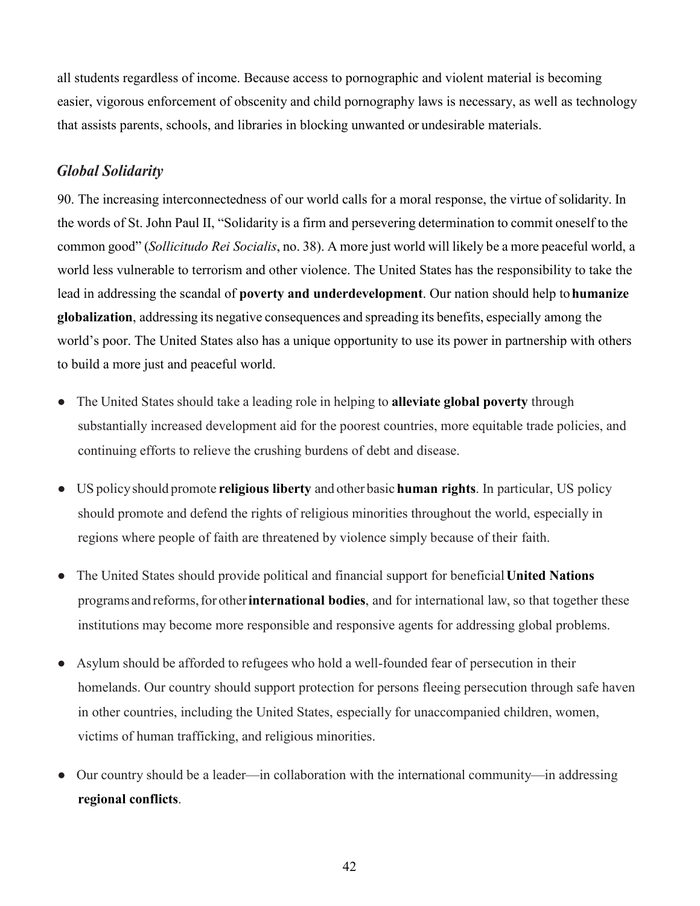all students regardless of income. Because access to pornographic and violent material is becoming easier, vigorous enforcement of obscenity and child pornography laws is necessary, as well as technology that assists parents, schools, and libraries in blocking unwanted or undesirable materials.

### *Global Solidarity*

90. The increasing interconnectedness of our world calls for a moral response, the virtue of solidarity. In the words of St. John Paul II, "Solidarity is a firm and persevering determination to commit oneself to the common good" (*Sollicitudo Rei Socialis*, no. 38). A more just world will likely be a more peaceful world, a world less vulnerable to terrorism and other violence. The United States has the responsibility to take the lead in addressing the scandal of **poverty and underdevelopment**. Our nation should help to **humanize globalization**, addressing its negative consequences and spreading its benefits, especially among the world's poor. The United States also has a unique opportunity to use its power in partnership with others to build a more just and peaceful world.

- The United States should take a leading role in helping to **alleviate global poverty** through substantially increased development aid for the poorest countries, more equitable trade policies, and continuing efforts to relieve the crushing burdens of debt and disease.
- US policy should promote **religious liberty** and other basic **human rights**. In particular, US policy should promote and defend the rights of religious minorities throughout the world, especially in regions where people of faith are threatened by violence simply because of their faith.
- The United States should provide political and financial support for beneficial **United Nations** programs and reforms, for other **international bodies**, and for international law, so that together these institutions may become more responsible and responsive agents for addressing global problems.
- Asylum should be afforded to refugees who hold a well-founded fear of persecution in their homelands. Our country should support protection for persons fleeing persecution through safe haven in other countries, including the United States, especially for unaccompanied children, women, victims of human trafficking, and religious minorities.
- Our country should be a leader—in collaboration with the international community—in addressing **regional conflicts**.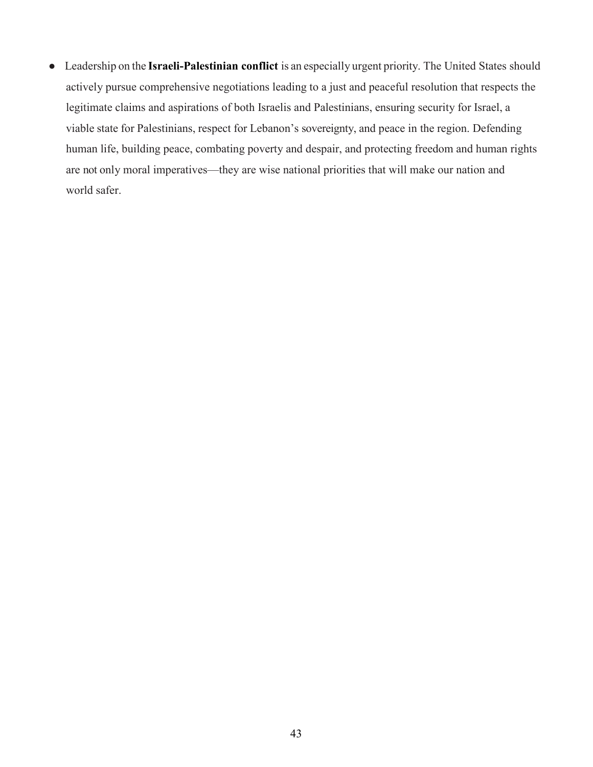- Leadership on the **Israeli-Palestinian conflict** is an especially urgent priority. The United States should actively pursue comprehensive negotiations leading to a just and peaceful resolution that respects the legitimate claims and aspirations of both Israelis and Palestinians, ensuring security for Israel, a viable state for Palestinians, respect for Lebanon's sovereignty, and peace in the region. Defending human life, building peace, combating poverty and despair, and protecting freedom and human rights are not only moral imperatives—they are wise national priorities that will make our nation and world safer.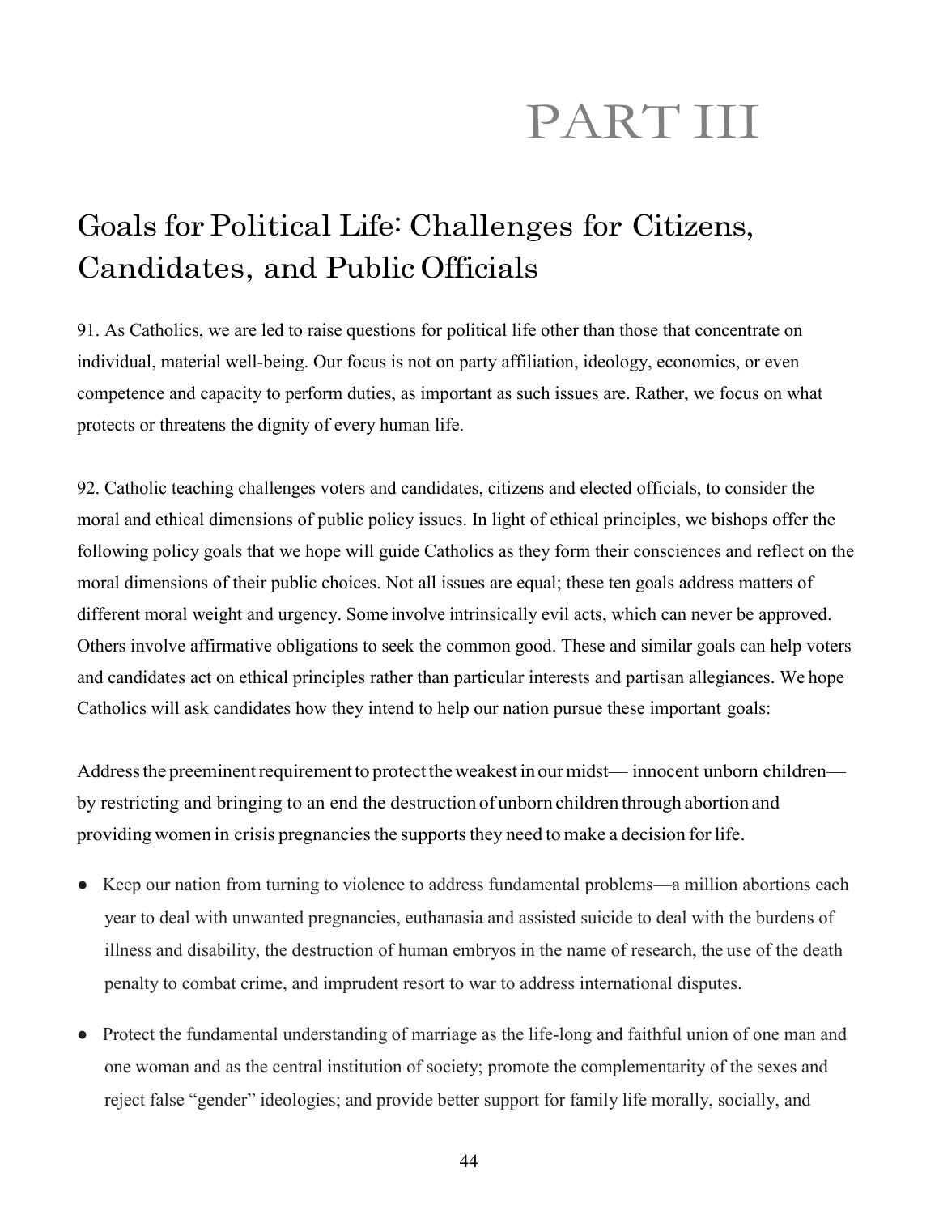# PART III

## Goals for Political Life: Challenges for Citizens, Candidates, and Public Officials

91. As Catholics, we are led to raise questions for political life other than those that concentrate on individual, material well-being. Our focus is not on party affiliation, ideology, economics, or even competence and capacity to perform duties, as important as such issues are. Rather, we focus on what protects or threatens the dignity of every human life.

92. Catholic teaching challenges voters and candidates, citizens and elected officials, to consider the moral and ethical dimensions of public policy issues. In light of ethical principles, we bishops offer the following policy goals that we hope will guide Catholics as they form their consciences and reflect on the moral dimensions of their public choices. Not all issues are equal; these ten goals address matters of different moral weight and urgency. Some involve intrinsically evil acts, which can never be approved. Others involve affirmative obligations to seek the common good. These and similar goals can help voters and candidates act on ethical principles rather than particular interests and partisan allegiances. We hope Catholics will ask candidates how they intend to help our nation pursue these important goals:

Address the preeminent requirement to protect the weakest in our midst— innocent unborn children— by restricting and bringing to an end the destruction of unborn children through abortion and providing women in crisis pregnancies the supports they need to make a decision for life.

- Keep our nation from turning to violence to address fundamental problems—a million abortions each year to deal with unwanted pregnancies, euthanasia and assisted suicide to deal with the burdens of illness and disability, the destruction of human embryos in the name of research, the use of the death penalty to combat crime, and imprudent resort to war to address international disputes.
- Protect the fundamental understanding of marriage as the life-long and faithful union of one man and one woman and as the central institution of society; promote the complementarity of the sexes and reject false "gender" ideologies; and provide better support for family life morally, socially, and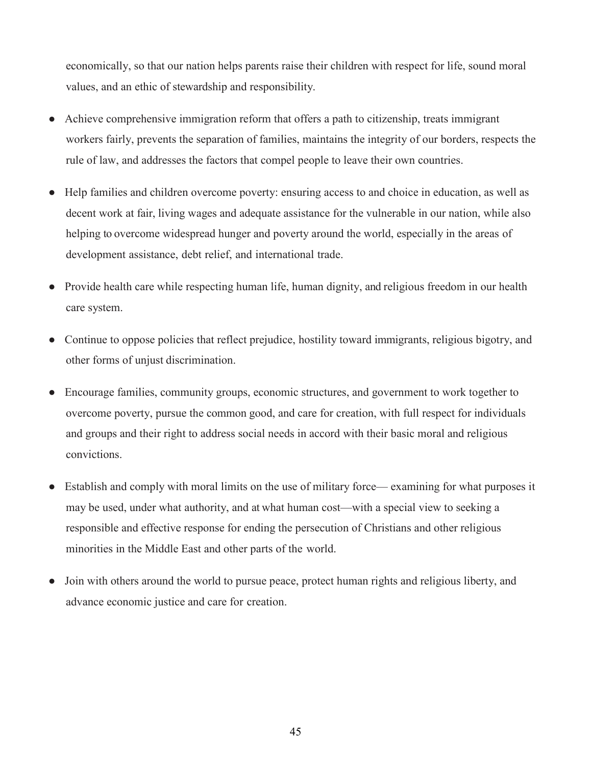economically, so that our nation helps parents raise their children with respect for life, sound moral values, and an ethic of stewardship and responsibility.

- Achieve comprehensive immigration reform that offers a path to citizenship, treats immigrant workers fairly, prevents the separation of families, maintains the integrity of our borders, respects the rule of law, and addresses the factors that compel people to leave their own countries.

- Help families and children overcome poverty: ensuring access to and choice in education, as well as decent work at fair, living wages and adequate assistance for the vulnerable in our nation, while also helping to overcome widespread hunger and poverty around the world, especially in the areas of development assistance, debt relief, and international trade.

- Provide health care while respecting human life, human dignity, and religious freedom in our health care system.

- Continue to oppose policies that reflect prejudice, hostility toward immigrants, religious bigotry, and other forms of unjust discrimination.

- Encourage families, community groups, economic structures, and government to work together to overcome poverty, pursue the common good, and care for creation, with full respect for individuals and groups and their right to address social needs in accord with their basic moral and religious convictions.

- Establish and comply with moral limits on the use of military force— examining for what purposes it may be used, under what authority, and at what human cost—with a special view to seeking a responsible and effective response for ending the persecution of Christians and other religious minorities in the Middle East and other parts of the world.

- Join with others around the world to pursue peace, protect human rights and religious liberty, and advance economic justice and care for creation.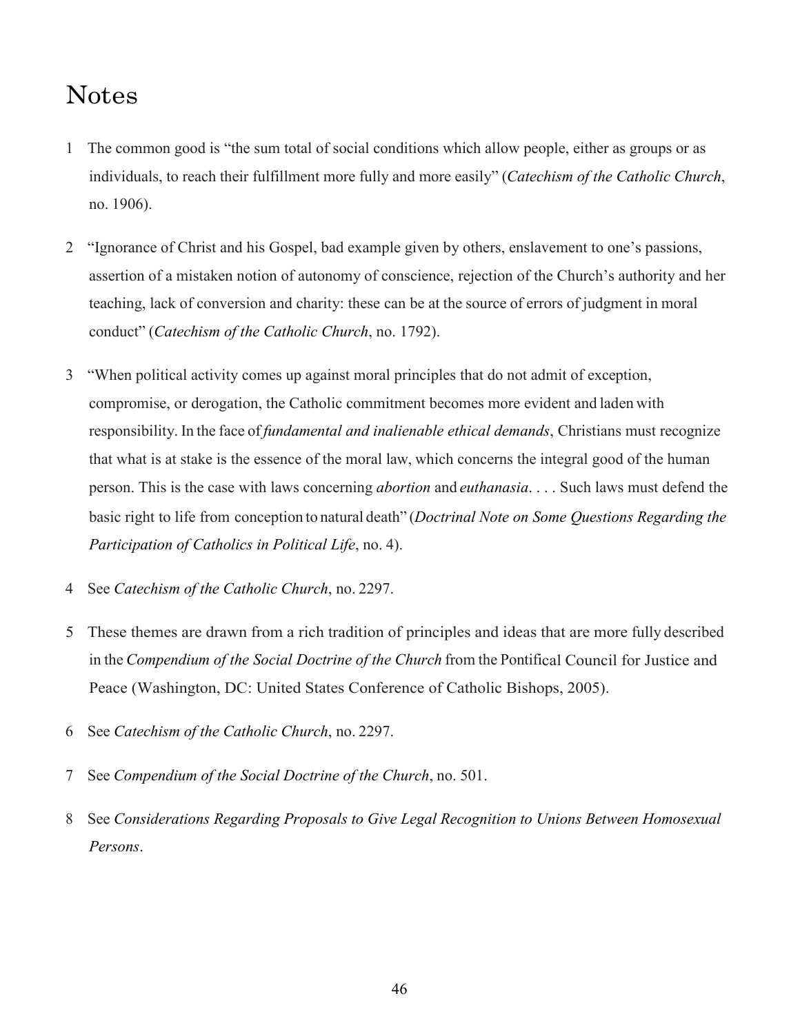# Notes

1 The common good is "the sum total of social conditions which allow people, either as groups or as individuals, to reach their fulfillment more fully and more easily" (*Catechism of the Catholic Church*, no. 1906).

2 "Ignorance of Christ and his Gospel, bad example given by others, enslavement to one's passions, assertion of a mistaken notion of autonomy of conscience, rejection of the Church's authority and her teaching, lack of conversion and charity: these can be at the source of errors of judgment in moral conduct" (*Catechism of the Catholic Church*, no. 1792).

3 "When political activity comes up against moral principles that do not admit of exception, compromise, or derogation, the Catholic commitment becomes more evident and laden with responsibility. In the face of *fundamental and inalienable ethical demands*, Christians must recognize that what is at stake is the essence of the moral law, which concerns the integral good of the human person. This is the case with laws concerning *abortion* and *euthanasia*. . . . Such laws must defend the basic right to life from conception to natural death" (*Doctrinal Note on Some Questions Regarding the Participation of Catholics in Political Life*, no. 4).

4 See *Catechism of the Catholic Church*, no. 2297.

5 These themes are drawn from a rich tradition of principles and ideas that are more fully described in the *Compendium of the Social Doctrine of the Church* from the Pontifical Council for Justice and Peace (Washington, DC: United States Conference of Catholic Bishops, 2005).

6 See *Catechism of the Catholic Church*, no. 2297.

7 See *Compendium of the Social Doctrine of the Church*, no. 501.

8 See *Considerations Regarding Proposals to Give Legal Recognition to Unions Between Homosexual Persons*.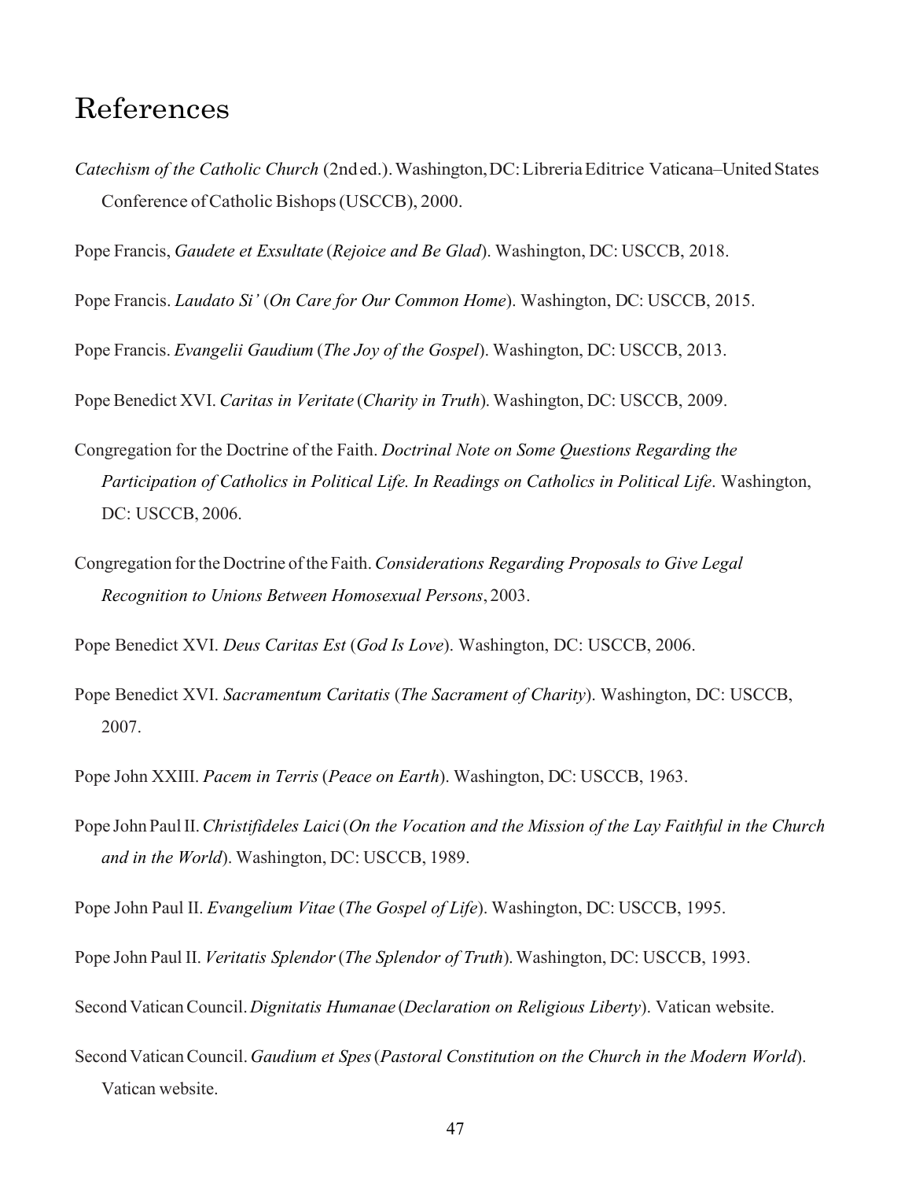# References

*Catechism of the Catholic Church* (2nd ed.). Washington, DC: Libreria Editrice Vaticana–United States Conference of Catholic Bishops (USCCB), 2000.

Pope Francis, *Gaudete et Exsultate* (*Rejoice and Be Glad*). Washington, DC: USCCB, 2018.

Pope Francis. *Laudato Si'* (*On Care for Our Common Home*). Washington, DC: USCCB, 2015.

Pope Francis. *Evangelii Gaudium* (*The Joy of the Gospel*). Washington, DC: USCCB, 2013.

Pope Benedict XVI. *Caritas in Veritate* (*Charity in Truth*). Washington, DC: USCCB, 2009.

Congregation for the Doctrine of the Faith. *Doctrinal Note on Some Questions Regarding the Participation of Catholics in Political Life. In Readings on Catholics in Political Life*. Washington, DC: USCCB, 2006.

Congregation for the Doctrine of the Faith. *Considerations Regarding Proposals to Give Legal Recognition to Unions Between Homosexual Persons*, 2003.

Pope Benedict XVI. *Deus Caritas Est* (*God Is Love*). Washington, DC: USCCB, 2006.

Pope Benedict XVI. *Sacramentum Caritatis* (*The Sacrament of Charity*). Washington, DC: USCCB, 2007.

Pope John XXIII. *Pacem in Terris* (*Peace on Earth*). Washington, DC: USCCB, 1963.

Pope John Paul II. *Christifideles Laici* (*On the Vocation and the Mission of the Lay Faithful in the Church and in the World*). Washington, DC: USCCB, 1989.

Pope John Paul II. *Evangelium Vitae* (*The Gospel of Life*). Washington, DC: USCCB, 1995.

Pope John Paul II. *Veritatis Splendor* (*The Splendor of Truth*). Washington, DC: USCCB, 1993.

Second Vatican Council. *Dignitatis Humanae* (*Declaration on Religious Liberty*). Vatican website.

Second Vatican Council. *Gaudium et Spes* (*Pastoral Constitution on the Church in the Modern World*). Vatican website.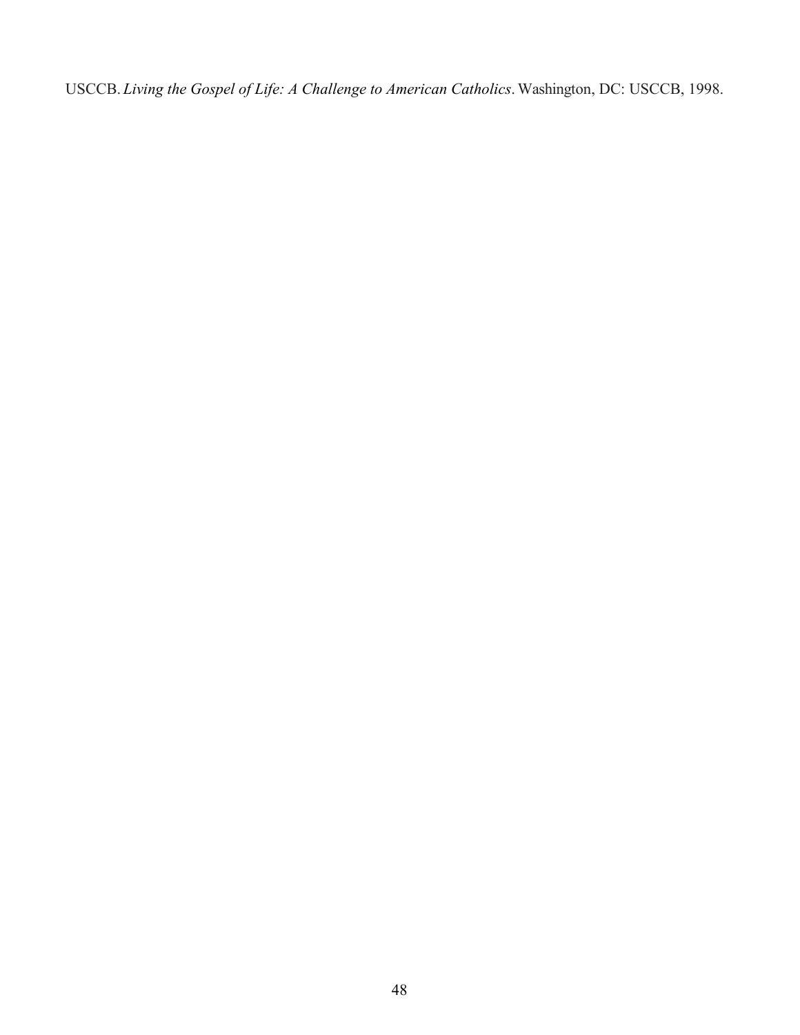USCCB. *Living the Gospel of Life: A Challenge to American Catholics*. Washington, DC: USCCB, 1998.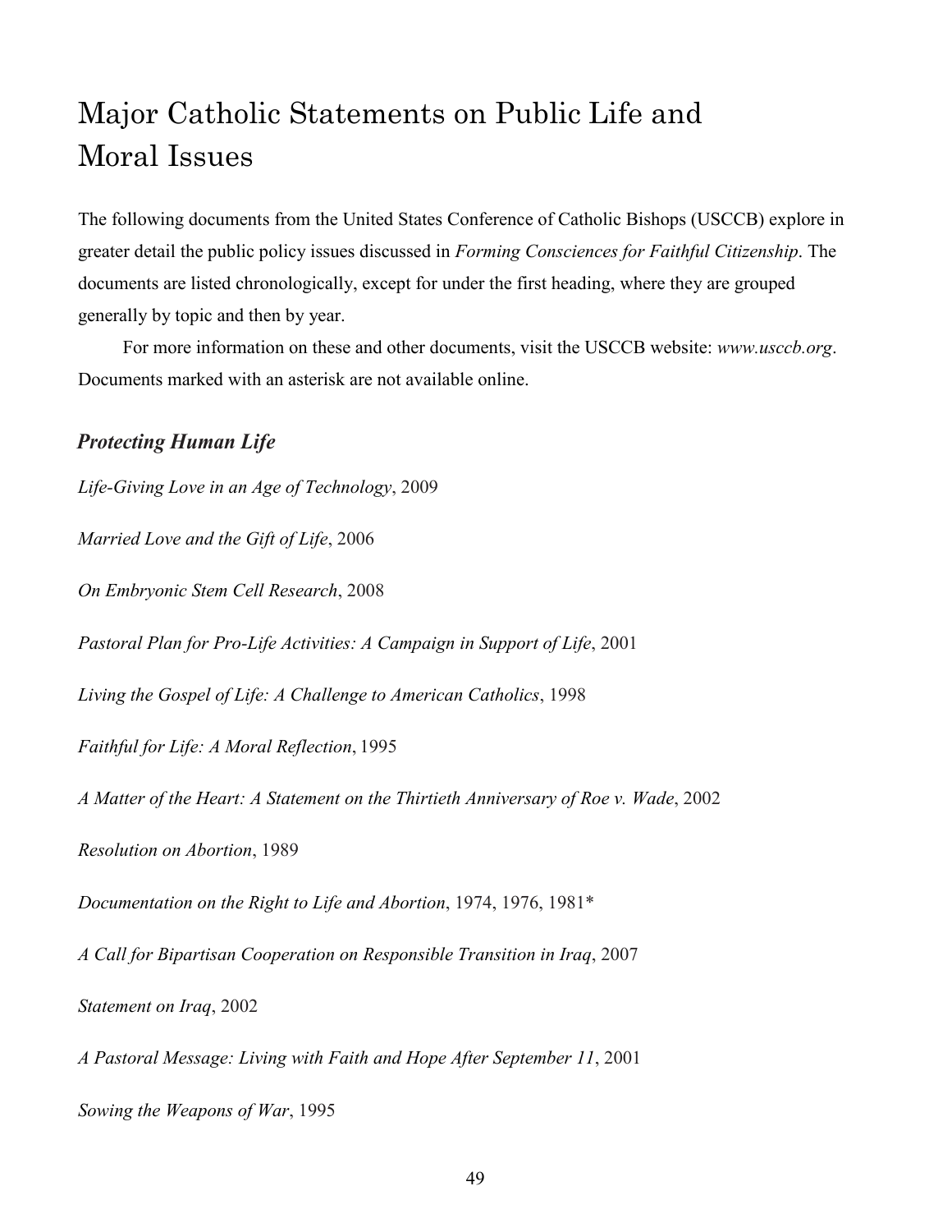# Major Catholic Statements on Public Life and Moral Issues

The following documents from the United States Conference of Catholic Bishops (USCCB) explore in greater detail the public policy issues discussed in *Forming Consciences for Faithful Citizenship*. The documents are listed chronologically, except for under the first heading, where they are grouped generally by topic and then by year.

For more information on these and other documents, visit the USCCB website: *www.usccb.org*. Documents marked with an asterisk are not available online.

## *Protecting Human Life*

*Life-Giving Love in an Age of Technology*, 2009

*Married Love and the Gift of Life*, 2006

*On Embryonic Stem Cell Research*, 2008

*Pastoral Plan for Pro-Life Activities: A Campaign in Support of Life*, 2001

*Living the Gospel of Life: A Challenge to American Catholics*, 1998

*Faithful for Life: A Moral Reflection*, 1995

*A Matter of the Heart: A Statement on the Thirtieth Anniversary of Roe v. Wade*, 2002

*Resolution on Abortion*, 1989

*Documentation on the Right to Life and Abortion*, 1974, 1976, 1981*

*A Call for Bipartisan Cooperation on Responsible Transition in Iraq*, 2007

*Statement on Iraq*, 2002

*A Pastoral Message: Living with Faith and Hope After September 11*, 2001

*Sowing the Weapons of War*, 1995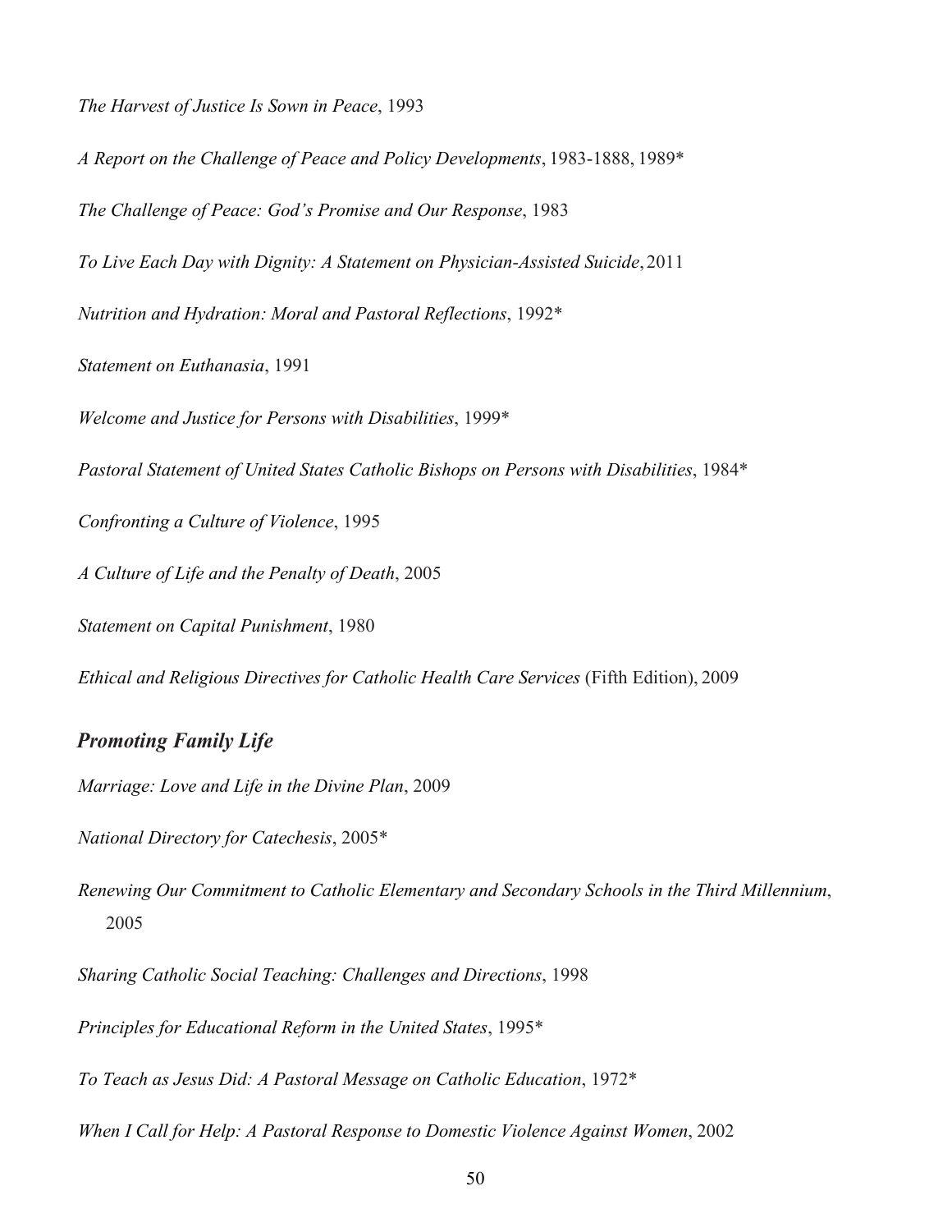*The Harvest of Justice Is Sown in Peace*, 1993

*A Report on the Challenge of Peace and Policy Developments*, 1983-1888, 1989*

*The Challenge of Peace: God's Promise and Our Response*, 1983

*To Live Each Day with Dignity: A Statement on Physician-Assisted Suicide*, 2011

*Nutrition and Hydration: Moral and Pastoral Reflections*, 1992*

*Statement on Euthanasia*, 1991

*Welcome and Justice for Persons with Disabilities*, 1999*

*Pastoral Statement of United States Catholic Bishops on Persons with Disabilities*, 1984*

*Confronting a Culture of Violence*, 1995

*A Culture of Life and the Penalty of Death*, 2005

*Statement on Capital Punishment*, 1980

*Ethical and Religious Directives for Catholic Health Care Services* (Fifth Edition), 2009

### *Promoting Family Life*

*Marriage: Love and Life in the Divine Plan*, 2009

*National Directory for Catechesis*, 2005*

*Renewing Our Commitment to Catholic Elementary and Secondary Schools in the Third Millennium*, 2005

*Sharing Catholic Social Teaching: Challenges and Directions*, 1998

*Principles for Educational Reform in the United States*, 1995*

*To Teach as Jesus Did: A Pastoral Message on Catholic Education*, 1972*

*When I Call for Help: A Pastoral Response to Domestic Violence Against Women*, 2002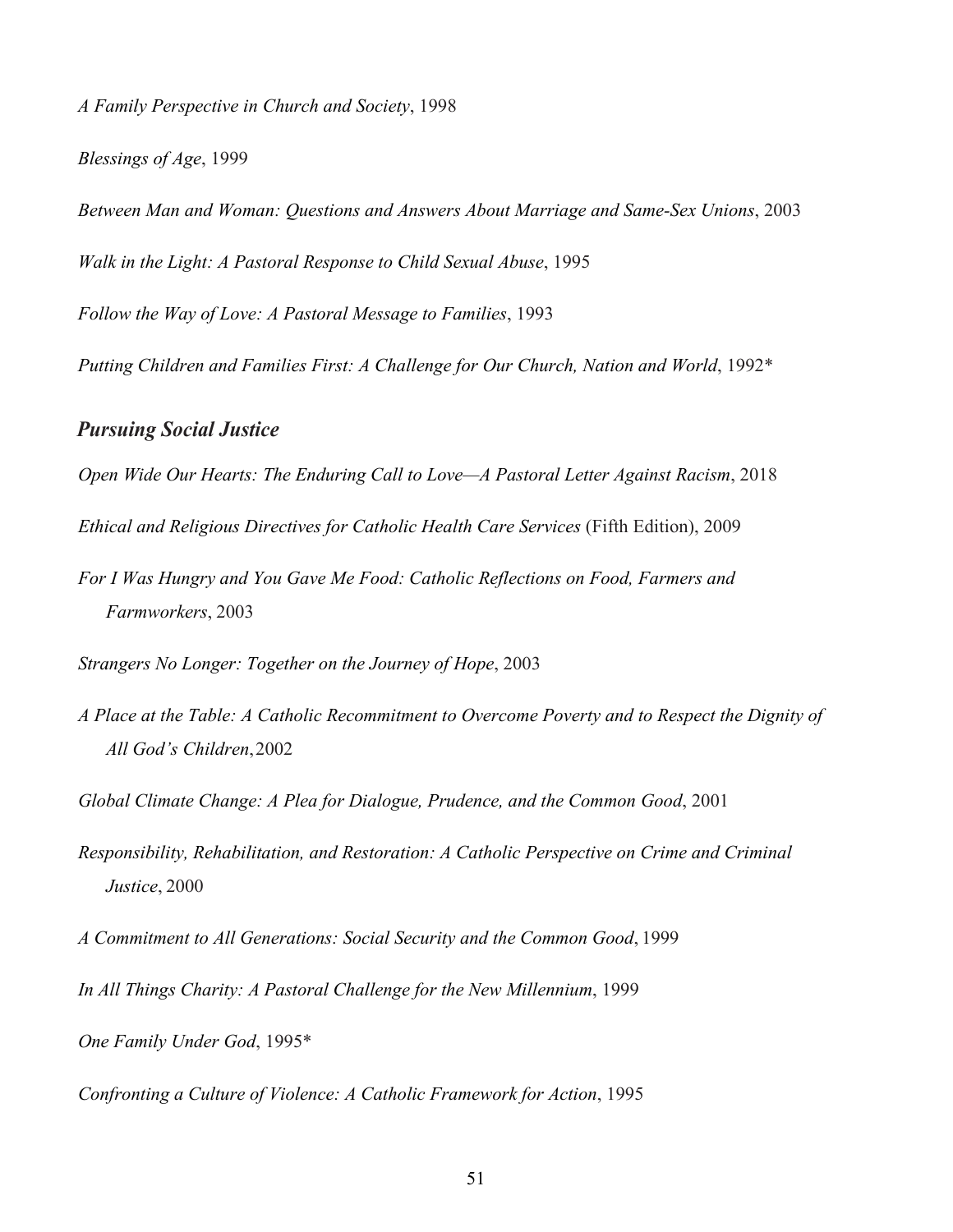*A Family Perspective in Church and Society*, 1998

*Blessings of Age*, 1999

*Between Man and Woman: Questions and Answers About Marriage and Same-Sex Unions*, 2003

*Walk in the Light: A Pastoral Response to Child Sexual Abuse*, 1995

*Follow the Way of Love: A Pastoral Message to Families*, 1993

*Putting Children and Families First: A Challenge for Our Church, Nation and World*, 1992*

### *Pursuing Social Justice*

*Open Wide Our Hearts: The Enduring Call to Love—A Pastoral Letter Against Racism*, 2018

*Ethical and Religious Directives for Catholic Health Care Services* (Fifth Edition), 2009

*For I Was Hungry and You Gave Me Food: Catholic Reflections on Food, Farmers and Farmworkers*, 2003

*Strangers No Longer: Together on the Journey of Hope*, 2003

*A Place at the Table: A Catholic Recommitment to Overcome Poverty and to Respect the Dignity of All God's Children*, 2002

*Global Climate Change: A Plea for Dialogue, Prudence, and the Common Good*, 2001

*Responsibility, Rehabilitation, and Restoration: A Catholic Perspective on Crime and Criminal Justice*, 2000

*A Commitment to All Generations: Social Security and the Common Good*, 1999

*In All Things Charity: A Pastoral Challenge for the New Millennium*, 1999

*One Family Under God*, 1995*

*Confronting a Culture of Violence: A Catholic Framework for Action*, 1995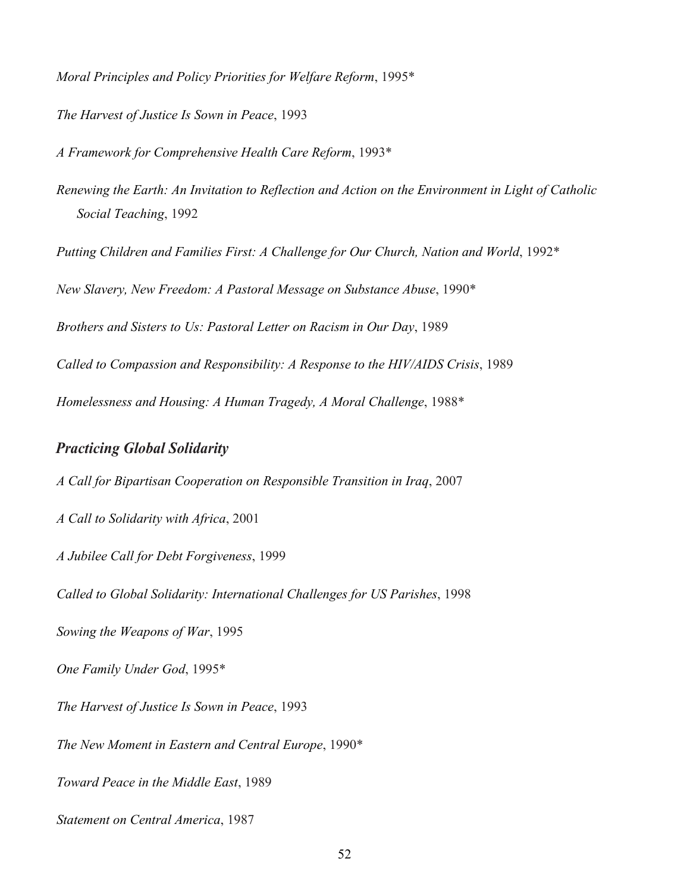*Moral Principles and Policy Priorities for Welfare Reform*, 1995*

*The Harvest of Justice Is Sown in Peace*, 1993

*A Framework for Comprehensive Health Care Reform*, 1993*

*Renewing the Earth: An Invitation to Reflection and Action on the Environment in Light of Catholic Social Teaching*, 1992

*Putting Children and Families First: A Challenge for Our Church, Nation and World*, 1992*

*New Slavery, New Freedom: A Pastoral Message on Substance Abuse*, 1990*

*Brothers and Sisters to Us: Pastoral Letter on Racism in Our Day*, 1989

*Called to Compassion and Responsibility: A Response to the HIV/AIDS Crisis*, 1989

*Homelessness and Housing: A Human Tragedy, A Moral Challenge*, 1988*

### *Practicing Global Solidarity*

*A Call for Bipartisan Cooperation on Responsible Transition in Iraq*, 2007

*A Call to Solidarity with Africa*, 2001

*A Jubilee Call for Debt Forgiveness*, 1999

*Called to Global Solidarity: International Challenges for US Parishes*, 1998

*Sowing the Weapons of War*, 1995

*One Family Under God*, 1995*

*The Harvest of Justice Is Sown in Peace*, 1993

*The New Moment in Eastern and Central Europe*, 1990*

*Toward Peace in the Middle East*, 1989

*Statement on Central America*, 1987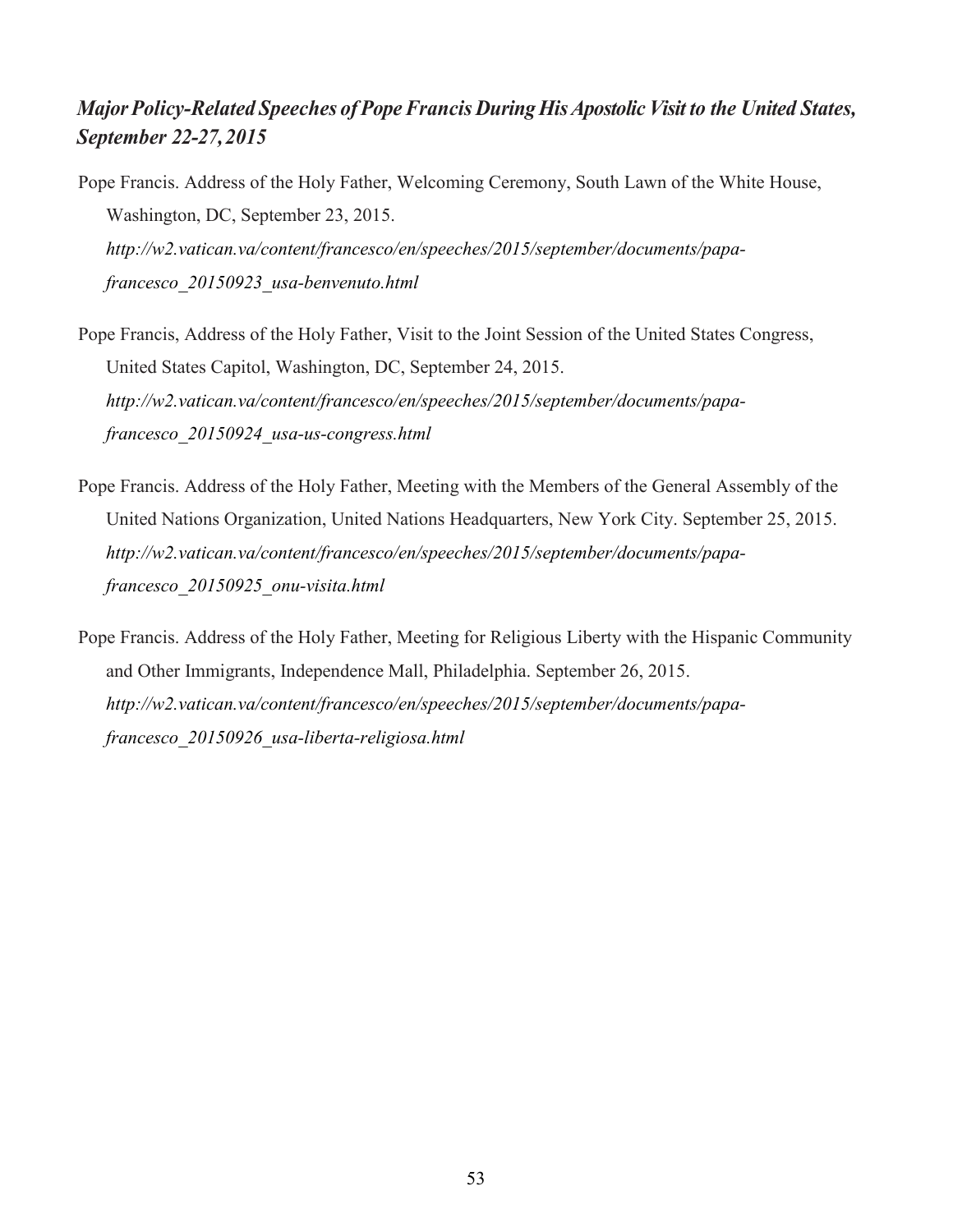### *Major Policy-Related Speeches of Pope Francis During His Apostolic Visit to the United States, September 22-27, 2015*

Pope Francis. Address of the Holy Father, Welcoming Ceremony, South Lawn of the White House, Washington, DC, September 23, 2015. *http://w2.vatican.va/content/francesco/en/speeches/2015/september/documents/papa-francesco_20150923_usa-benvenuto.html*

Pope Francis, Address of the Holy Father, Visit to the Joint Session of the United States Congress, United States Capitol, Washington, DC, September 24, 2015. *http://w2.vatican.va/content/francesco/en/speeches/2015/september/documents/papa-francesco_20150924_usa-us-congress.html*

Pope Francis. Address of the Holy Father, Meeting with the Members of the General Assembly of the United Nations Organization, United Nations Headquarters, New York City. September 25, 2015. *http://w2.vatican.va/content/francesco/en/speeches/2015/september/documents/papa-francesco_20150925_onu-visita.html*

Pope Francis. Address of the Holy Father, Meeting for Religious Liberty with the Hispanic Community and Other Immigrants, Independence Mall, Philadelphia. September 26, 2015. *http://w2.vatican.va/content/francesco/en/speeches/2015/september/documents/papa-francesco_20150926_usa-liberta-religiosa.html*